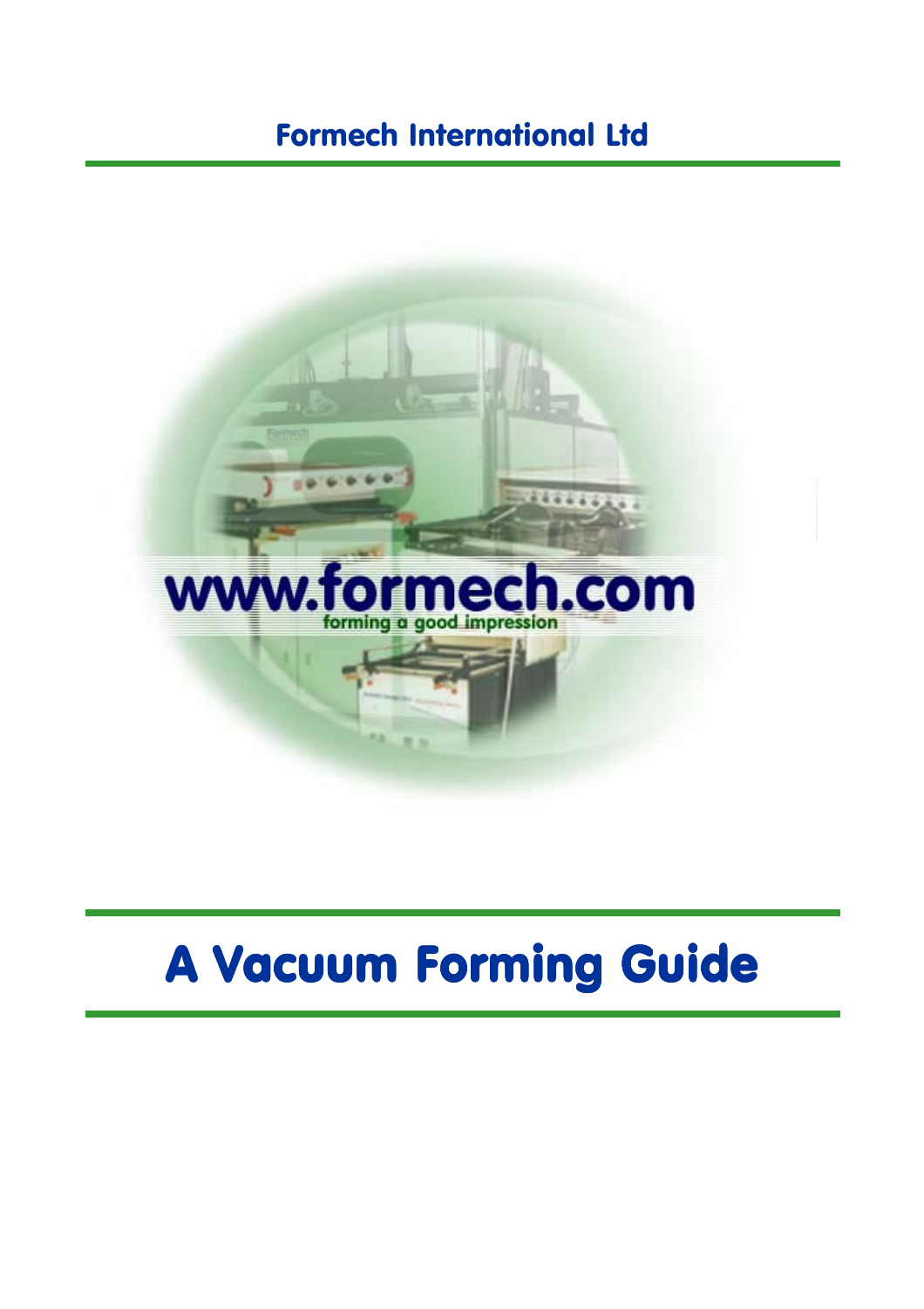Formech International Ltd

www.formech.com

forming a good impression

# A Vacuum Forming Guide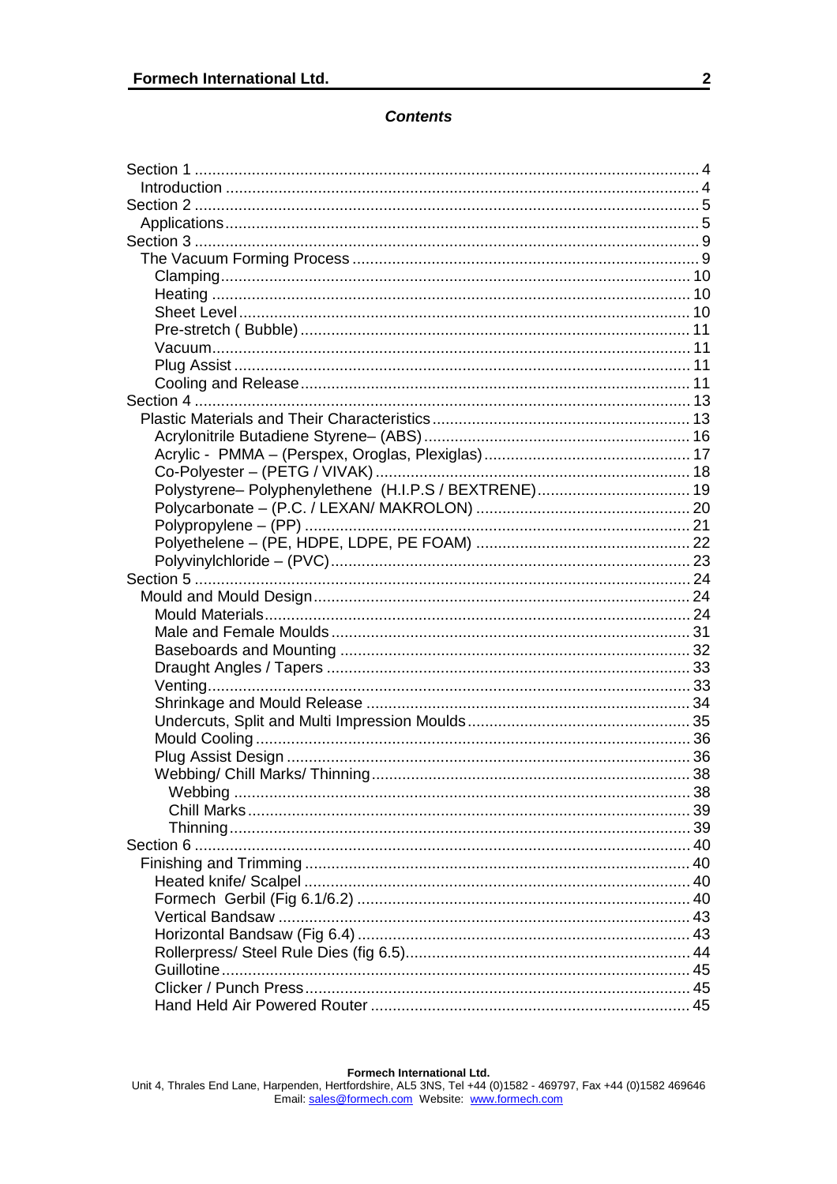## *Contents*

- Section 1 .................................................................................................... 4
  - Introduction ............................................................................................ 4
- Section 2 .................................................................................................... 5
  - Applications............................................................................................. 5
- Section 3 .................................................................................................... 9
  - The Vacuum Forming Process .................................................................. 9
    - Clamping.............................................................................................. 10
    - Heating ................................................................................................ 10
    - Sheet Level........................................................................................... 10
    - Pre-stretch ( Bubble)............................................................................. 11
    - Vacuum................................................................................................. 11
    - Plug Assist ........................................................................................... 11
    - Cooling and Release.............................................................................. 11
- Section 4 .................................................................................................. 13
  - Plastic Materials and Their Characteristics .............................................. 13
    - Acrylonitrile Butadiene Styrene– (ABS) ................................................. 16
    - Acrylic - PMMA – (Perspex, Oroglas, Plexiglas) .................................... 17
    - Co-Polyester – (PETG / VIVAK) ............................................................. 18
    - Polystyrene– Polyphenylethene (H.I.P.S / BEXTRENE)............................ 19
    - Polycarbonate – (P.C. / LEXAN/ MAKROLON) ....................................... 20
    - Polypropylene – (PP) ............................................................................ 21
    - Polyethelene – (PE, HDPE, LDPE, PE FOAM) ......................................... 22
    - Polyvinylchloride – (PVC)....................................................................... 23
- Section 5 .................................................................................................. 24
  - Mould and Mould Design......................................................................... 24
    - Mould Materials.................................................................................... 24
    - Male and Female Moulds ....................................................................... 31
    - Baseboards and Mounting ..................................................................... 32
    - Draught Angles / Tapers ........................................................................ 33
    - Venting.................................................................................................. 33
    - Shrinkage and Mould Release ............................................................... 34
    - Undercuts, Split and Multi Impression Moulds......................................... 35
    - Mould Cooling ....................................................................................... 36
    - Plug Assist Design ................................................................................ 36
    - Webbing/ Chill Marks/ Thinning.............................................................. 38
      - Webbing ........................................................................................... 38
      - Chill Marks........................................................................................ 39
      - Thinning............................................................................................ 39
- Section 6 .................................................................................................. 40
  - Finishing and Trimming .......................................................................... 40
    - Heated knife/ Scalpel ............................................................................ 40
    - Formech Gerbil (Fig 6.1/6.2) ................................................................. 40
    - Vertical Bandsaw .................................................................................. 43
    - Horizontal Bandsaw (Fig 6.4) ................................................................. 43
    - Rollerpress/ Steel Rule Dies (fig 6.5)...................................................... 44
    - Guillotine............................................................................................... 45
    - Clicker / Punch Press............................................................................. 45
    - Hand Held Air Powered Router .............................................................. 45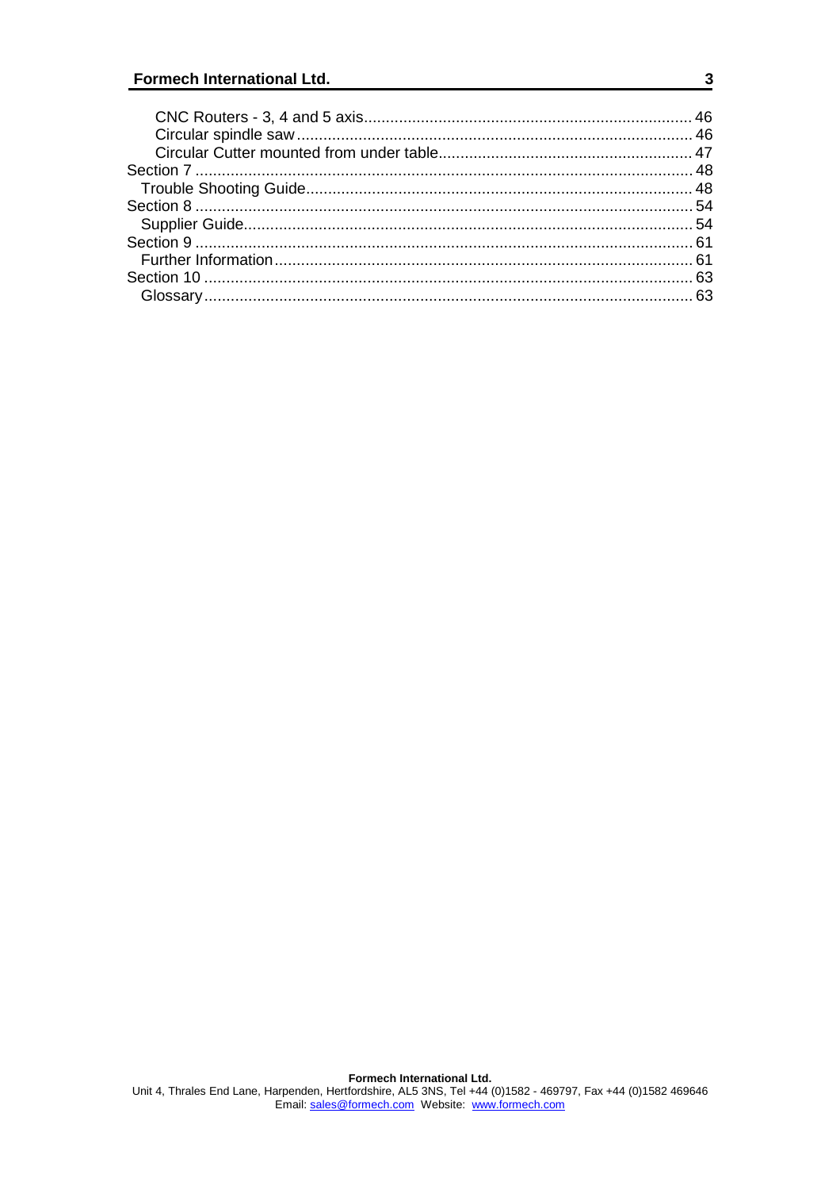CNC Routers - 3, 4 and 5 axis ........................................................................ 46
Circular spindle saw ........................................................................................ 46
Circular Cutter mounted from under table ........................................................ 47

Section 7 ................................................................................................................ 48
Trouble Shooting Guide ........................................................................................ 48

Section 8 ................................................................................................................ 54
Supplier Guide ...................................................................................................... 54

Section 9 ................................................................................................................ 61
Further Information ................................................................................................ 61

Section 10 .............................................................................................................. 63
Glossary ................................................................................................................. 63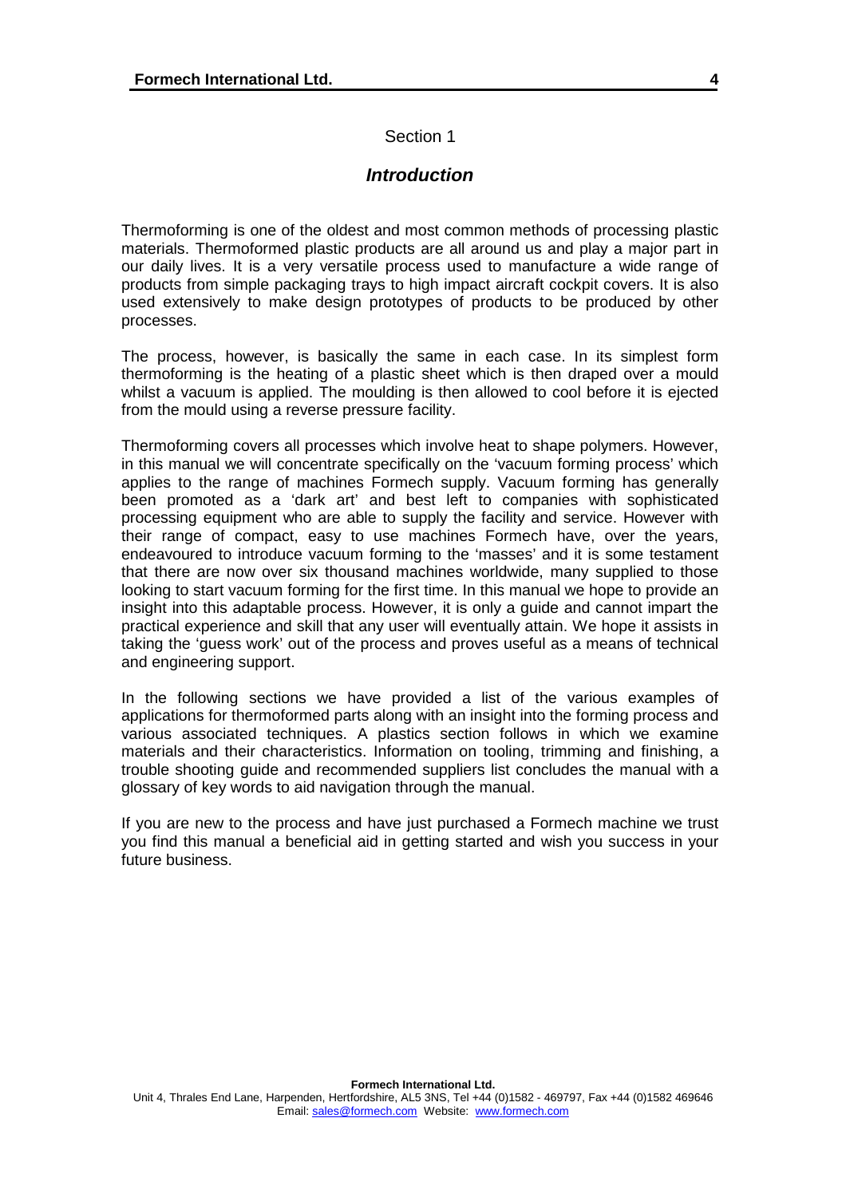Section 1

## *Introduction*

Thermoforming is one of the oldest and most common methods of processing plastic materials. Thermoformed plastic products are all around us and play a major part in our daily lives. It is a very versatile process used to manufacture a wide range of products from simple packaging trays to high impact aircraft cockpit covers. It is also used extensively to make design prototypes of products to be produced by other processes.

The process, however, is basically the same in each case. In its simplest form thermoforming is the heating of a plastic sheet which is then draped over a mould whilst a vacuum is applied. The moulding is then allowed to cool before it is ejected from the mould using a reverse pressure facility.

Thermoforming covers all processes which involve heat to shape polymers. However, in this manual we will concentrate specifically on the 'vacuum forming process' which applies to the range of machines Formech supply. Vacuum forming has generally been promoted as a 'dark art' and best left to companies with sophisticated processing equipment who are able to supply the facility and service. However with their range of compact, easy to use machines Formech have, over the years, endeavoured to introduce vacuum forming to the 'masses' and it is some testament that there are now over six thousand machines worldwide, many supplied to those looking to start vacuum forming for the first time. In this manual we hope to provide an insight into this adaptable process. However, it is only a guide and cannot impart the practical experience and skill that any user will eventually attain. We hope it assists in taking the 'guess work' out of the process and proves useful as a means of technical and engineering support.

In the following sections we have provided a list of the various examples of applications for thermoformed parts along with an insight into the forming process and various associated techniques. A plastics section follows in which we examine materials and their characteristics. Information on tooling, trimming and finishing, a trouble shooting guide and recommended suppliers list concludes the manual with a glossary of key words to aid navigation through the manual.

If you are new to the process and have just purchased a Formech machine we trust you find this manual a beneficial aid in getting started and wish you success in your future business.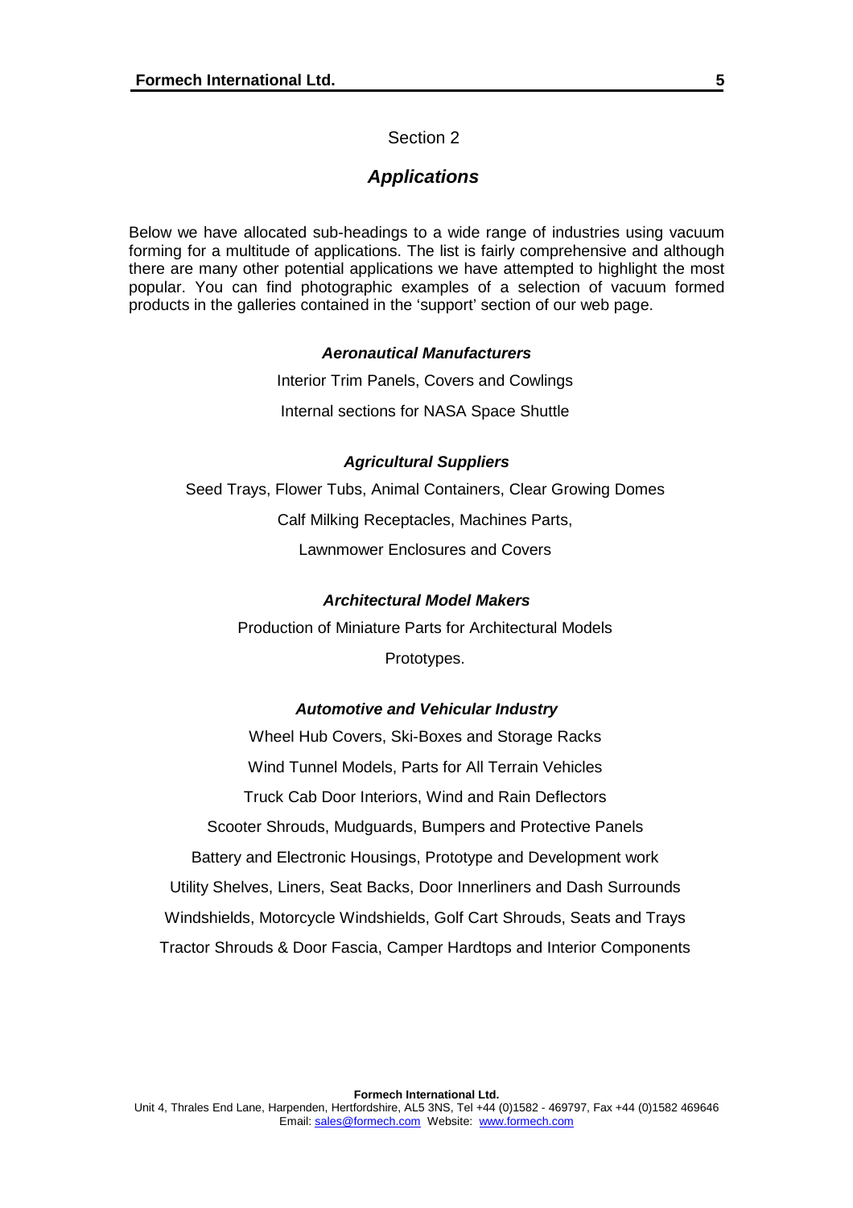Section 2

## *Applications*

Below we have allocated sub-headings to a wide range of industries using vacuum forming for a multitude of applications. The list is fairly comprehensive and although there are many other potential applications we have attempted to highlight the most popular. You can find photographic examples of a selection of vacuum formed products in the galleries contained in the 'support' section of our web page.

### *Aeronautical Manufacturers*

Interior Trim Panels, Covers and Cowlings

Internal sections for NASA Space Shuttle

### *Agricultural Suppliers*

Seed Trays, Flower Tubs, Animal Containers, Clear Growing Domes

Calf Milking Receptacles, Machines Parts,

Lawnmower Enclosures and Covers

### *Architectural Model Makers*

Production of Miniature Parts for Architectural Models

Prototypes.

### *Automotive and Vehicular Industry*

Wheel Hub Covers, Ski-Boxes and Storage Racks

Wind Tunnel Models, Parts for All Terrain Vehicles

Truck Cab Door Interiors, Wind and Rain Deflectors

Scooter Shrouds, Mudguards, Bumpers and Protective Panels

Battery and Electronic Housings, Prototype and Development work

Utility Shelves, Liners, Seat Backs, Door Innerliners and Dash Surrounds

Windshields, Motorcycle Windshields, Golf Cart Shrouds, Seats and Trays

Tractor Shrouds & Door Fascia, Camper Hardtops and Interior Components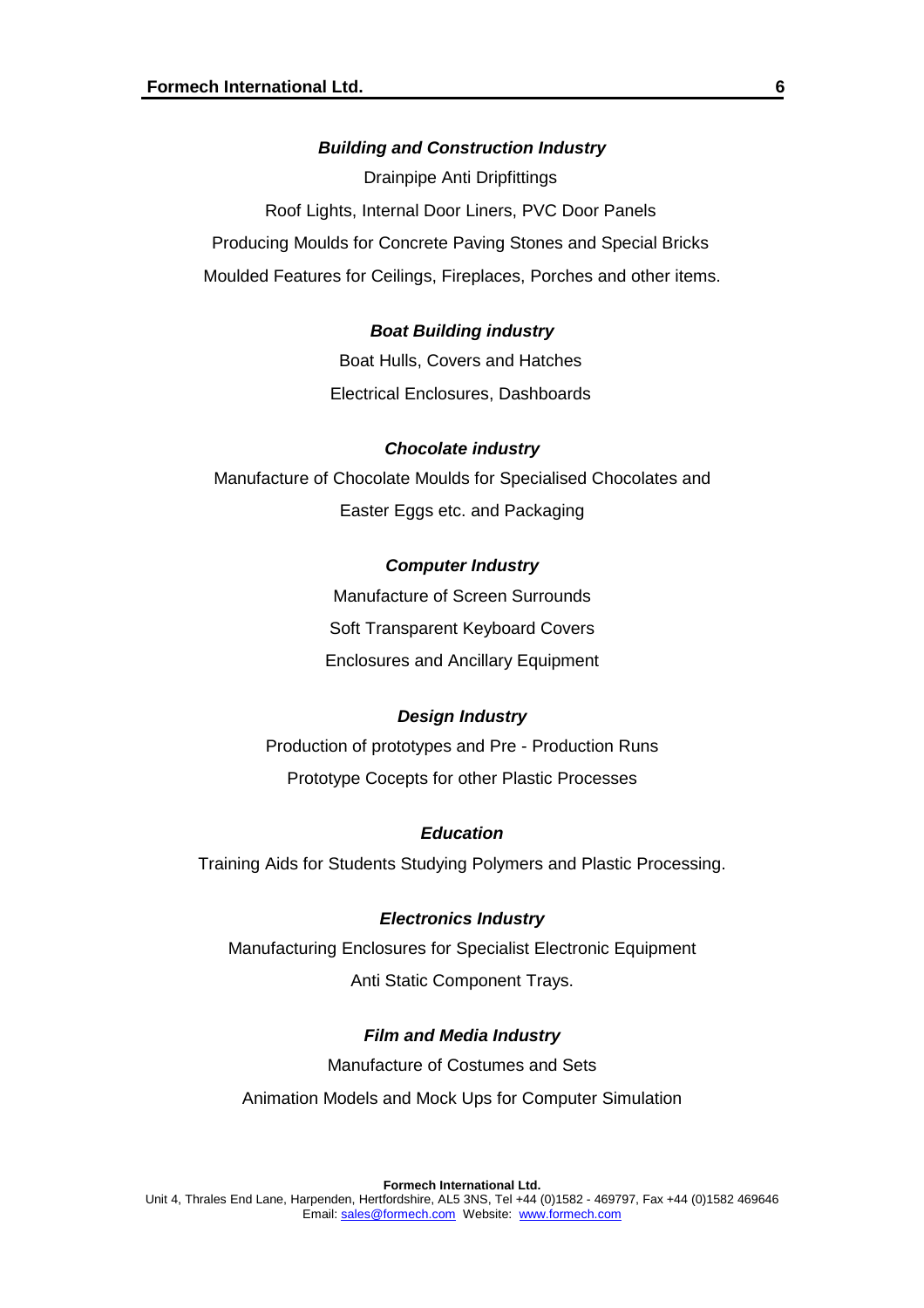***Building and Construction Industry***

Drainpipe Anti Dripfittings

Roof Lights, Internal Door Liners, PVC Door Panels

Producing Moulds for Concrete Paving Stones and Special Bricks

Moulded Features for Ceilings, Fireplaces, Porches and other items.

***Boat Building industry***

Boat Hulls, Covers and Hatches

Electrical Enclosures, Dashboards

***Chocolate industry***

Manufacture of Chocolate Moulds for Specialised Chocolates and Easter Eggs etc. and Packaging

***Computer Industry***

Manufacture of Screen Surrounds

Soft Transparent Keyboard Covers

Enclosures and Ancillary Equipment

***Design Industry***

Production of prototypes and Pre - Production Runs

Prototype Cocepts for other Plastic Processes

***Education***

Training Aids for Students Studying Polymers and Plastic Processing.

***Electronics Industry***

Manufacturing Enclosures for Specialist Electronic Equipment

Anti Static Component Trays.

***Film and Media Industry***

Manufacture of Costumes and Sets

Animation Models and Mock Ups for Computer Simulation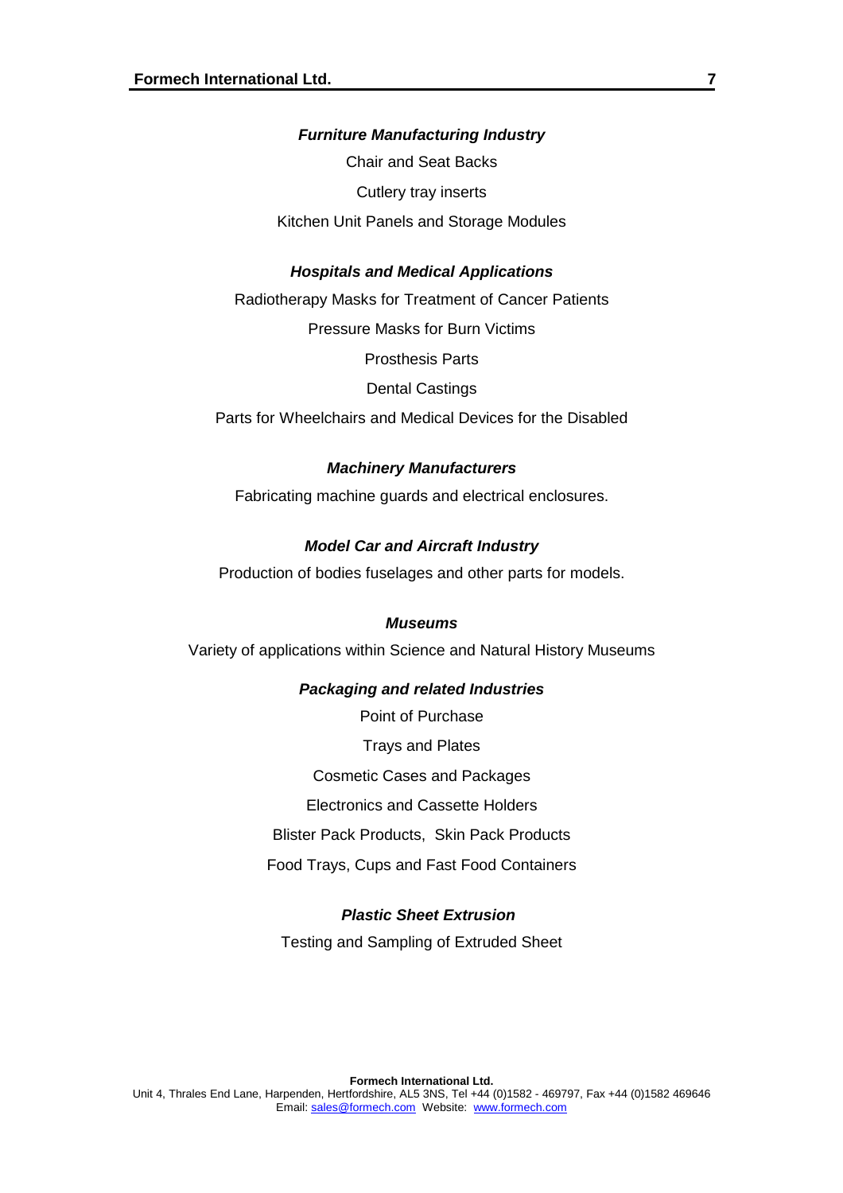***Furniture Manufacturing Industry***

Chair and Seat Backs

Cutlery tray inserts

Kitchen Unit Panels and Storage Modules

***Hospitals and Medical Applications***

Radiotherapy Masks for Treatment of Cancer Patients

Pressure Masks for Burn Victims

Prosthesis Parts

Dental Castings

Parts for Wheelchairs and Medical Devices for the Disabled

***Machinery Manufacturers***

Fabricating machine guards and electrical enclosures.

***Model Car and Aircraft Industry***

Production of bodies fuselages and other parts for models.

***Museums***

Variety of applications within Science and Natural History Museums

***Packaging and related Industries***

Point of Purchase

Trays and Plates

Cosmetic Cases and Packages

Electronics and Cassette Holders

Blister Pack Products, Skin Pack Products

Food Trays, Cups and Fast Food Containers

***Plastic Sheet Extrusion***

Testing and Sampling of Extruded Sheet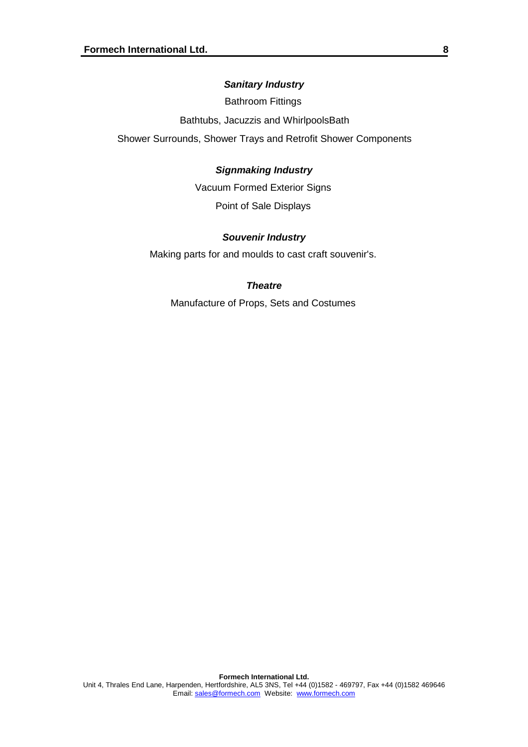***Sanitary Industry***

Bathroom Fittings

Bathtubs, Jacuzzis and WhirlpoolsBath

Shower Surrounds, Shower Trays and Retrofit Shower Components

***Signmaking Industry***

Vacuum Formed Exterior Signs

Point of Sale Displays

***Souvenir Industry***

Making parts for and moulds to cast craft souvenir's.

***Theatre***

Manufacture of Props, Sets and Costumes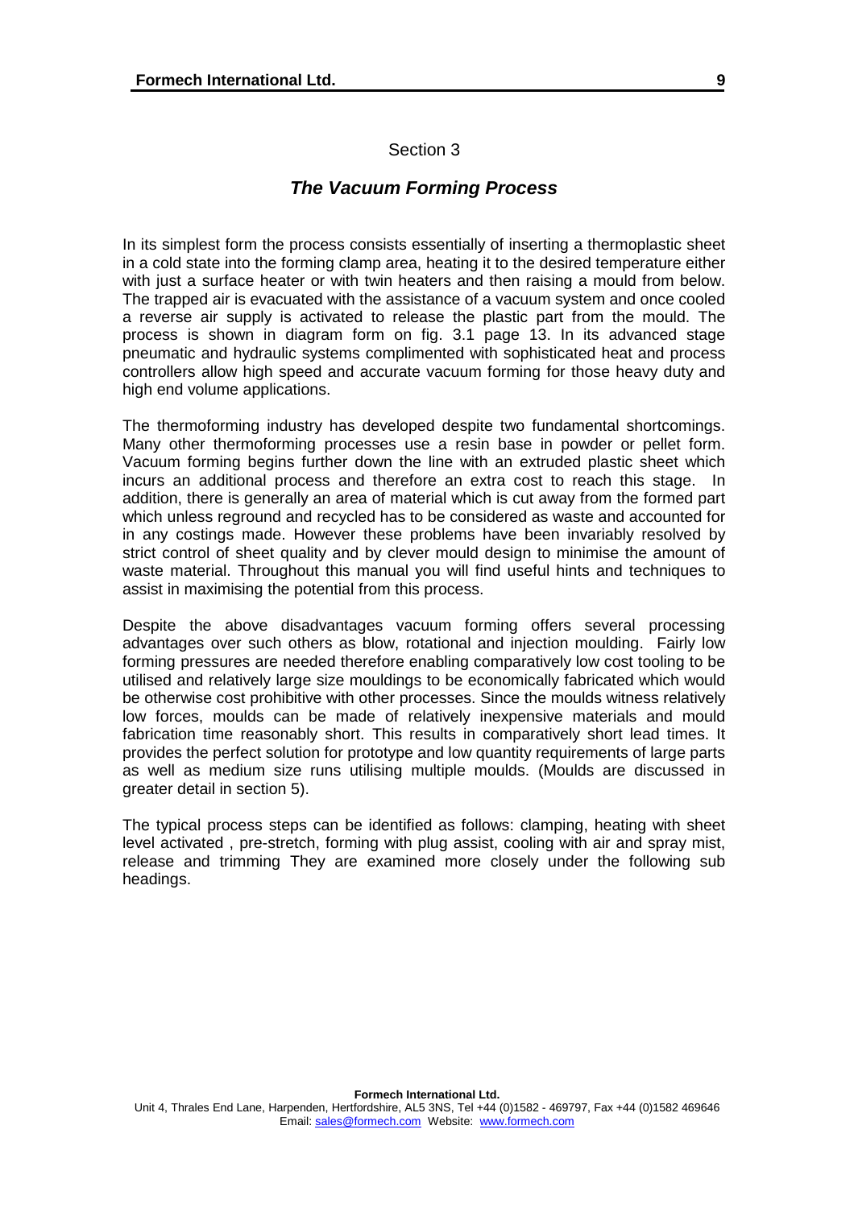Section 3

## *The Vacuum Forming Process*

In its simplest form the process consists essentially of inserting a thermoplastic sheet in a cold state into the forming clamp area, heating it to the desired temperature either with just a surface heater or with twin heaters and then raising a mould from below. The trapped air is evacuated with the assistance of a vacuum system and once cooled a reverse air supply is activated to release the plastic part from the mould. The process is shown in diagram form on fig. 3.1 page 13. In its advanced stage pneumatic and hydraulic systems complimented with sophisticated heat and process controllers allow high speed and accurate vacuum forming for those heavy duty and high end volume applications.

The thermoforming industry has developed despite two fundamental shortcomings. Many other thermoforming processes use a resin base in powder or pellet form. Vacuum forming begins further down the line with an extruded plastic sheet which incurs an additional process and therefore an extra cost to reach this stage. In addition, there is generally an area of material which is cut away from the formed part which unless reground and recycled has to be considered as waste and accounted for in any costings made. However these problems have been invariably resolved by strict control of sheet quality and by clever mould design to minimise the amount of waste material. Throughout this manual you will find useful hints and techniques to assist in maximising the potential from this process.

Despite the above disadvantages vacuum forming offers several processing advantages over such others as blow, rotational and injection moulding. Fairly low forming pressures are needed therefore enabling comparatively low cost tooling to be utilised and relatively large size mouldings to be economically fabricated which would be otherwise cost prohibitive with other processes. Since the moulds witness relatively low forces, moulds can be made of relatively inexpensive materials and mould fabrication time reasonably short. This results in comparatively short lead times. It provides the perfect solution for prototype and low quantity requirements of large parts as well as medium size runs utilising multiple moulds. (Moulds are discussed in greater detail in section 5).

The typical process steps can be identified as follows: clamping, heating with sheet level activated , pre-stretch, forming with plug assist, cooling with air and spray mist, release and trimming They are examined more closely under the following sub headings.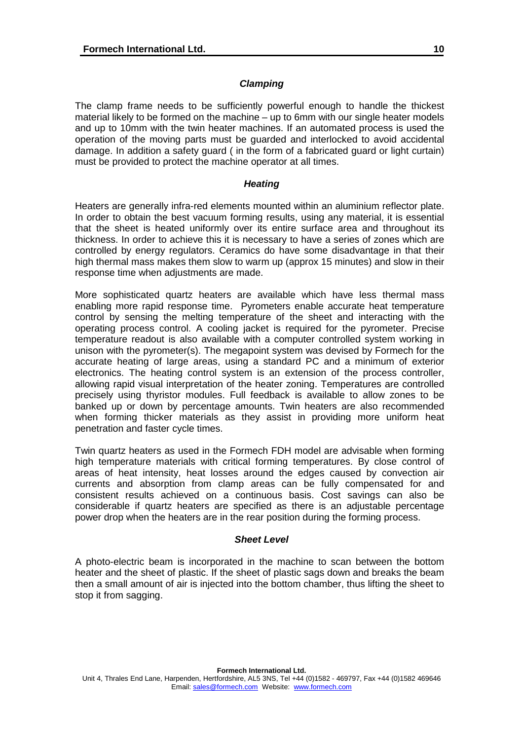### *Clamping*

The clamp frame needs to be sufficiently powerful enough to handle the thickest material likely to be formed on the machine – up to 6mm with our single heater models and up to 10mm with the twin heater machines. If an automated process is used the operation of the moving parts must be guarded and interlocked to avoid accidental damage. In addition a safety guard ( in the form of a fabricated guard or light curtain) must be provided to protect the machine operator at all times.

### *Heating*

Heaters are generally infra-red elements mounted within an aluminium reflector plate. In order to obtain the best vacuum forming results, using any material, it is essential that the sheet is heated uniformly over its entire surface area and throughout its thickness. In order to achieve this it is necessary to have a series of zones which are controlled by energy regulators. Ceramics do have some disadvantage in that their high thermal mass makes them slow to warm up (approx 15 minutes) and slow in their response time when adjustments are made.

More sophisticated quartz heaters are available which have less thermal mass enabling more rapid response time. Pyrometers enable accurate heat temperature control by sensing the melting temperature of the sheet and interacting with the operating process control. A cooling jacket is required for the pyrometer. Precise temperature readout is also available with a computer controlled system working in unison with the pyrometer(s). The megapoint system was devised by Formech for the accurate heating of large areas, using a standard PC and a minimum of exterior electronics. The heating control system is an extension of the process controller, allowing rapid visual interpretation of the heater zoning. Temperatures are controlled precisely using thyristor modules. Full feedback is available to allow zones to be banked up or down by percentage amounts. Twin heaters are also recommended when forming thicker materials as they assist in providing more uniform heat penetration and faster cycle times.

Twin quartz heaters as used in the Formech FDH model are advisable when forming high temperature materials with critical forming temperatures. By close control of areas of heat intensity, heat losses around the edges caused by convection air currents and absorption from clamp areas can be fully compensated for and consistent results achieved on a continuous basis. Cost savings can also be considerable if quartz heaters are specified as there is an adjustable percentage power drop when the heaters are in the rear position during the forming process.

### *Sheet Level*

A photo-electric beam is incorporated in the machine to scan between the bottom heater and the sheet of plastic. If the sheet of plastic sags down and breaks the beam then a small amount of air is injected into the bottom chamber, thus lifting the sheet to stop it from sagging.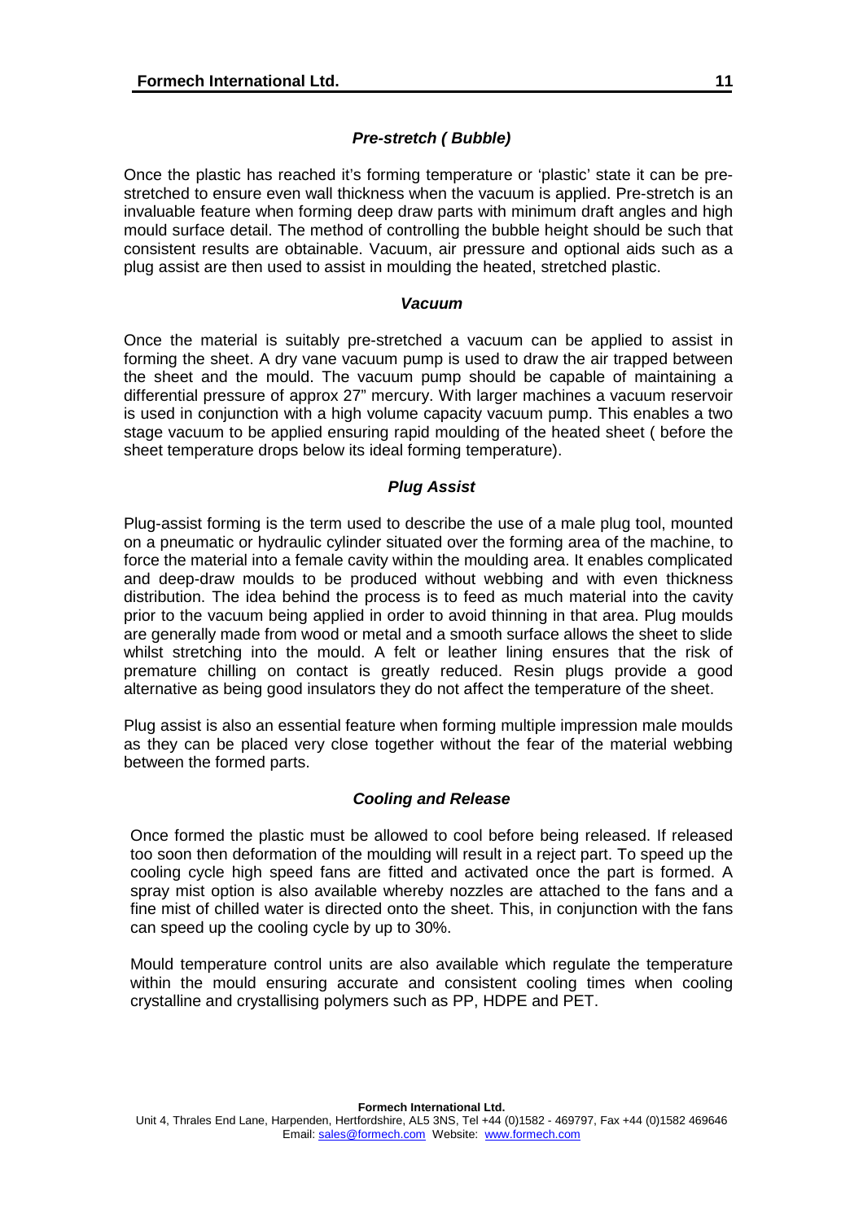### *Pre-stretch ( Bubble)*

Once the plastic has reached it's forming temperature or 'plastic' state it can be pre-stretched to ensure even wall thickness when the vacuum is applied. Pre-stretch is an invaluable feature when forming deep draw parts with minimum draft angles and high mould surface detail. The method of controlling the bubble height should be such that consistent results are obtainable. Vacuum, air pressure and optional aids such as a plug assist are then used to assist in moulding the heated, stretched plastic.

### *Vacuum*

Once the material is suitably pre-stretched a vacuum can be applied to assist in forming the sheet. A dry vane vacuum pump is used to draw the air trapped between the sheet and the mould. The vacuum pump should be capable of maintaining a differential pressure of approx 27" mercury. With larger machines a vacuum reservoir is used in conjunction with a high volume capacity vacuum pump. This enables a two stage vacuum to be applied ensuring rapid moulding of the heated sheet ( before the sheet temperature drops below its ideal forming temperature).

### *Plug Assist*

Plug-assist forming is the term used to describe the use of a male plug tool, mounted on a pneumatic or hydraulic cylinder situated over the forming area of the machine, to force the material into a female cavity within the moulding area. It enables complicated and deep-draw moulds to be produced without webbing and with even thickness distribution. The idea behind the process is to feed as much material into the cavity prior to the vacuum being applied in order to avoid thinning in that area. Plug moulds are generally made from wood or metal and a smooth surface allows the sheet to slide whilst stretching into the mould. A felt or leather lining ensures that the risk of premature chilling on contact is greatly reduced. Resin plugs provide a good alternative as being good insulators they do not affect the temperature of the sheet.

Plug assist is also an essential feature when forming multiple impression male moulds as they can be placed very close together without the fear of the material webbing between the formed parts.

### *Cooling and Release*

Once formed the plastic must be allowed to cool before being released. If released too soon then deformation of the moulding will result in a reject part. To speed up the cooling cycle high speed fans are fitted and activated once the part is formed. A spray mist option is also available whereby nozzles are attached to the fans and a fine mist of chilled water is directed onto the sheet. This, in conjunction with the fans can speed up the cooling cycle by up to 30%.

Mould temperature control units are also available which regulate the temperature within the mould ensuring accurate and consistent cooling times when cooling crystalline and crystallising polymers such as PP, HDPE and PET.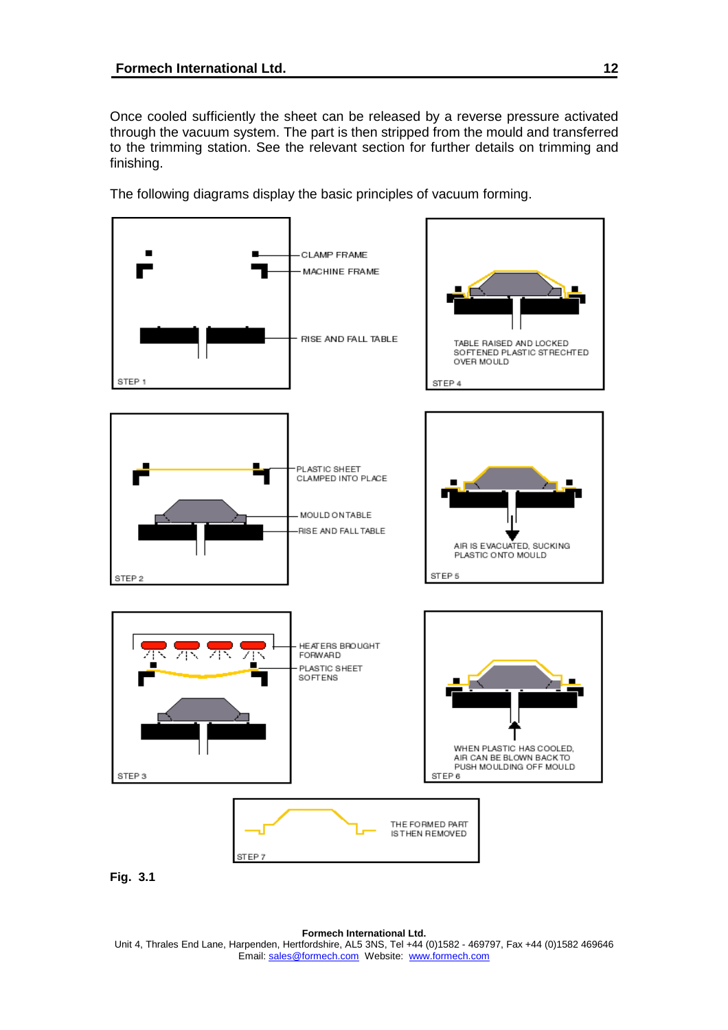Once cooled sufficiently the sheet can be released by a reverse pressure activated through the vacuum system. The part is then stripped from the mould and transferred to the trimming station. See the relevant section for further details on trimming and finishing.

The following diagrams display the basic principles of vacuum forming.

STEP 1

- CLAMP FRAME
- MACHINE FRAME
- RISE AND FALL TABLE

STEP 2

- PLASTIC SHEET CLAMPED INTO PLACE
- MOULD ON TABLE
- RISE AND FALL TABLE

STEP 3

- HEATERS BROUGHT FORWARD
- PLASTIC SHEET SOFTENS

STEP 4

TABLE RAISED AND LOCKED SOFTENED PLASTIC STRECHTED OVER MOULD

STEP 5

AIR IS EVACUATED, SUCKING PLASTIC ONTO MOULD

STEP 6

WHEN PLASTIC HAS COOLED, AIR CAN BE BLOWN BACK TO PUSH MOULDING OFF MOULD

STEP 7

THE FORMED PART IS THEN REMOVED

**Fig. 3.1**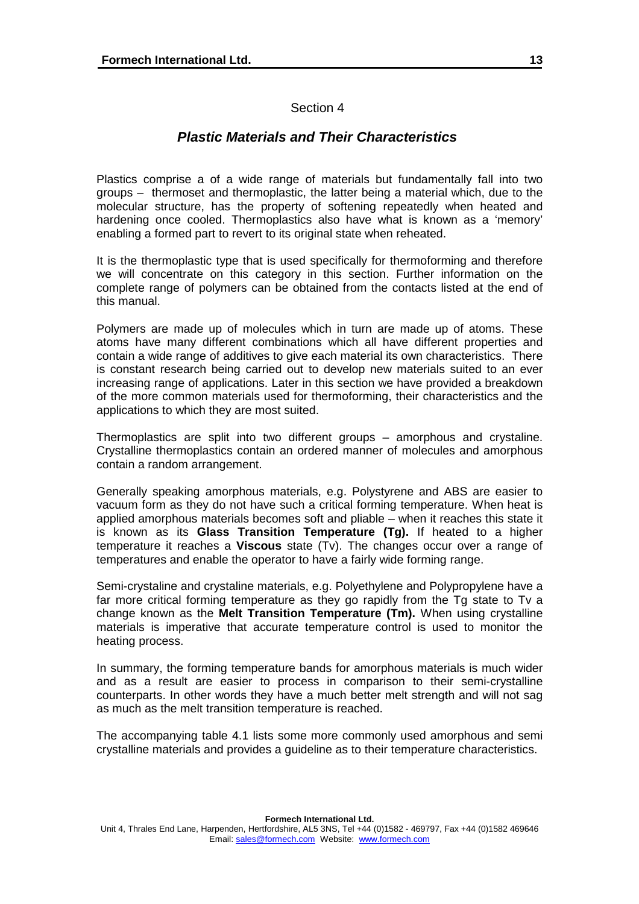Section 4

## *Plastic Materials and Their Characteristics*

Plastics comprise a of a wide range of materials but fundamentally fall into two groups – thermoset and thermoplastic, the latter being a material which, due to the molecular structure, has the property of softening repeatedly when heated and hardening once cooled. Thermoplastics also have what is known as a 'memory' enabling a formed part to revert to its original state when reheated.

It is the thermoplastic type that is used specifically for thermoforming and therefore we will concentrate on this category in this section. Further information on the complete range of polymers can be obtained from the contacts listed at the end of this manual.

Polymers are made up of molecules which in turn are made up of atoms. These atoms have many different combinations which all have different properties and contain a wide range of additives to give each material its own characteristics. There is constant research being carried out to develop new materials suited to an ever increasing range of applications. Later in this section we have provided a breakdown of the more common materials used for thermoforming, their characteristics and the applications to which they are most suited.

Thermoplastics are split into two different groups – amorphous and crystaline. Crystalline thermoplastics contain an ordered manner of molecules and amorphous contain a random arrangement.

Generally speaking amorphous materials, e.g. Polystyrene and ABS are easier to vacuum form as they do not have such a critical forming temperature. When heat is applied amorphous materials becomes soft and pliable – when it reaches this state it is known as its **Glass Transition Temperature (Tg).** If heated to a higher temperature it reaches a **Viscous** state (Tv). The changes occur over a range of temperatures and enable the operator to have a fairly wide forming range.

Semi-crystaline and crystaline materials, e.g. Polyethylene and Polypropylene have a far more critical forming temperature as they go rapidly from the Tg state to Tv a change known as the **Melt Transition Temperature (Tm).** When using crystalline materials is imperative that accurate temperature control is used to monitor the heating process.

In summary, the forming temperature bands for amorphous materials is much wider and as a result are easier to process in comparison to their semi-crystalline counterparts. In other words they have a much better melt strength and will not sag as much as the melt transition temperature is reached.

The accompanying table 4.1 lists some more commonly used amorphous and semi crystalline materials and provides a guideline as to their temperature characteristics.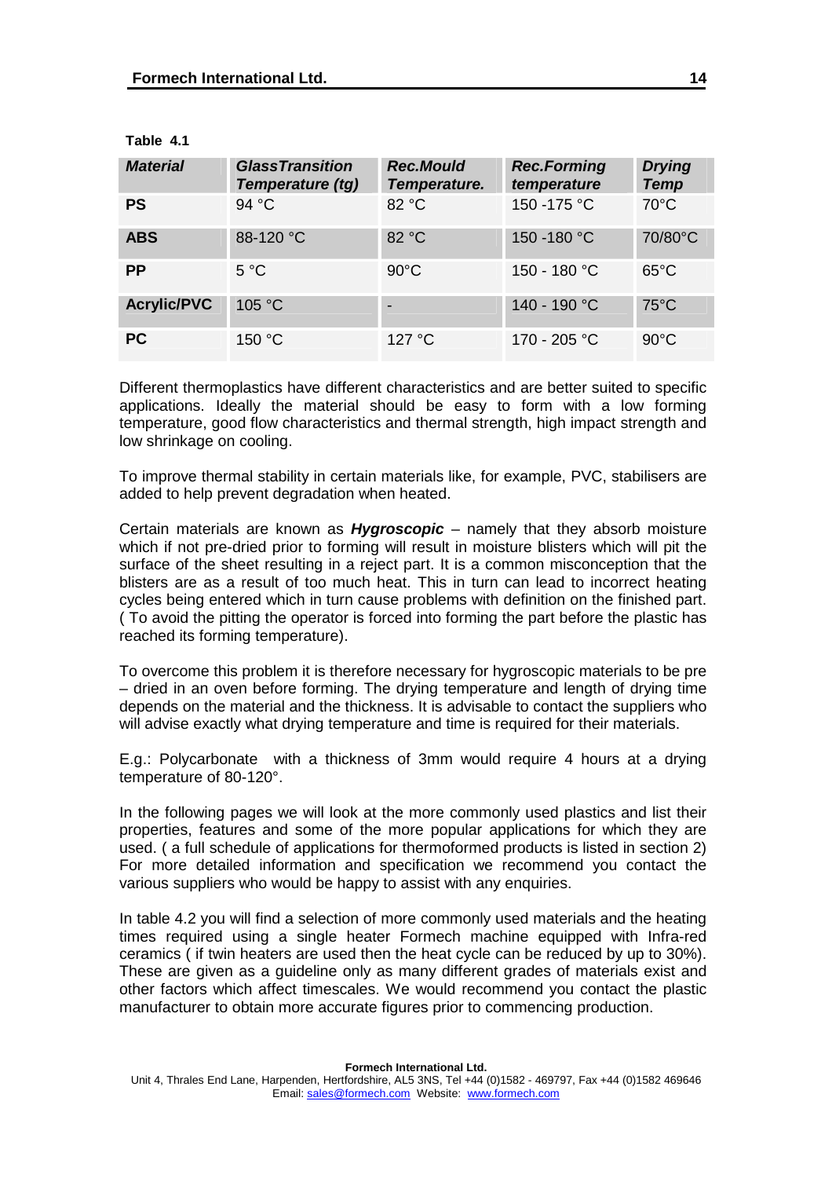**Table 4.1**

| ***Material*** | ***GlassTransition Temperature (tg)*** | ***Rec.Mould Temperature.*** | ***Rec.Forming temperature*** | ***Drying Temp*** |
|---|---|---|---|---|
| **PS** | 94 °C | 82 °C | 150 -175 °C | 70°C |
| **ABS** | 88-120 °C | 82 °C | 150 -180 °C | 70/80°C |
| **PP** | 5 °C | 90°C | 150 - 180 °C | 65°C |
| **Acrylic/PVC** | 105 °C | - | 140 - 190 °C | 75°C |
| **PC** | 150 °C | 127 °C | 170 - 205 °C | 90°C |

Different thermoplastics have different characteristics and are better suited to specific applications. Ideally the material should be easy to form with a low forming temperature, good flow characteristics and thermal strength, high impact strength and low shrinkage on cooling.

To improve thermal stability in certain materials like, for example, PVC, stabilisers are added to help prevent degradation when heated.

Certain materials are known as ***Hygroscopic*** – namely that they absorb moisture which if not pre-dried prior to forming will result in moisture blisters which will pit the surface of the sheet resulting in a reject part. It is a common misconception that the blisters are as a result of too much heat. This in turn can lead to incorrect heating cycles being entered which in turn cause problems with definition on the finished part. ( To avoid the pitting the operator is forced into forming the part before the plastic has reached its forming temperature).

To overcome this problem it is therefore necessary for hygroscopic materials to be pre – dried in an oven before forming. The drying temperature and length of drying time depends on the material and the thickness. It is advisable to contact the suppliers who will advise exactly what drying temperature and time is required for their materials.

E.g.: Polycarbonate with a thickness of 3mm would require 4 hours at a drying temperature of 80-120°.

In the following pages we will look at the more commonly used plastics and list their properties, features and some of the more popular applications for which they are used. ( a full schedule of applications for thermoformed products is listed in section 2) For more detailed information and specification we recommend you contact the various suppliers who would be happy to assist with any enquiries.

In table 4.2 you will find a selection of more commonly used materials and the heating times required using a single heater Formech machine equipped with Infra-red ceramics ( if twin heaters are used then the heat cycle can be reduced by up to 30%). These are given as a guideline only as many different grades of materials exist and other factors which affect timescales. We would recommend you contact the plastic manufacturer to obtain more accurate figures prior to commencing production.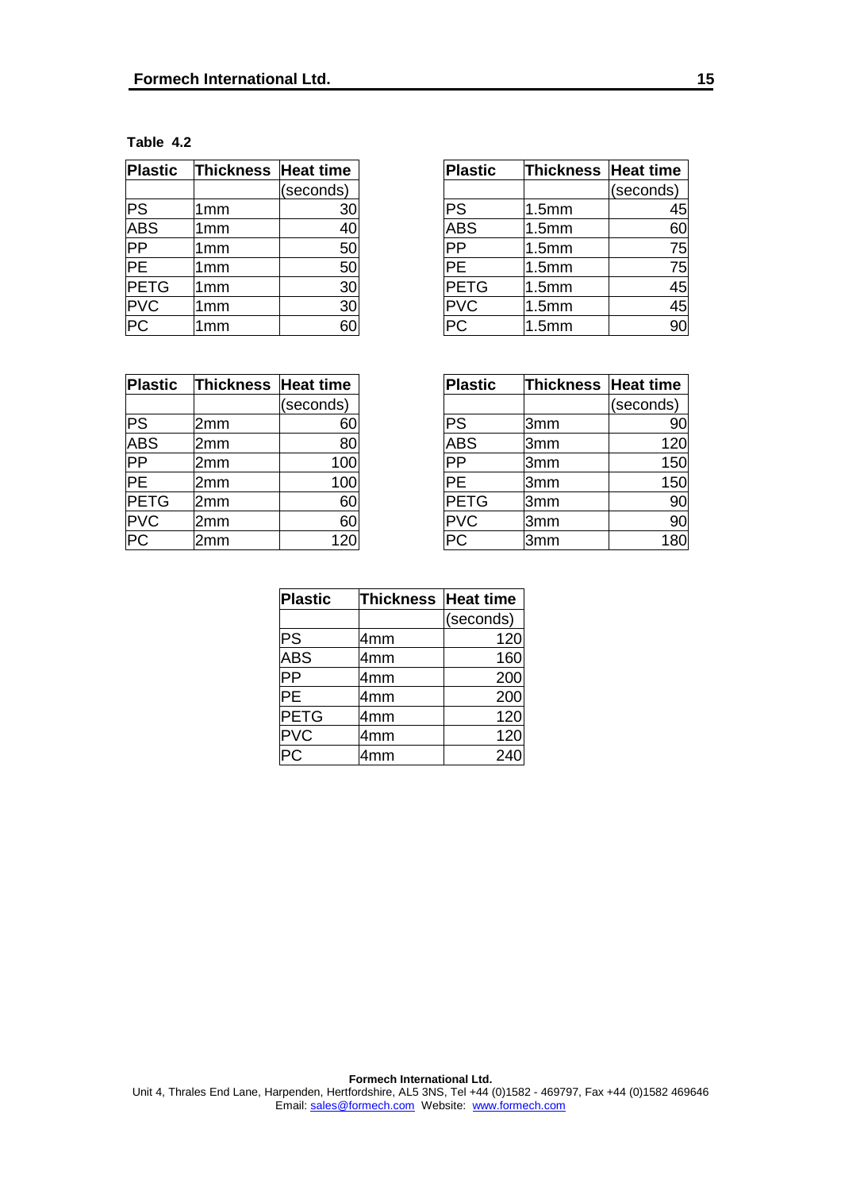**Table 4.2**

| Plastic | Thickness | Heat time |
|---|---|---|
| | | (seconds) |
| PS | 1mm | 30 |
| ABS | 1mm | 40 |
| PP | 1mm | 50 |
| PE | 1mm | 50 |
| PETG | 1mm | 30 |
| PVC | 1mm | 30 |
| PC | 1mm | 60 |

| Plastic | Thickness | Heat time |
|---|---|---|
| | | (seconds) |
| PS | 1.5mm | 45 |
| ABS | 1.5mm | 60 |
| PP | 1.5mm | 75 |
| PE | 1.5mm | 75 |
| PETG | 1.5mm | 45 |
| PVC | 1.5mm | 45 |
| PC | 1.5mm | 90 |

| Plastic | Thickness | Heat time |
|---|---|---|
| | | (seconds) |
| PS | 2mm | 60 |
| ABS | 2mm | 80 |
| PP | 2mm | 100 |
| PE | 2mm | 100 |
| PETG | 2mm | 60 |
| PVC | 2mm | 60 |
| PC | 2mm | 120 |

| Plastic | Thickness | Heat time |
|---|---|---|
| | | (seconds) |
| PS | 3mm | 90 |
| ABS | 3mm | 120 |
| PP | 3mm | 150 |
| PE | 3mm | 150 |
| PETG | 3mm | 90 |
| PVC | 3mm | 90 |
| PC | 3mm | 180 |

| Plastic | Thickness | Heat time |
|---|---|---|
| | | (seconds) |
| PS | 4mm | 120 |
| ABS | 4mm | 160 |
| PP | 4mm | 200 |
| PE | 4mm | 200 |
| PETG | 4mm | 120 |
| PVC | 4mm | 120 |
| PC | 4mm | 240 |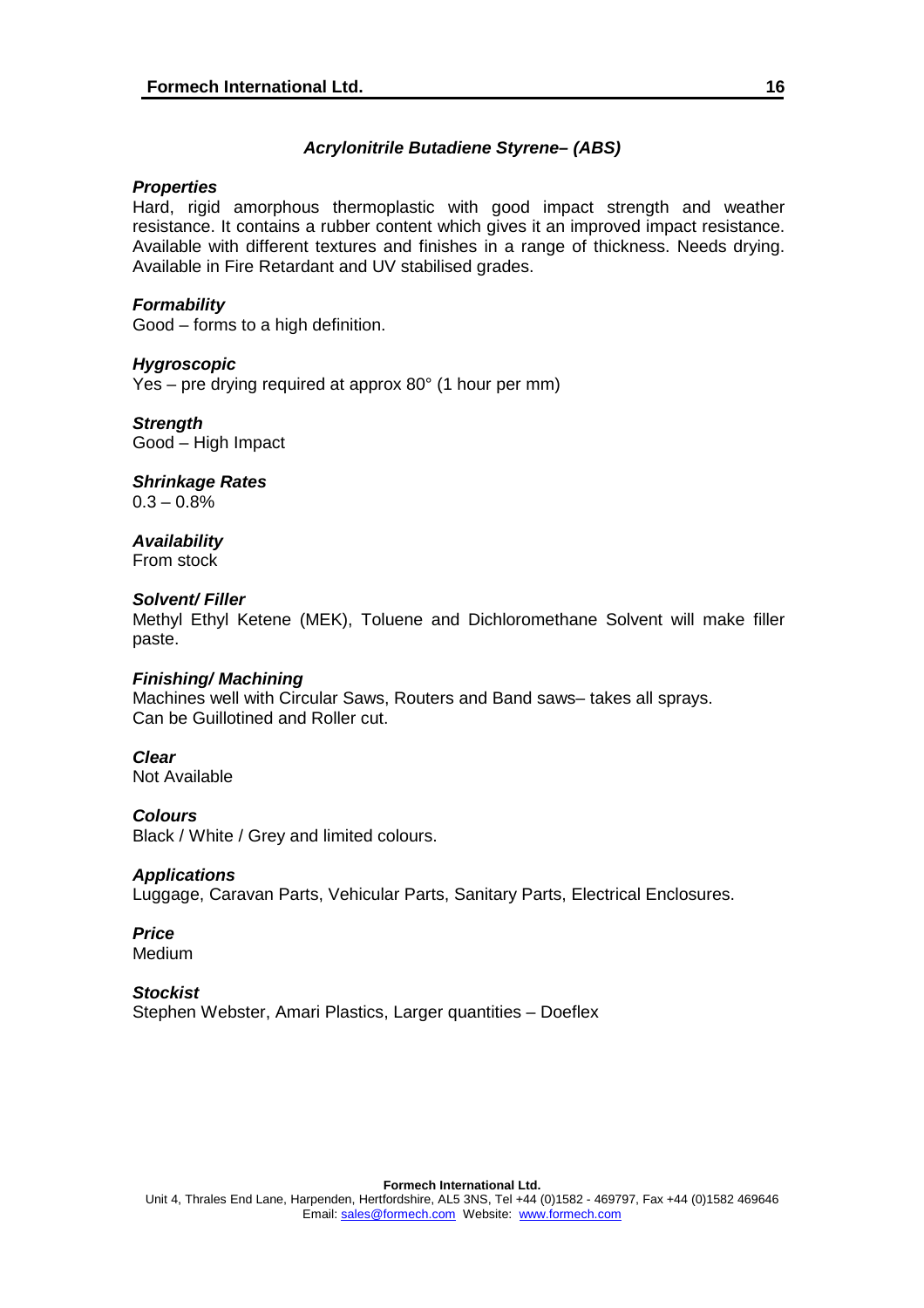## *Acrylonitrile Butadiene Styrene– (ABS)*

***Properties***
Hard, rigid amorphous thermoplastic with good impact strength and weather resistance. It contains a rubber content which gives it an improved impact resistance. Available with different textures and finishes in a range of thickness. Needs drying. Available in Fire Retardant and UV stabilised grades.

***Formability***
Good – forms to a high definition.

***Hygroscopic***
Yes – pre drying required at approx 80° (1 hour per mm)

***Strength***
Good – High Impact

***Shrinkage Rates***
0.3 – 0.8%

***Availability***
From stock

***Solvent/ Filler***
Methyl Ethyl Ketene (MEK), Toluene and Dichloromethane Solvent will make filler paste.

***Finishing/ Machining***
Machines well with Circular Saws, Routers and Band saws– takes all sprays.
Can be Guillotined and Roller cut.

***Clear***
Not Available

***Colours***
Black / White / Grey and limited colours.

***Applications***
Luggage, Caravan Parts, Vehicular Parts, Sanitary Parts, Electrical Enclosures.

***Price***
Medium

***Stockist***
Stephen Webster, Amari Plastics, Larger quantities – Doeflex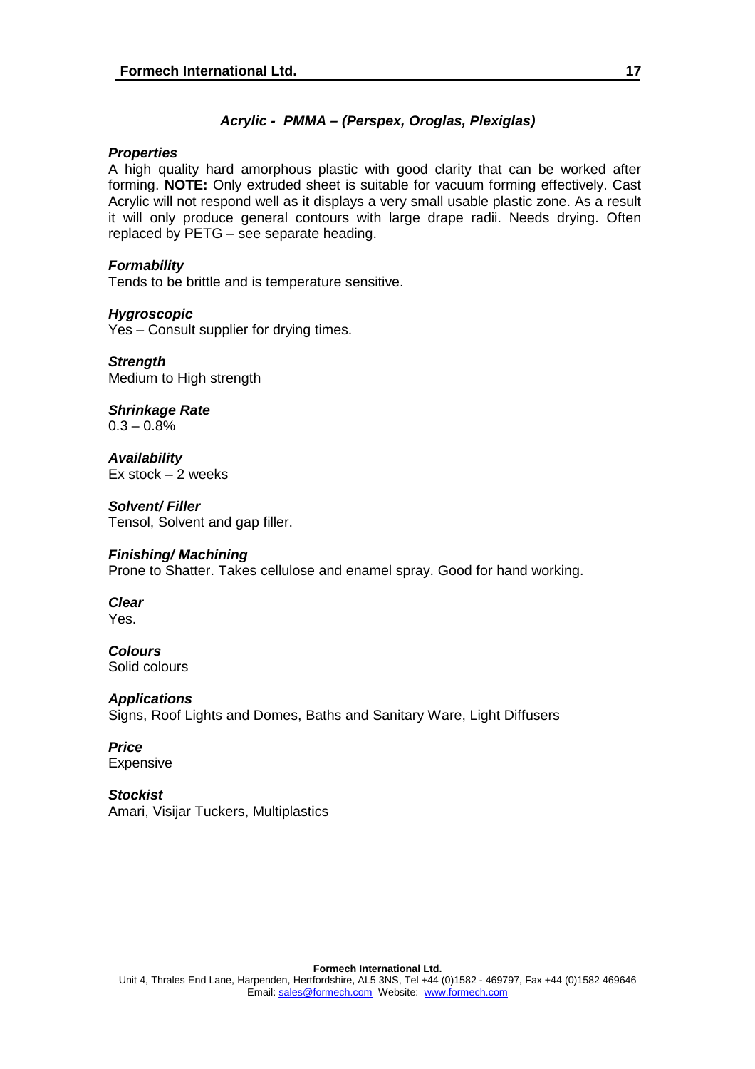## *Acrylic - PMMA – (Perspex, Oroglas, Plexiglas)*

***Properties***

A high quality hard amorphous plastic with good clarity that can be worked after forming. **NOTE:** Only extruded sheet is suitable for vacuum forming effectively. Cast Acrylic will not respond well as it displays a very small usable plastic zone. As a result it will only produce general contours with large drape radii. Needs drying. Often replaced by PETG – see separate heading.

***Formability***

Tends to be brittle and is temperature sensitive.

***Hygroscopic***

Yes – Consult supplier for drying times.

***Strength***

Medium to High strength

***Shrinkage Rate***

0.3 – 0.8%

***Availability***

Ex stock – 2 weeks

***Solvent/ Filler***

Tensol, Solvent and gap filler.

***Finishing/ Machining***

Prone to Shatter. Takes cellulose and enamel spray. Good for hand working.

***Clear***

Yes.

***Colours***

Solid colours

***Applications***

Signs, Roof Lights and Domes, Baths and Sanitary Ware, Light Diffusers

***Price***

Expensive

***Stockist***

Amari, Visijar Tuckers, Multiplastics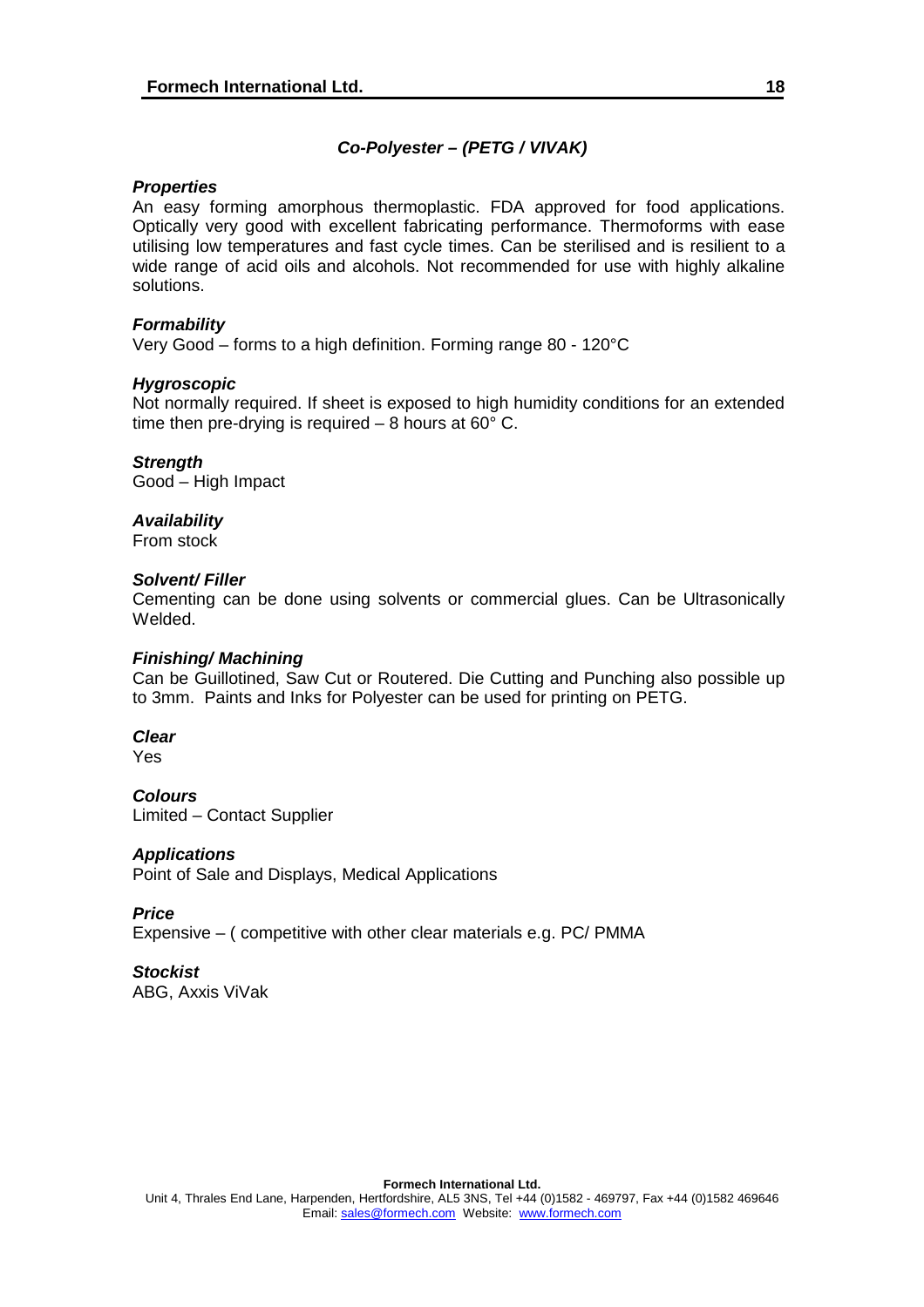## *Co-Polyester – (PETG / VIVAK)*

***Properties***

An easy forming amorphous thermoplastic. FDA approved for food applications. Optically very good with excellent fabricating performance. Thermoforms with ease utilising low temperatures and fast cycle times. Can be sterilised and is resilient to a wide range of acid oils and alcohols. Not recommended for use with highly alkaline solutions.

***Formability***

Very Good – forms to a high definition. Forming range 80 - 120°C

***Hygroscopic***

Not normally required. If sheet is exposed to high humidity conditions for an extended time then pre-drying is required – 8 hours at 60° C.

***Strength***

Good – High Impact

***Availability***

From stock

***Solvent/ Filler***

Cementing can be done using solvents or commercial glues. Can be Ultrasonically Welded.

***Finishing/ Machining***

Can be Guillotined, Saw Cut or Routered. Die Cutting and Punching also possible up to 3mm. Paints and Inks for Polyester can be used for printing on PETG.

***Clear***

Yes

***Colours***

Limited – Contact Supplier

***Applications***

Point of Sale and Displays, Medical Applications

***Price***

Expensive – ( competitive with other clear materials e.g. PC/ PMMA

***Stockist***

ABG, Axxis ViVak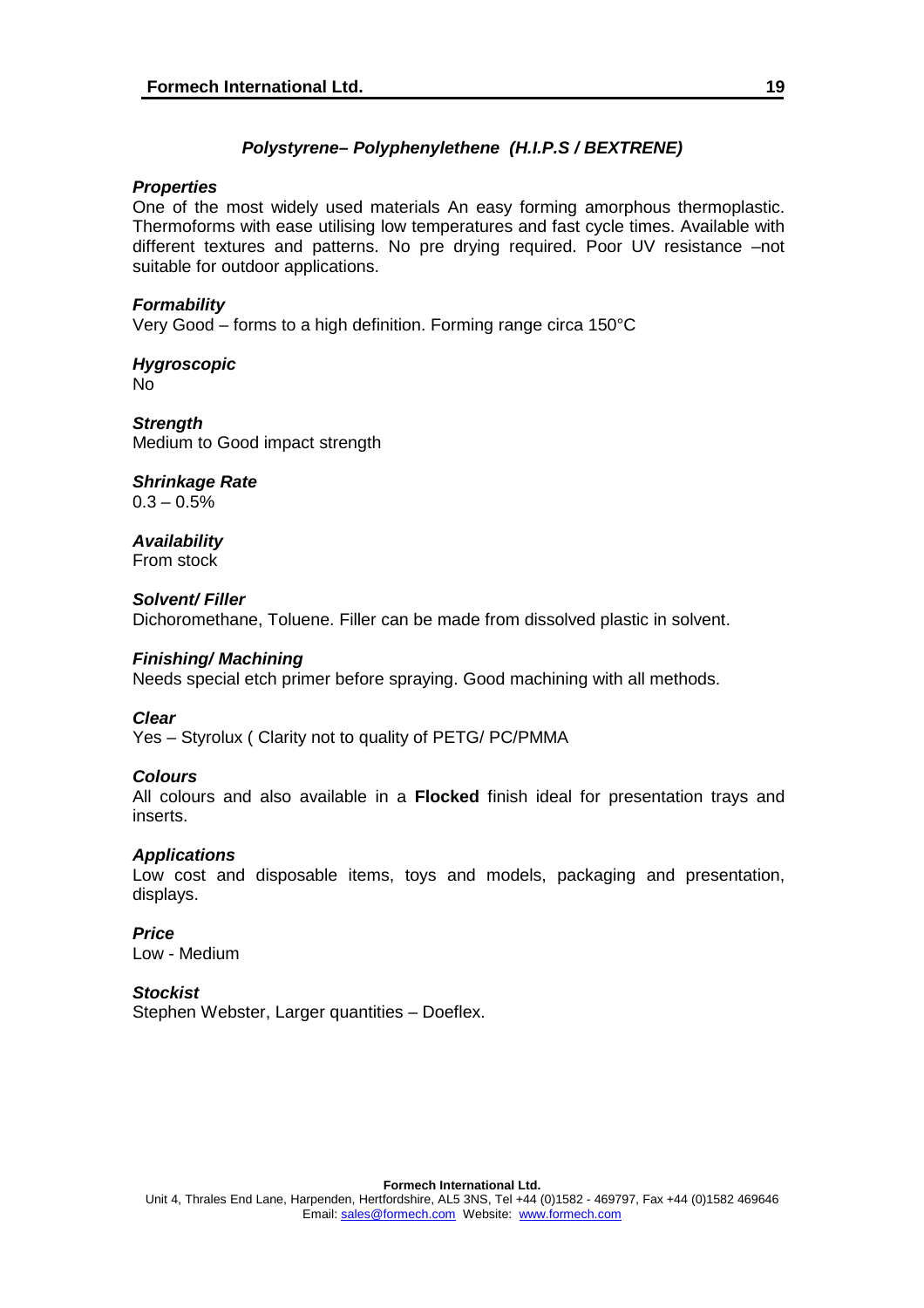## *Polystyrene– Polyphenylethene (H.I.P.S / BEXTRENE)*

### *Properties*

One of the most widely used materials An easy forming amorphous thermoplastic. Thermoforms with ease utilising low temperatures and fast cycle times. Available with different textures and patterns. No pre drying required. Poor UV resistance –not suitable for outdoor applications.

### *Formability*

Very Good – forms to a high definition. Forming range circa 150°C

### *Hygroscopic*

No

### *Strength*

Medium to Good impact strength

### *Shrinkage Rate*

0.3 – 0.5%

### *Availability*

From stock

### *Solvent/ Filler*

Dichoromethane, Toluene. Filler can be made from dissolved plastic in solvent.

### *Finishing/ Machining*

Needs special etch primer before spraying. Good machining with all methods.

### *Clear*

Yes – Styrolux ( Clarity not to quality of PETG/ PC/PMMA

### *Colours*

All colours and also available in a **Flocked** finish ideal for presentation trays and inserts.

### *Applications*

Low cost and disposable items, toys and models, packaging and presentation, displays.

### *Price*

Low - Medium

### *Stockist*

Stephen Webster, Larger quantities – Doeflex.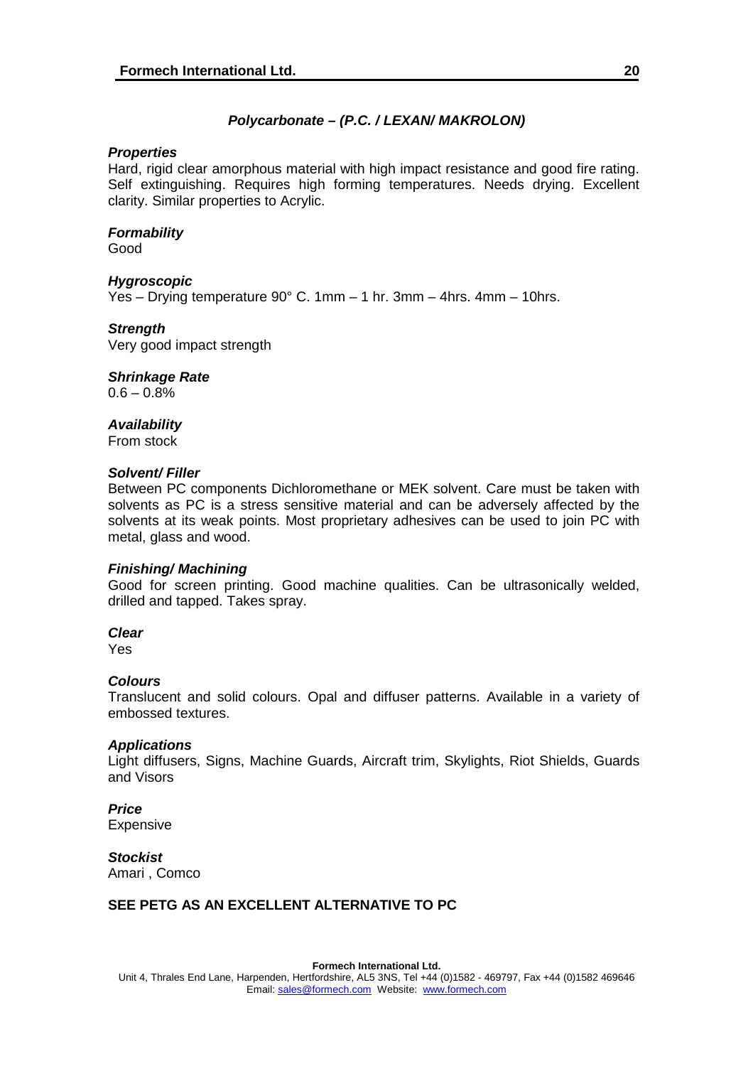## *Polycarbonate – (P.C. / LEXAN/ MAKROLON)*

### *Properties*

Hard, rigid clear amorphous material with high impact resistance and good fire rating. Self extinguishing. Requires high forming temperatures. Needs drying. Excellent clarity. Similar properties to Acrylic.

### *Formability*

Good

### *Hygroscopic*

Yes – Drying temperature 90° C. 1mm – 1 hr. 3mm – 4hrs. 4mm – 10hrs.

### *Strength*

Very good impact strength

### *Shrinkage Rate*

0.6 – 0.8%

### *Availability*

From stock

### *Solvent/ Filler*

Between PC components Dichloromethane or MEK solvent. Care must be taken with solvents as PC is a stress sensitive material and can be adversely affected by the solvents at its weak points. Most proprietary adhesives can be used to join PC with metal, glass and wood.

### *Finishing/ Machining*

Good for screen printing. Good machine qualities. Can be ultrasonically welded, drilled and tapped. Takes spray.

### *Clear*

Yes

### *Colours*

Translucent and solid colours. Opal and diffuser patterns. Available in a variety of embossed textures.

### *Applications*

Light diffusers, Signs, Machine Guards, Aircraft trim, Skylights, Riot Shields, Guards and Visors

### *Price*

Expensive

### *Stockist*

Amari , Comco

**SEE PETG AS AN EXCELLENT ALTERNATIVE TO PC**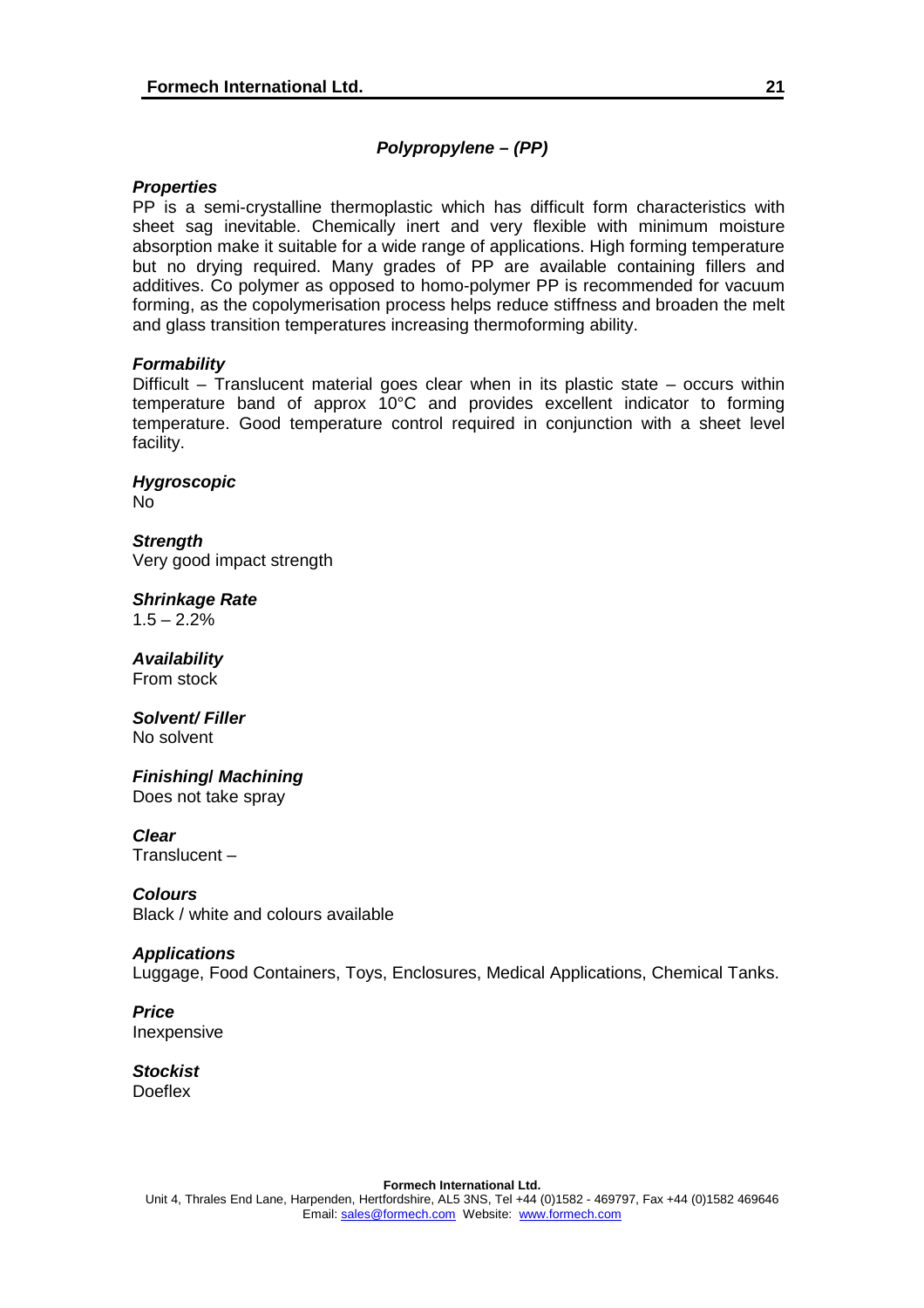## *Polypropylene – (PP)*

***Properties***

PP is a semi-crystalline thermoplastic which has difficult form characteristics with sheet sag inevitable. Chemically inert and very flexible with minimum moisture absorption make it suitable for a wide range of applications. High forming temperature but no drying required. Many grades of PP are available containing fillers and additives. Co polymer as opposed to homo-polymer PP is recommended for vacuum forming, as the copolymerisation process helps reduce stiffness and broaden the melt and glass transition temperatures increasing thermoforming ability.

***Formability***

Difficult – Translucent material goes clear when in its plastic state – occurs within temperature band of approx 10°C and provides excellent indicator to forming temperature. Good temperature control required in conjunction with a sheet level facility.

***Hygroscopic***

No

***Strength***

Very good impact strength

***Shrinkage Rate***

1.5 – 2.2%

***Availability***

From stock

***Solvent/ Filler***

No solvent

***Finishing/ Machining***

Does not take spray

***Clear***

Translucent –

***Colours***

Black / white and colours available

***Applications***

Luggage, Food Containers, Toys, Enclosures, Medical Applications, Chemical Tanks.

***Price***

Inexpensive

***Stockist***

Doeflex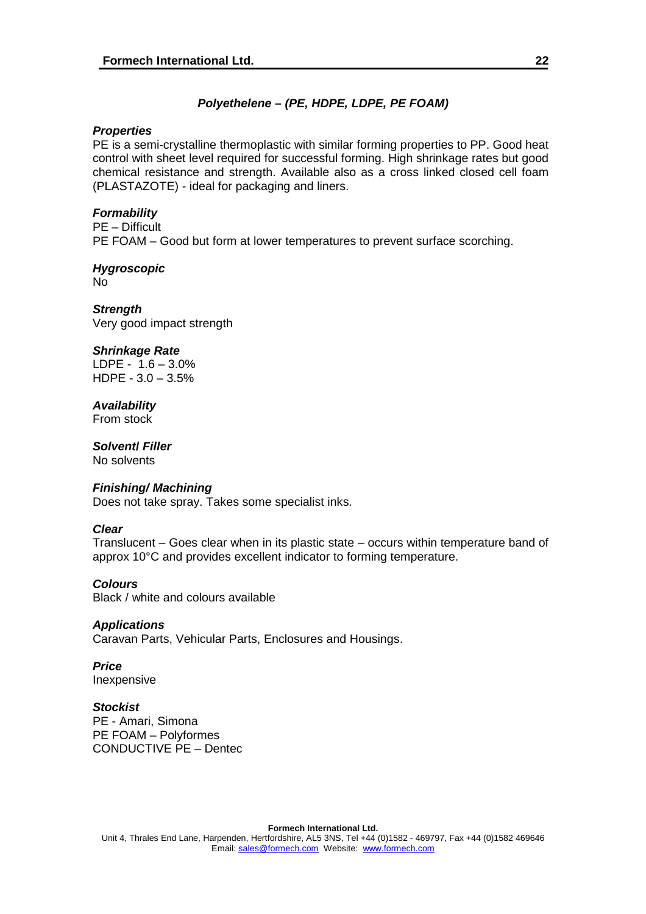## *Polyethelene – (PE, HDPE, LDPE, PE FOAM)*

### *Properties*

PE is a semi-crystalline thermoplastic with similar forming properties to PP. Good heat control with sheet level required for successful forming. High shrinkage rates but good chemical resistance and strength. Available also as a cross linked closed cell foam (PLASTAZOTE) - ideal for packaging and liners.

### *Formability*

PE – Difficult
PE FOAM – Good but form at lower temperatures to prevent surface scorching.

### *Hygroscopic*

No

### *Strength*

Very good impact strength

### *Shrinkage Rate*

LDPE - 1.6 – 3.0%
HDPE - 3.0 – 3.5%

### *Availability*

From stock

### *Solvent/ Filler*

No solvents

### *Finishing/ Machining*

Does not take spray. Takes some specialist inks.

### *Clear*

Translucent – Goes clear when in its plastic state – occurs within temperature band of approx 10°C and provides excellent indicator to forming temperature.

### *Colours*

Black / white and colours available

### *Applications*

Caravan Parts, Vehicular Parts, Enclosures and Housings.

### *Price*

Inexpensive

### *Stockist*

PE - Amari, Simona
PE FOAM – Polyformes
CONDUCTIVE PE – Dentec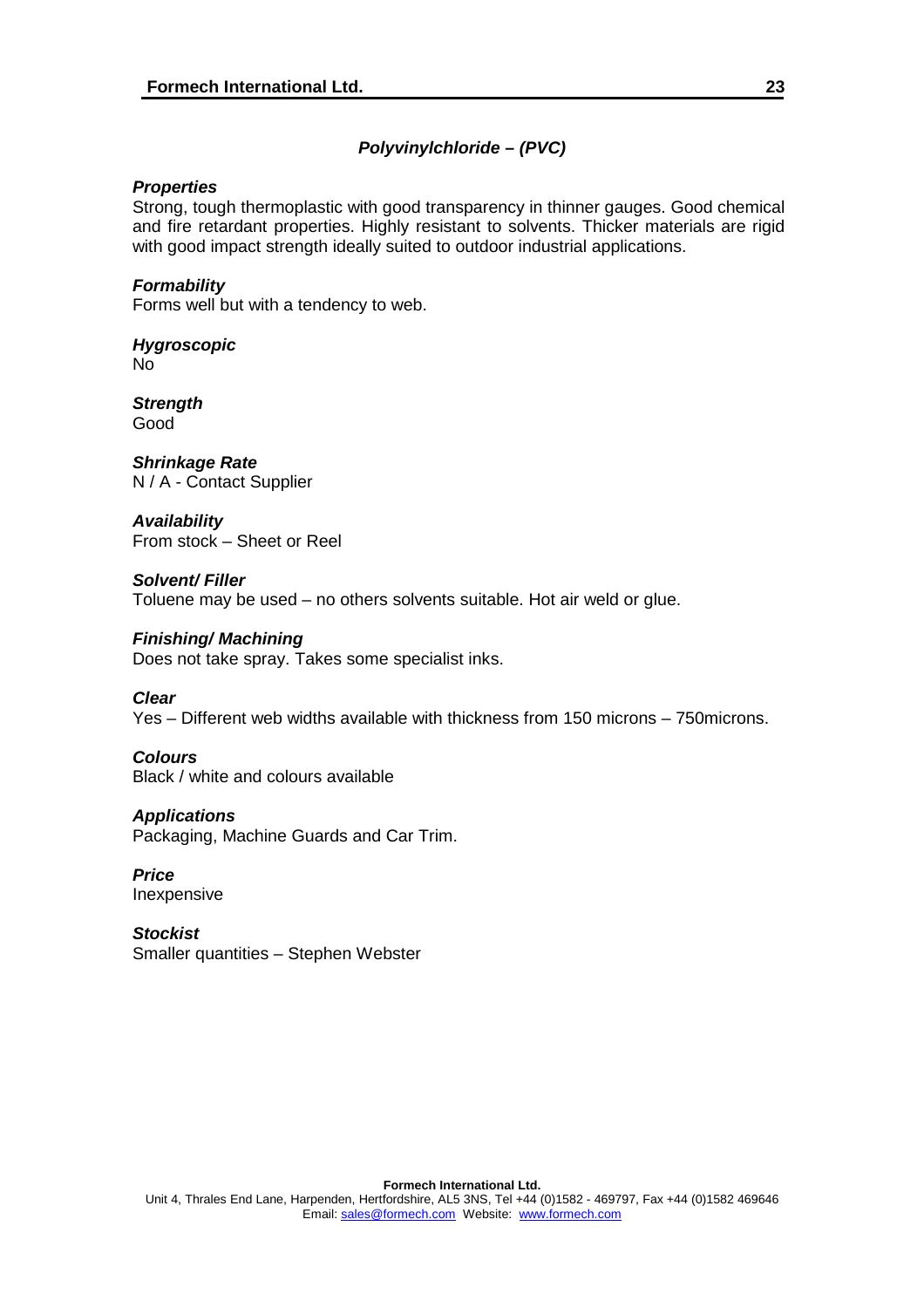## *Polyvinylchloride – (PVC)*

***Properties***

Strong, tough thermoplastic with good transparency in thinner gauges. Good chemical and fire retardant properties. Highly resistant to solvents. Thicker materials are rigid with good impact strength ideally suited to outdoor industrial applications.

***Formability***

Forms well but with a tendency to web.

***Hygroscopic***

No

***Strength***

Good

***Shrinkage Rate***

N / A - Contact Supplier

***Availability***

From stock – Sheet or Reel

***Solvent/ Filler***

Toluene may be used – no others solvents suitable. Hot air weld or glue.

***Finishing/ Machining***

Does not take spray. Takes some specialist inks.

***Clear***

Yes – Different web widths available with thickness from 150 microns – 750microns.

***Colours***

Black / white and colours available

***Applications***

Packaging, Machine Guards and Car Trim.

***Price***

Inexpensive

***Stockist***

Smaller quantities – Stephen Webster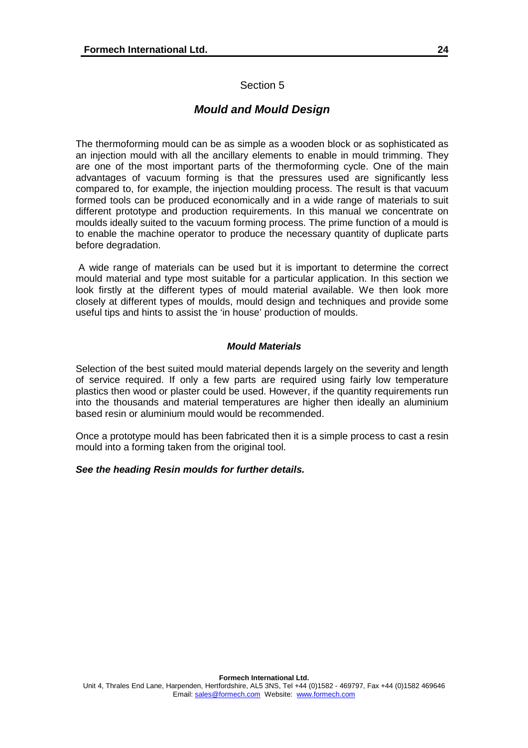Section 5

## *Mould and Mould Design*

The thermoforming mould can be as simple as a wooden block or as sophisticated as an injection mould with all the ancillary elements to enable in mould trimming. They are one of the most important parts of the thermoforming cycle. One of the main advantages of vacuum forming is that the pressures used are significantly less compared to, for example, the injection moulding process. The result is that vacuum formed tools can be produced economically and in a wide range of materials to suit different prototype and production requirements. In this manual we concentrate on moulds ideally suited to the vacuum forming process. The prime function of a mould is to enable the machine operator to produce the necessary quantity of duplicate parts before degradation.

A wide range of materials can be used but it is important to determine the correct mould material and type most suitable for a particular application. In this section we look firstly at the different types of mould material available. We then look more closely at different types of moulds, mould design and techniques and provide some useful tips and hints to assist the 'in house' production of moulds.

### *Mould Materials*

Selection of the best suited mould material depends largely on the severity and length of service required. If only a few parts are required using fairly low temperature plastics then wood or plaster could be used. However, if the quantity requirements run into the thousands and material temperatures are higher then ideally an aluminium based resin or aluminium mould would be recommended.

Once a prototype mould has been fabricated then it is a simple process to cast a resin mould into a forming taken from the original tool.

***See the heading Resin moulds for further details.***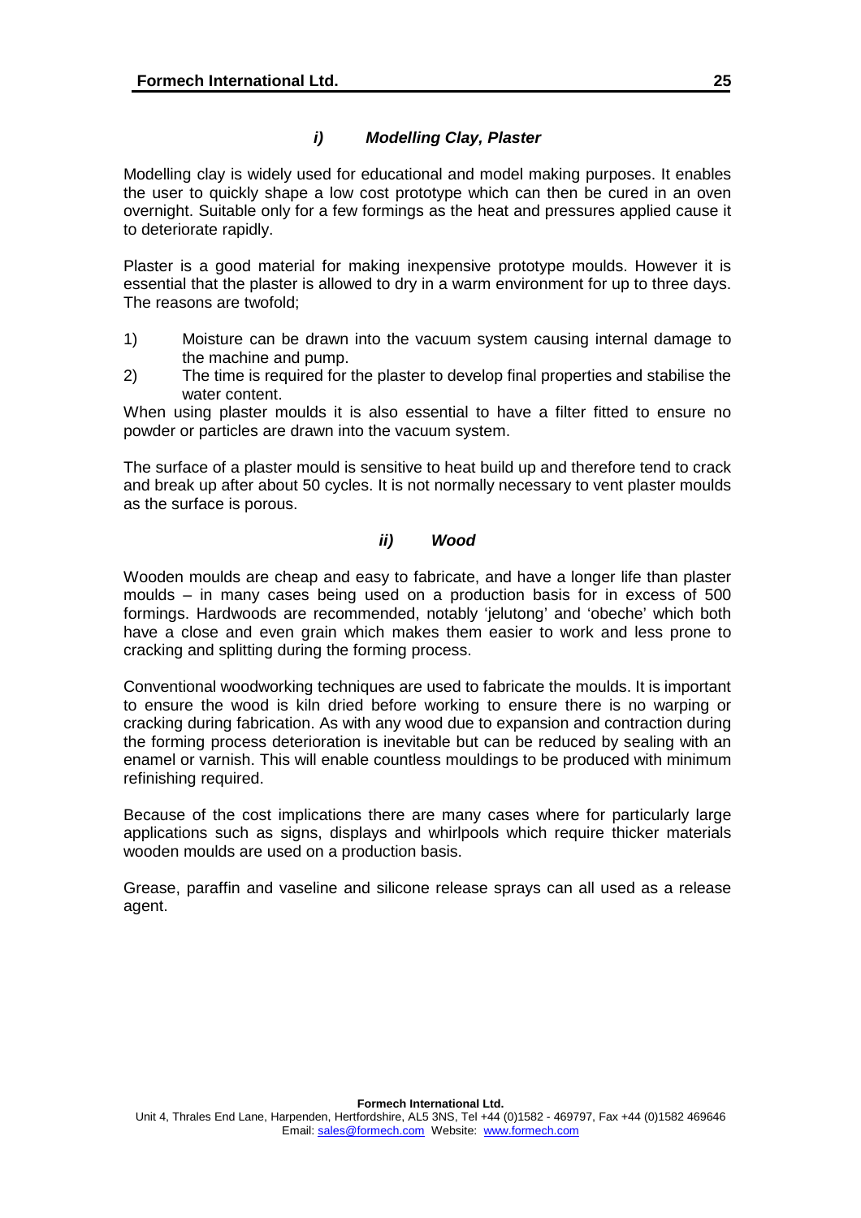### *i) Modelling Clay, Plaster*

Modelling clay is widely used for educational and model making purposes. It enables the user to quickly shape a low cost prototype which can then be cured in an oven overnight. Suitable only for a few formings as the heat and pressures applied cause it to deteriorate rapidly.

Plaster is a good material for making inexpensive prototype moulds. However it is essential that the plaster is allowed to dry in a warm environment for up to three days. The reasons are twofold;

1) Moisture can be drawn into the vacuum system causing internal damage to the machine and pump.
2) The time is required for the plaster to develop final properties and stabilise the water content.

When using plaster moulds it is also essential to have a filter fitted to ensure no powder or particles are drawn into the vacuum system.

The surface of a plaster mould is sensitive to heat build up and therefore tend to crack and break up after about 50 cycles. It is not normally necessary to vent plaster moulds as the surface is porous.

### *ii) Wood*

Wooden moulds are cheap and easy to fabricate, and have a longer life than plaster moulds – in many cases being used on a production basis for in excess of 500 formings. Hardwoods are recommended, notably 'jelutong' and 'obeche' which both have a close and even grain which makes them easier to work and less prone to cracking and splitting during the forming process.

Conventional woodworking techniques are used to fabricate the moulds. It is important to ensure the wood is kiln dried before working to ensure there is no warping or cracking during fabrication. As with any wood due to expansion and contraction during the forming process deterioration is inevitable but can be reduced by sealing with an enamel or varnish. This will enable countless mouldings to be produced with minimum refinishing required.

Because of the cost implications there are many cases where for particularly large applications such as signs, displays and whirlpools which require thicker materials wooden moulds are used on a production basis.

Grease, paraffin and vaseline and silicone release sprays can all used as a release agent.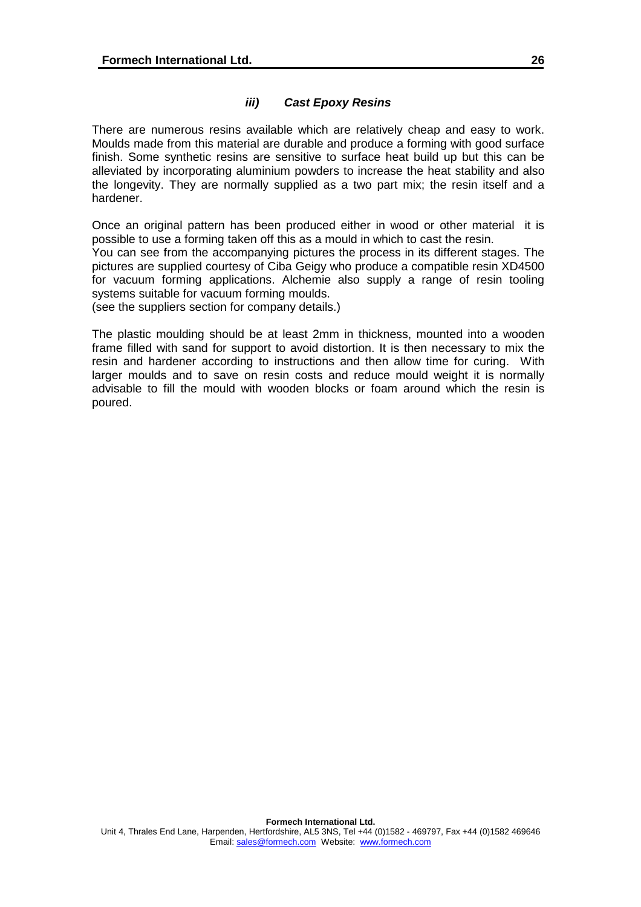### *iii) Cast Epoxy Resins*

There are numerous resins available which are relatively cheap and easy to work. Moulds made from this material are durable and produce a forming with good surface finish. Some synthetic resins are sensitive to surface heat build up but this can be alleviated by incorporating aluminium powders to increase the heat stability and also the longevity. They are normally supplied as a two part mix; the resin itself and a hardener.

Once an original pattern has been produced either in wood or other material it is possible to use a forming taken off this as a mould in which to cast the resin.
You can see from the accompanying pictures the process in its different stages. The pictures are supplied courtesy of Ciba Geigy who produce a compatible resin XD4500 for vacuum forming applications. Alchemie also supply a range of resin tooling systems suitable for vacuum forming moulds.
(see the suppliers section for company details.)

The plastic moulding should be at least 2mm in thickness, mounted into a wooden frame filled with sand for support to avoid distortion. It is then necessary to mix the resin and hardener according to instructions and then allow time for curing. With larger moulds and to save on resin costs and reduce mould weight it is normally advisable to fill the mould with wooden blocks or foam around which the resin is poured.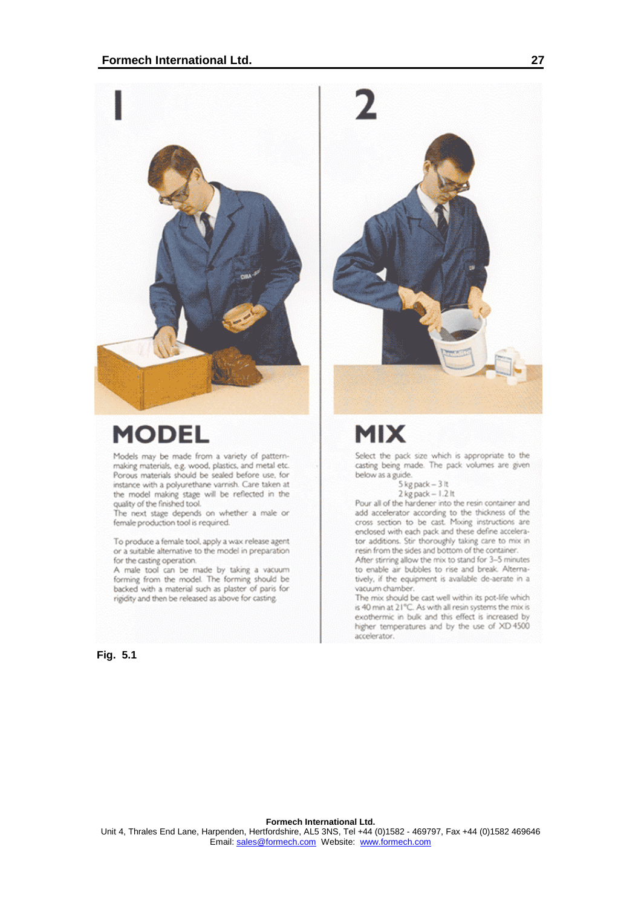## 1

## MODEL

Models may be made from a variety of pattern-making materials, e.g. wood, plastics, and metal etc. Porous materials should be sealed before use, for instance with a polyurethane varnish. Care taken at the model making stage will be reflected in the quality of the finished tool.
The next stage depends on whether a male or female production tool is required.

To produce a female tool, apply a wax release agent or a suitable alternative to the model in preparation for the casting operation.
A male tool can be made by taking a vacuum forming from the model. The forming should be backed with a material such as plaster of paris for rigidity and then be released as above for casting.

## 2

## MIX

Select the pack size which is appropriate to the casting being made. The pack volumes are given below as a guide.

5 kg pack – 3 lt
2 kg pack – 1.2 lt

Pour all of the hardener into the resin container and add accelerator according to the thickness of the cross section to be cast. Mixing instructions are enclosed with each pack and these define accelerator additions. Stir thoroughly taking care to mix in resin from the sides and bottom of the container.
After stirring allow the mix to stand for 3–5 minutes to enable air bubbles to rise and break. Alternatively, if the equipment is available de-aerate in a vacuum chamber.
The mix should be cast well within its pot-life which is 40 min at 21°C. As with all resin systems the mix is exothermic in bulk and this effect is increased by higher temperatures and by the use of XD 4500 accelerator.

**Fig. 5.1**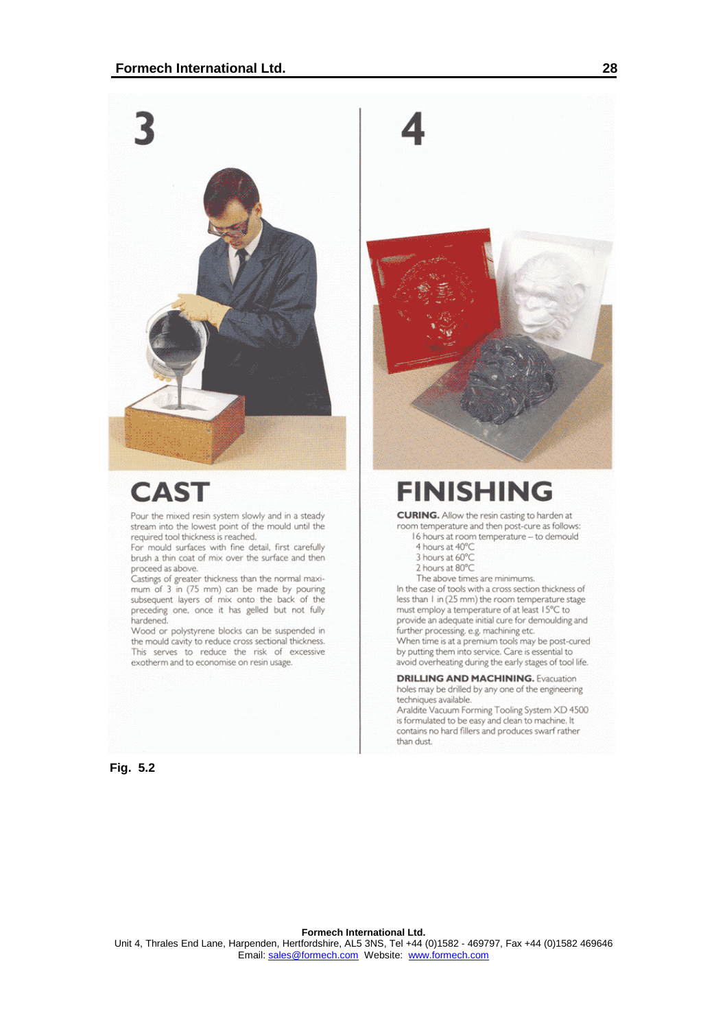## 3

# CAST

Pour the mixed resin system slowly and in a steady stream into the lowest point of the mould until the required tool thickness is reached.

For mould surfaces with fine detail, first carefully brush a thin coat of mix over the surface and then proceed as above.

Castings of greater thickness than the normal maximum of 3 in (75 mm) can be made by pouring subsequent layers of mix onto the back of the preceding one, once it has gelled but not fully hardened.

Wood or polystyrene blocks can be suspended in the mould cavity to reduce cross sectional thickness. This serves to reduce the risk of excessive exotherm and to economise on resin usage.

## 4

# FINISHING

**CURING.** Allow the resin casting to harden at room temperature and then post-cure as follows:

16 hours at room temperature – to demould
4 hours at 40°C
3 hours at 60°C
2 hours at 80°C

The above times are minimums.

In the case of tools with a cross section thickness of less than 1 in (25 mm) the room temperature stage must employ a temperature of at least 15°C to provide an adequate initial cure for demoulding and further processing, e.g. machining etc.

When time is at a premium tools may be post-cured by putting them into service. Care is essential to avoid overheating during the early stages of tool life.

**DRILLING AND MACHINING.** Evacuation holes may be drilled by any one of the engineering techniques available.

Araldite Vacuum Forming Tooling System XD 4500 is formulated to be easy and clean to machine. It contains no hard fillers and produces swarf rather than dust.

**Fig. 5.2**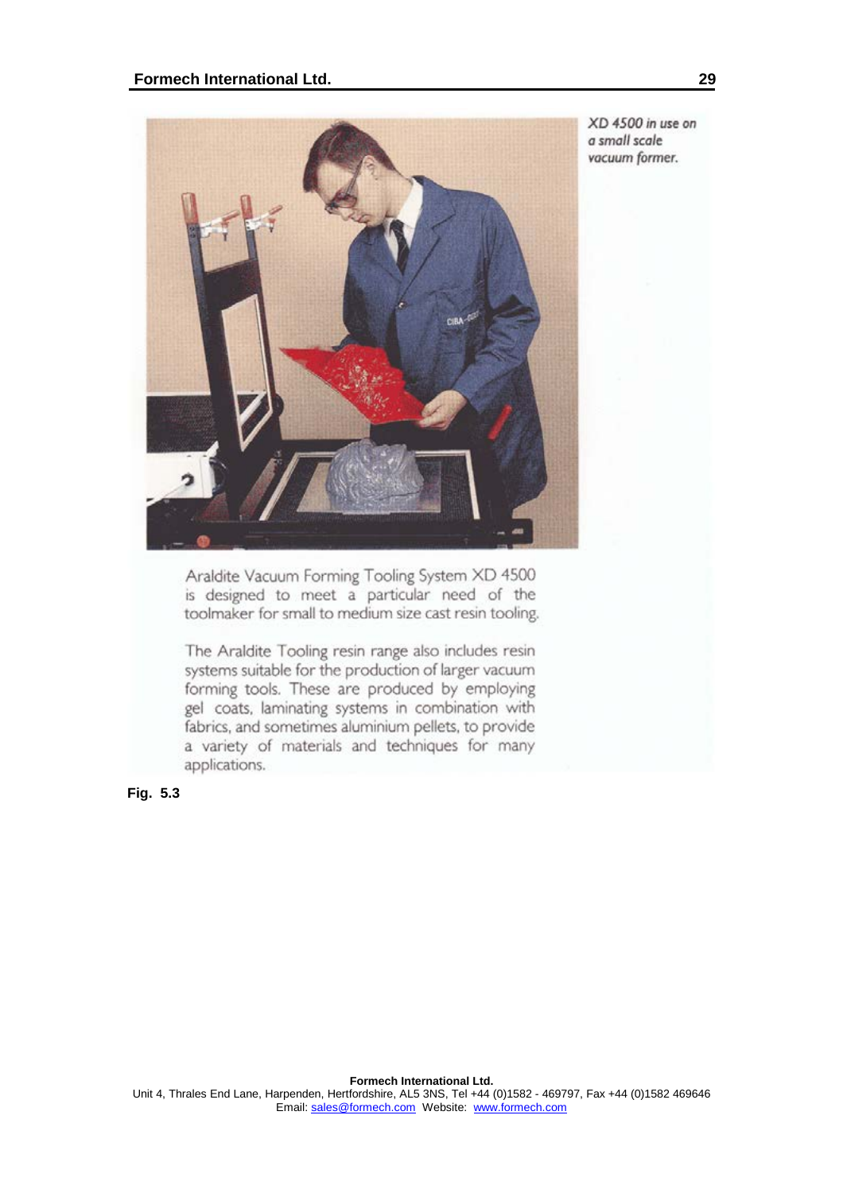*XD 4500 in use on a small scale vacuum former.*

Araldite Vacuum Forming Tooling System XD 4500 is designed to meet a particular need of the toolmaker for small to medium size cast resin tooling.

The Araldite Tooling resin range also includes resin systems suitable for the production of larger vacuum forming tools. These are produced by employing gel coats, laminating systems in combination with fabrics, and sometimes aluminium pellets, to provide a variety of materials and techniques for many applications.

**Fig. 5.3**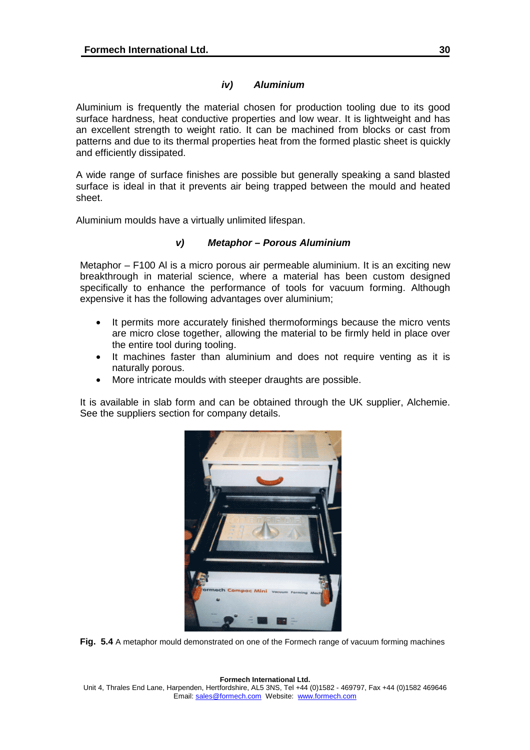### *iv) Aluminium*

Aluminium is frequently the material chosen for production tooling due to its good surface hardness, heat conductive properties and low wear. It is lightweight and has an excellent strength to weight ratio. It can be machined from blocks or cast from patterns and due to its thermal properties heat from the formed plastic sheet is quickly and efficiently dissipated.

A wide range of surface finishes are possible but generally speaking a sand blasted surface is ideal in that it prevents air being trapped between the mould and heated sheet.

Aluminium moulds have a virtually unlimited lifespan.

### *v) Metaphor – Porous Aluminium*

Metaphor – F100 Al is a micro porous air permeable aluminium. It is an exciting new breakthrough in material science, where a material has been custom designed specifically to enhance the performance of tools for vacuum forming. Although expensive it has the following advantages over aluminium;

- It permits more accurately finished thermoformings because the micro vents are micro close together, allowing the material to be firmly held in place over the entire tool during tooling.
- It machines faster than aluminium and does not require venting as it is naturally porous.
- More intricate moulds with steeper draughts are possible.

It is available in slab form and can be obtained through the UK supplier, Alchemie. See the suppliers section for company details.

**Fig. 5.4** A metaphor mould demonstrated on one of the Formech range of vacuum forming machines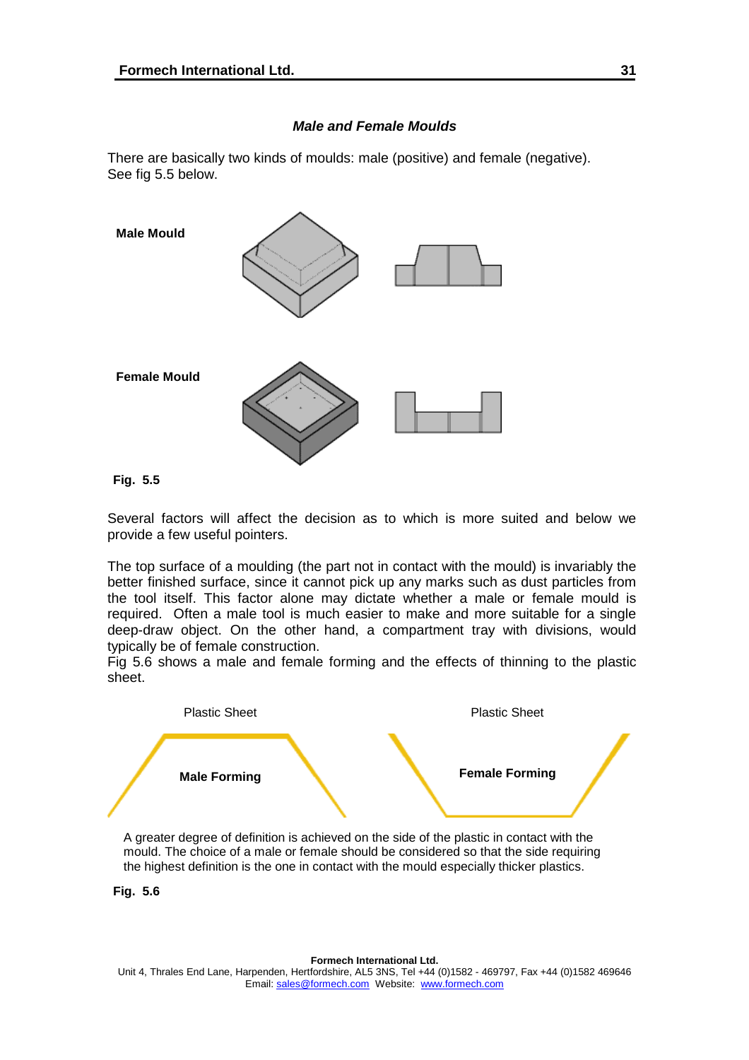### *Male and Female Moulds*

There are basically two kinds of moulds: male (positive) and female (negative). See fig 5.5 below.

**Male Mould**

**Female Mould**

**Fig. 5.5**

Several factors will affect the decision as to which is more suited and below we provide a few useful pointers.

The top surface of a moulding (the part not in contact with the mould) is invariably the better finished surface, since it cannot pick up any marks such as dust particles from the tool itself. This factor alone may dictate whether a male or female mould is required. Often a male tool is much easier to make and more suitable for a single deep-draw object. On the other hand, a compartment tray with divisions, would typically be of female construction.
Fig 5.6 shows a male and female forming and the effects of thinning to the plastic sheet.

Plastic Sheet

**Male Forming**

Plastic Sheet

**Female Forming**

A greater degree of definition is achieved on the side of the plastic in contact with the mould. The choice of a male or female should be considered so that the side requiring the highest definition is the one in contact with the mould especially thicker plastics.

**Fig. 5.6**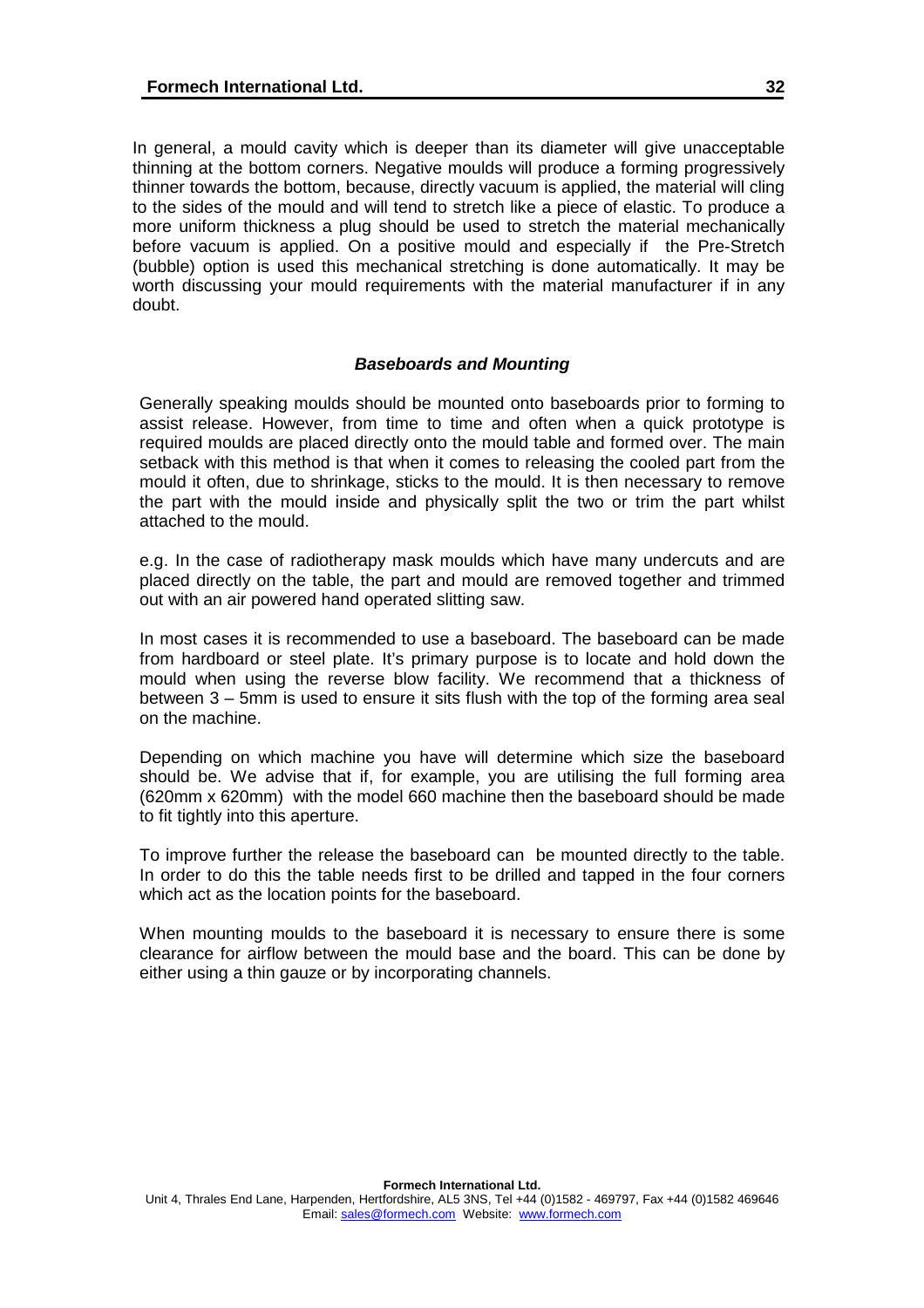In general, a mould cavity which is deeper than its diameter will give unacceptable thinning at the bottom corners. Negative moulds will produce a forming progressively thinner towards the bottom, because, directly vacuum is applied, the material will cling to the sides of the mould and will tend to stretch like a piece of elastic. To produce a more uniform thickness a plug should be used to stretch the material mechanically before vacuum is applied. On a positive mould and especially if the Pre-Stretch (bubble) option is used this mechanical stretching is done automatically. It may be worth discussing your mould requirements with the material manufacturer if in any doubt.

### ***Baseboards and Mounting***

Generally speaking moulds should be mounted onto baseboards prior to forming to assist release. However, from time to time and often when a quick prototype is required moulds are placed directly onto the mould table and formed over. The main setback with this method is that when it comes to releasing the cooled part from the mould it often, due to shrinkage, sticks to the mould. It is then necessary to remove the part with the mould inside and physically split the two or trim the part whilst attached to the mould.

e.g. In the case of radiotherapy mask moulds which have many undercuts and are placed directly on the table, the part and mould are removed together and trimmed out with an air powered hand operated slitting saw.

In most cases it is recommended to use a baseboard. The baseboard can be made from hardboard or steel plate. It's primary purpose is to locate and hold down the mould when using the reverse blow facility. We recommend that a thickness of between 3 – 5mm is used to ensure it sits flush with the top of the forming area seal on the machine.

Depending on which machine you have will determine which size the baseboard should be. We advise that if, for example, you are utilising the full forming area (620mm x 620mm) with the model 660 machine then the baseboard should be made to fit tightly into this aperture.

To improve further the release the baseboard can be mounted directly to the table. In order to do this the table needs first to be drilled and tapped in the four corners which act as the location points for the baseboard.

When mounting moulds to the baseboard it is necessary to ensure there is some clearance for airflow between the mould base and the board. This can be done by either using a thin gauze or by incorporating channels.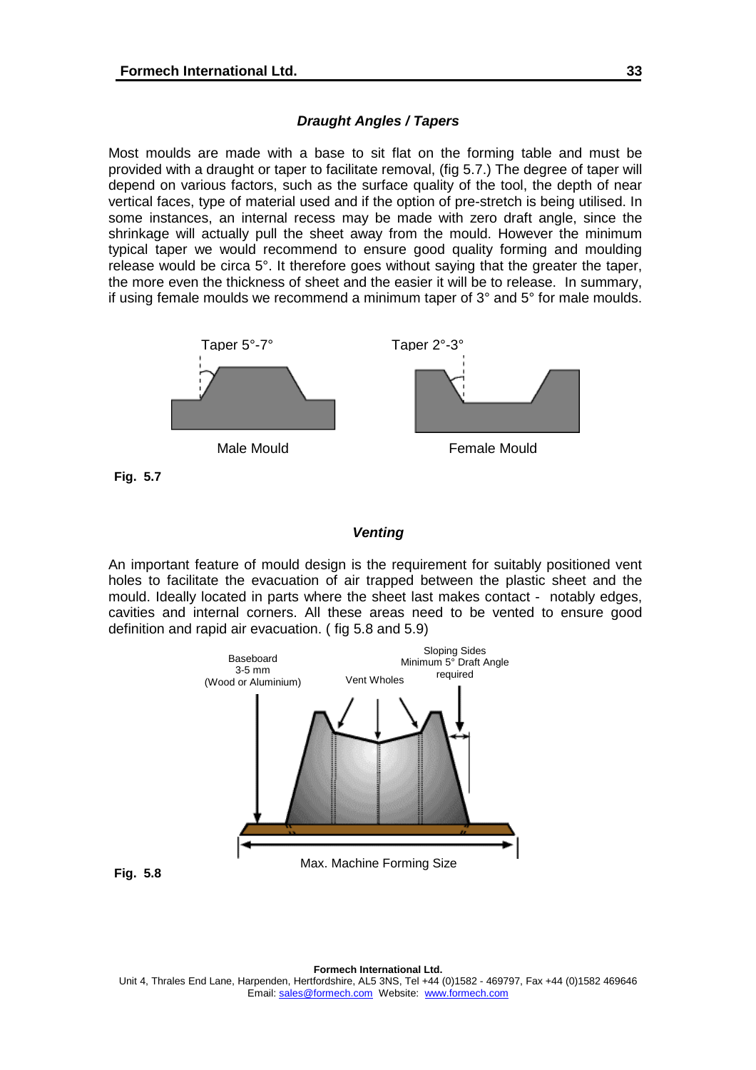### *Draught Angles / Tapers*

Most moulds are made with a base to sit flat on the forming table and must be provided with a draught or taper to facilitate removal, (fig 5.7.) The degree of taper will depend on various factors, such as the surface quality of the tool, the depth of near vertical faces, type of material used and if the option of pre-stretch is being utilised. In some instances, an internal recess may be made with zero draft angle, since the shrinkage will actually pull the sheet away from the mould. However the minimum typical taper we would recommend to ensure good quality forming and moulding release would be circa 5°. It therefore goes without saying that the greater the taper, the more even the thickness of sheet and the easier it will be to release. In summary, if using female moulds we recommend a minimum taper of 3° and 5° for male moulds.

Taper 5°-7°

Male Mould

Taper 2°-3°

Female Mould

**Fig. 5.7**

### *Venting*

An important feature of mould design is the requirement for suitably positioned vent holes to facilitate the evacuation of air trapped between the plastic sheet and the mould. Ideally located in parts where the sheet last makes contact - notably edges, cavities and internal corners. All these areas need to be vented to ensure good definition and rapid air evacuation. ( fig 5.8 and 5.9)

Baseboard 3-5 mm (Wood or Aluminium)

Vent Wholes

Sloping Sides Minimum 5° Draft Angle required

Max. Machine Forming Size

**Fig. 5.8**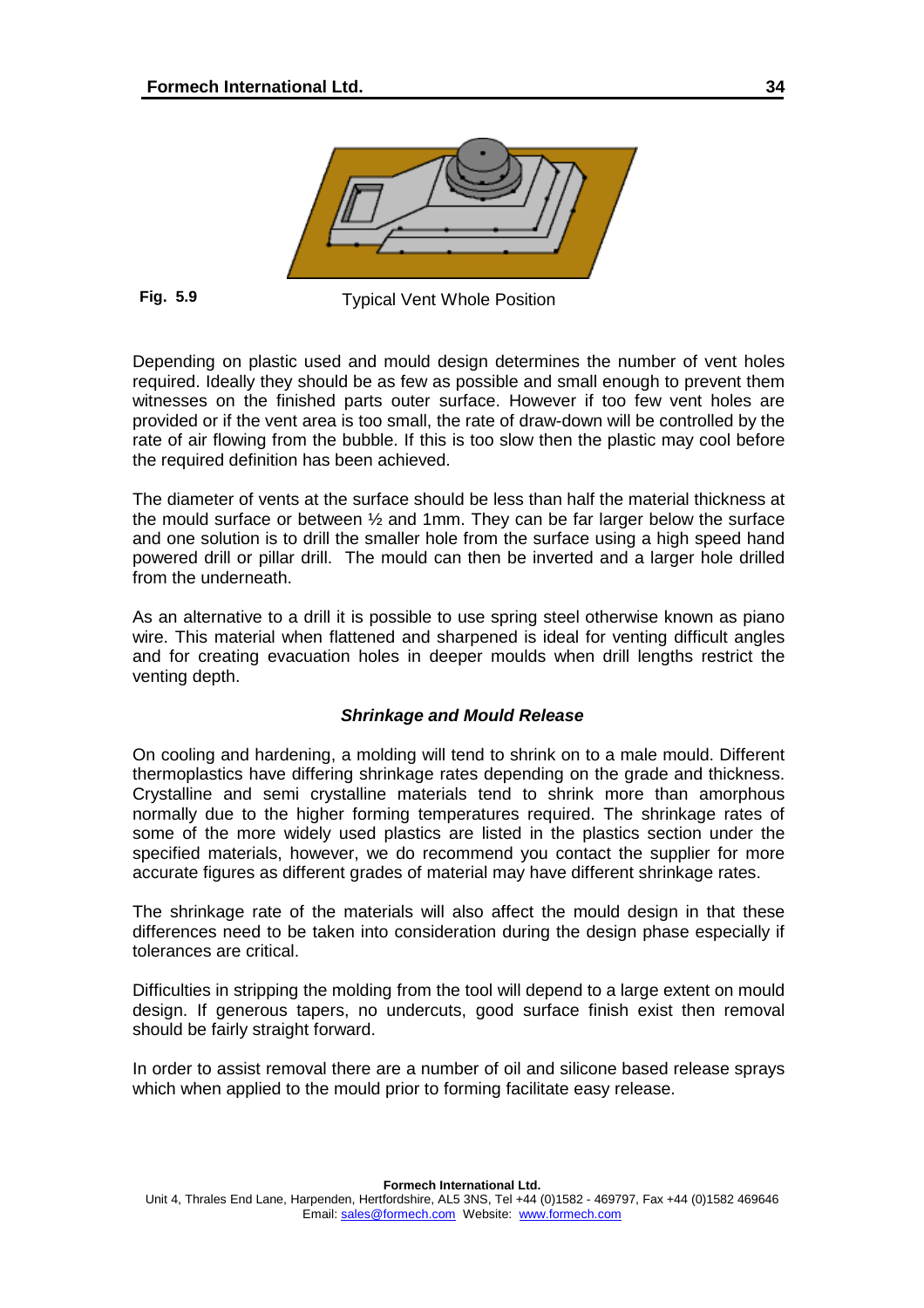**Fig. 5.9** Typical Vent Whole Position

Depending on plastic used and mould design determines the number of vent holes required. Ideally they should be as few as possible and small enough to prevent them witnesses on the finished parts outer surface. However if too few vent holes are provided or if the vent area is too small, the rate of draw-down will be controlled by the rate of air flowing from the bubble. If this is too slow then the plastic may cool before the required definition has been achieved.

The diameter of vents at the surface should be less than half the material thickness at the mould surface or between ½ and 1mm. They can be far larger below the surface and one solution is to drill the smaller hole from the surface using a high speed hand powered drill or pillar drill. The mould can then be inverted and a larger hole drilled from the underneath.

As an alternative to a drill it is possible to use spring steel otherwise known as piano wire. This material when flattened and sharpened is ideal for venting difficult angles and for creating evacuation holes in deeper moulds when drill lengths restrict the venting depth.

### *Shrinkage and Mould Release*

On cooling and hardening, a molding will tend to shrink on to a male mould. Different thermoplastics have differing shrinkage rates depending on the grade and thickness. Crystalline and semi crystalline materials tend to shrink more than amorphous normally due to the higher forming temperatures required. The shrinkage rates of some of the more widely used plastics are listed in the plastics section under the specified materials, however, we do recommend you contact the supplier for more accurate figures as different grades of material may have different shrinkage rates.

The shrinkage rate of the materials will also affect the mould design in that these differences need to be taken into consideration during the design phase especially if tolerances are critical.

Difficulties in stripping the molding from the tool will depend to a large extent on mould design. If generous tapers, no undercuts, good surface finish exist then removal should be fairly straight forward.

In order to assist removal there are a number of oil and silicone based release sprays which when applied to the mould prior to forming facilitate easy release.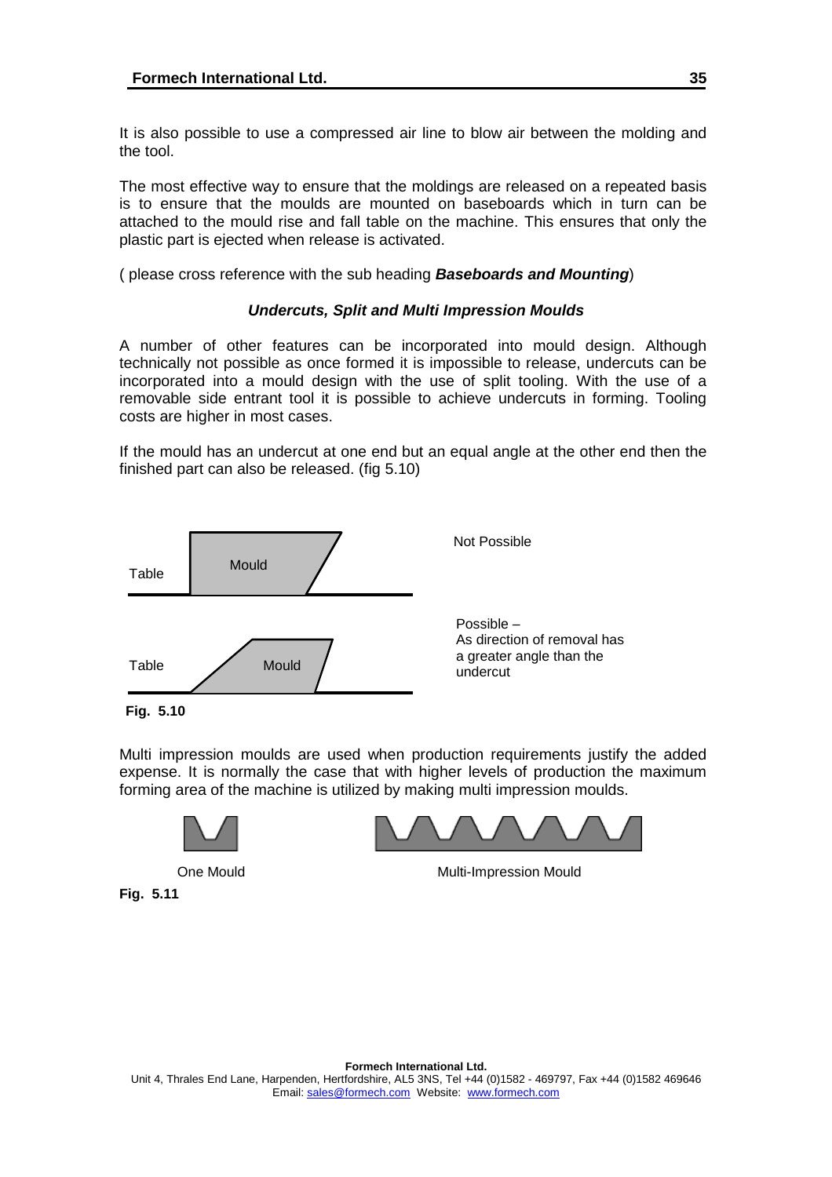It is also possible to use a compressed air line to blow air between the molding and the tool.

The most effective way to ensure that the moldings are released on a repeated basis is to ensure that the moulds are mounted on baseboards which in turn can be attached to the mould rise and fall table on the machine. This ensures that only the plastic part is ejected when release is activated.

( please cross reference with the sub heading ***Baseboards and Mounting***)

### *Undercuts, Split and Multi Impression Moulds*

A number of other features can be incorporated into mould design. Although technically not possible as once formed it is impossible to release, undercuts can be incorporated into a mould design with the use of split tooling. With the use of a removable side entrant tool it is possible to achieve undercuts in forming. Tooling costs are higher in most cases.

If the mould has an undercut at one end but an equal angle at the other end then the finished part can also be released. (fig 5.10)

Table — Mould — Not Possible

Table — Mould — Possible – As direction of removal has a greater angle than the undercut

**Fig. 5.10**

Multi impression moulds are used when production requirements justify the added expense. It is normally the case that with higher levels of production the maximum forming area of the machine is utilized by making multi impression moulds.

One Mould — Multi-Impression Mould

**Fig. 5.11**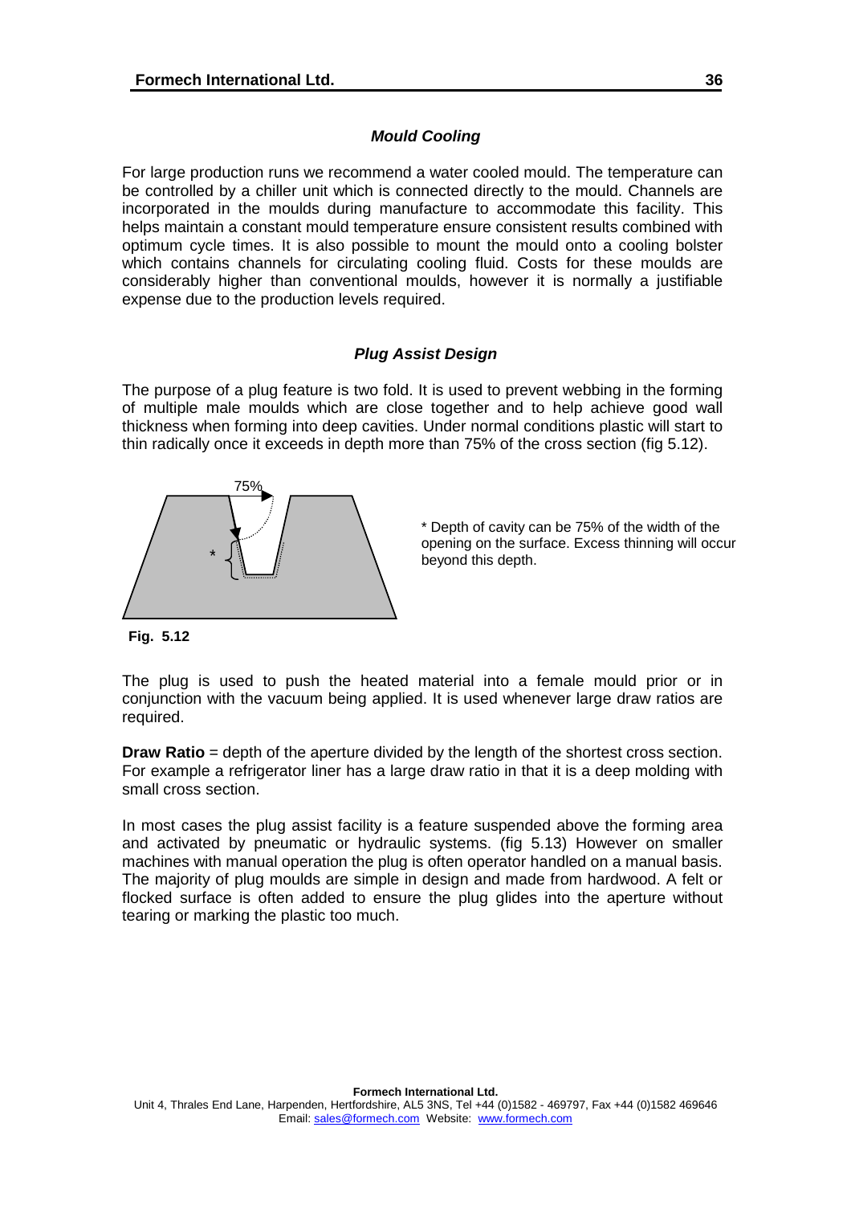### *Mould Cooling*

For large production runs we recommend a water cooled mould. The temperature can be controlled by a chiller unit which is connected directly to the mould. Channels are incorporated in the moulds during manufacture to accommodate this facility. This helps maintain a constant mould temperature ensure consistent results combined with optimum cycle times. It is also possible to mount the mould onto a cooling bolster which contains channels for circulating cooling fluid. Costs for these moulds are considerably higher than conventional moulds, however it is normally a justifiable expense due to the production levels required.

### *Plug Assist Design*

The purpose of a plug feature is two fold. It is used to prevent webbing in the forming of multiple male moulds which are close together and to help achieve good wall thickness when forming into deep cavities. Under normal conditions plastic will start to thin radically once it exceeds in depth more than 75% of the cross section (fig 5.12).

75%

*

* Depth of cavity can be 75% of the width of the opening on the surface. Excess thinning will occur beyond this depth.

**Fig. 5.12**

The plug is used to push the heated material into a female mould prior or in conjunction with the vacuum being applied. It is used whenever large draw ratios are required.

**Draw Ratio** = depth of the aperture divided by the length of the shortest cross section. For example a refrigerator liner has a large draw ratio in that it is a deep molding with small cross section.

In most cases the plug assist facility is a feature suspended above the forming area and activated by pneumatic or hydraulic systems. (fig 5.13) However on smaller machines with manual operation the plug is often operator handled on a manual basis. The majority of plug moulds are simple in design and made from hardwood. A felt or flocked surface is often added to ensure the plug glides into the aperture without tearing or marking the plastic too much.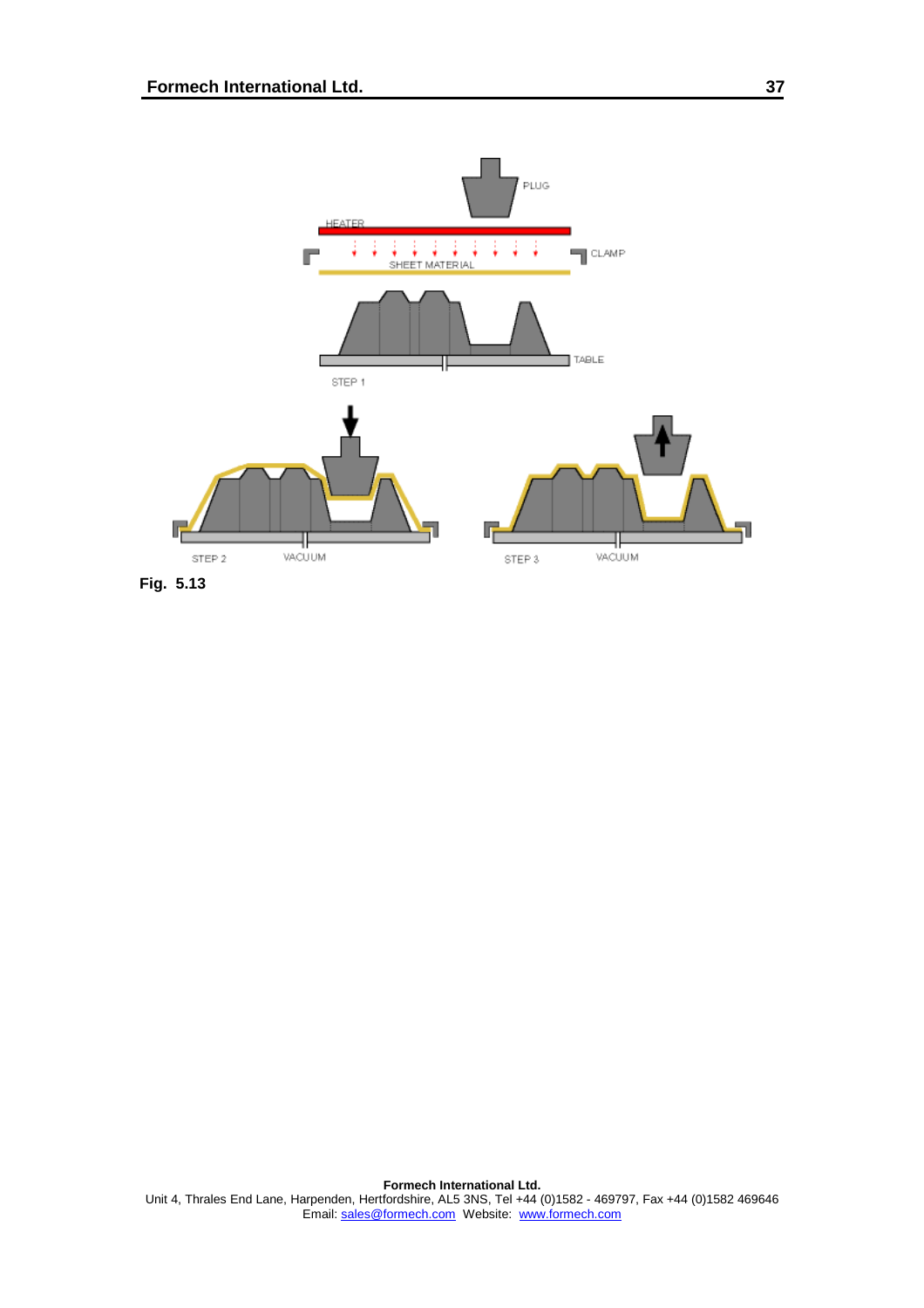Fig. 5.13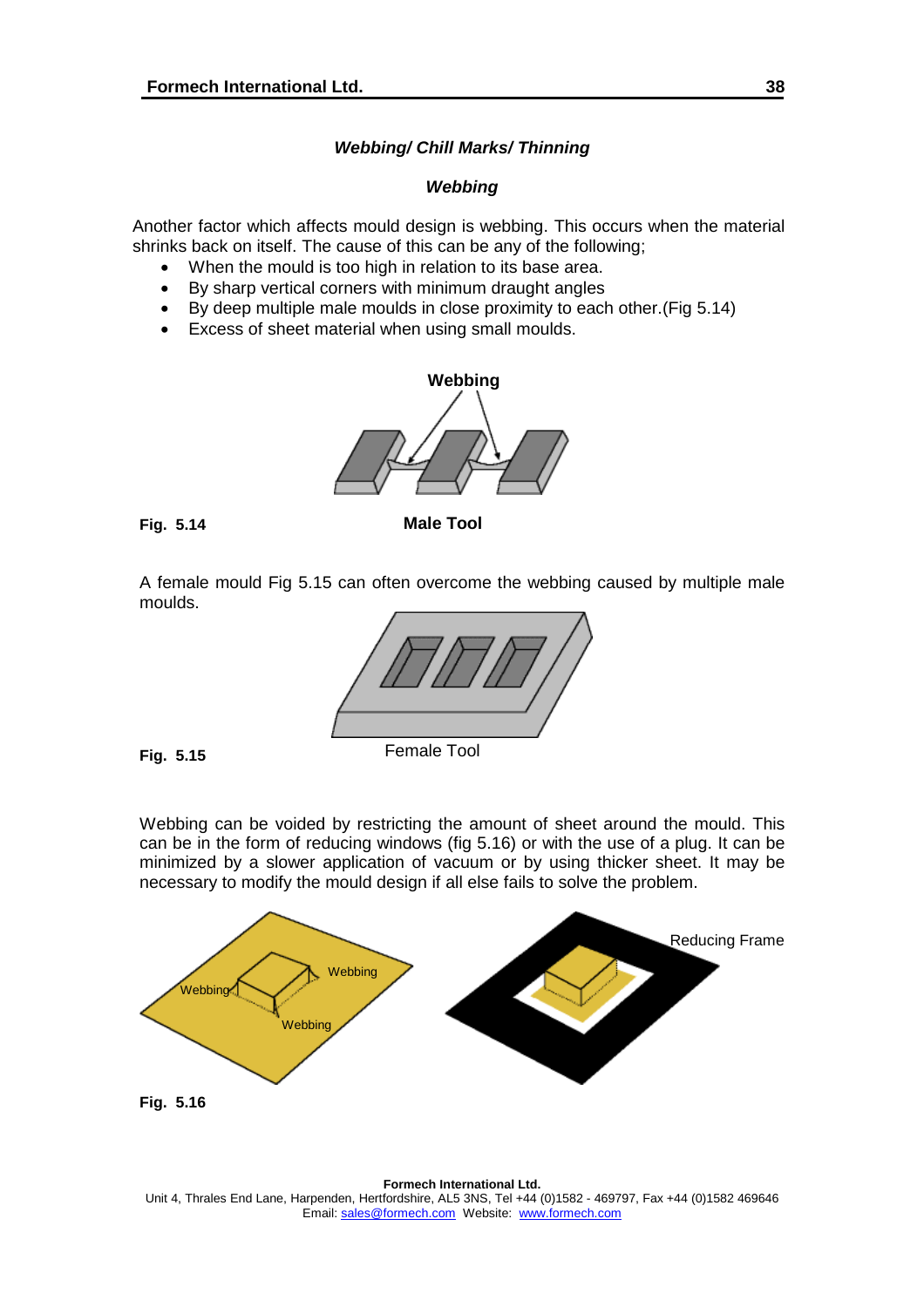## *Webbing/ Chill Marks/ Thinning*

### *Webbing*

Another factor which affects mould design is webbing. This occurs when the material shrinks back on itself. The cause of this can be any of the following;

- When the mould is too high in relation to its base area.
- By sharp vertical corners with minimum draught angles
- By deep multiple male moulds in close proximity to each other.(Fig 5.14)
- Excess of sheet material when using small moulds.

**Webbing**

**Fig. 5.14** **Male Tool**

A female mould Fig 5.15 can often overcome the webbing caused by multiple male moulds.

**Fig. 5.15** Female Tool

Webbing can be voided by restricting the amount of sheet around the mould. This can be in the form of reducing windows (fig 5.16) or with the use of a plug. It can be minimized by a slower application of vacuum or by using thicker sheet. It may be necessary to modify the mould design if all else fails to solve the problem.

Webbing Webbing Webbing Reducing Frame

**Fig. 5.16**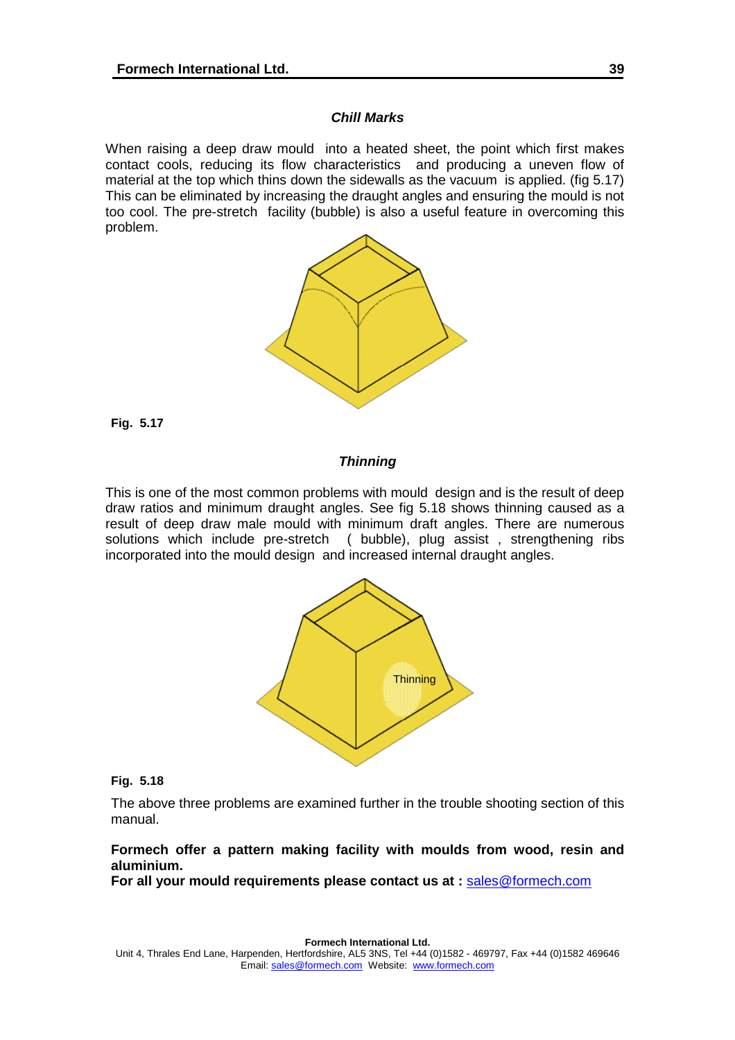### *Chill Marks*

When raising a deep draw mould into a heated sheet, the point which first makes contact cools, reducing its flow characteristics and producing a uneven flow of material at the top which thins down the sidewalls as the vacuum is applied. (fig 5.17) This can be eliminated by increasing the draught angles and ensuring the mould is not too cool. The pre-stretch facility (bubble) is also a useful feature in overcoming this problem.

**Fig. 5.17**

### *Thinning*

This is one of the most common problems with mould design and is the result of deep draw ratios and minimum draught angles. See fig 5.18 shows thinning caused as a result of deep draw male mould with minimum draft angles. There are numerous solutions which include pre-stretch ( bubble), plug assist , strengthening ribs incorporated into the mould design and increased internal draught angles.

Thinning

**Fig. 5.18**

The above three problems are examined further in the trouble shooting section of this manual.

**Formech offer a pattern making facility with moulds from wood, resin and aluminium.**
**For all your mould requirements please contact us at :** sales@formech.com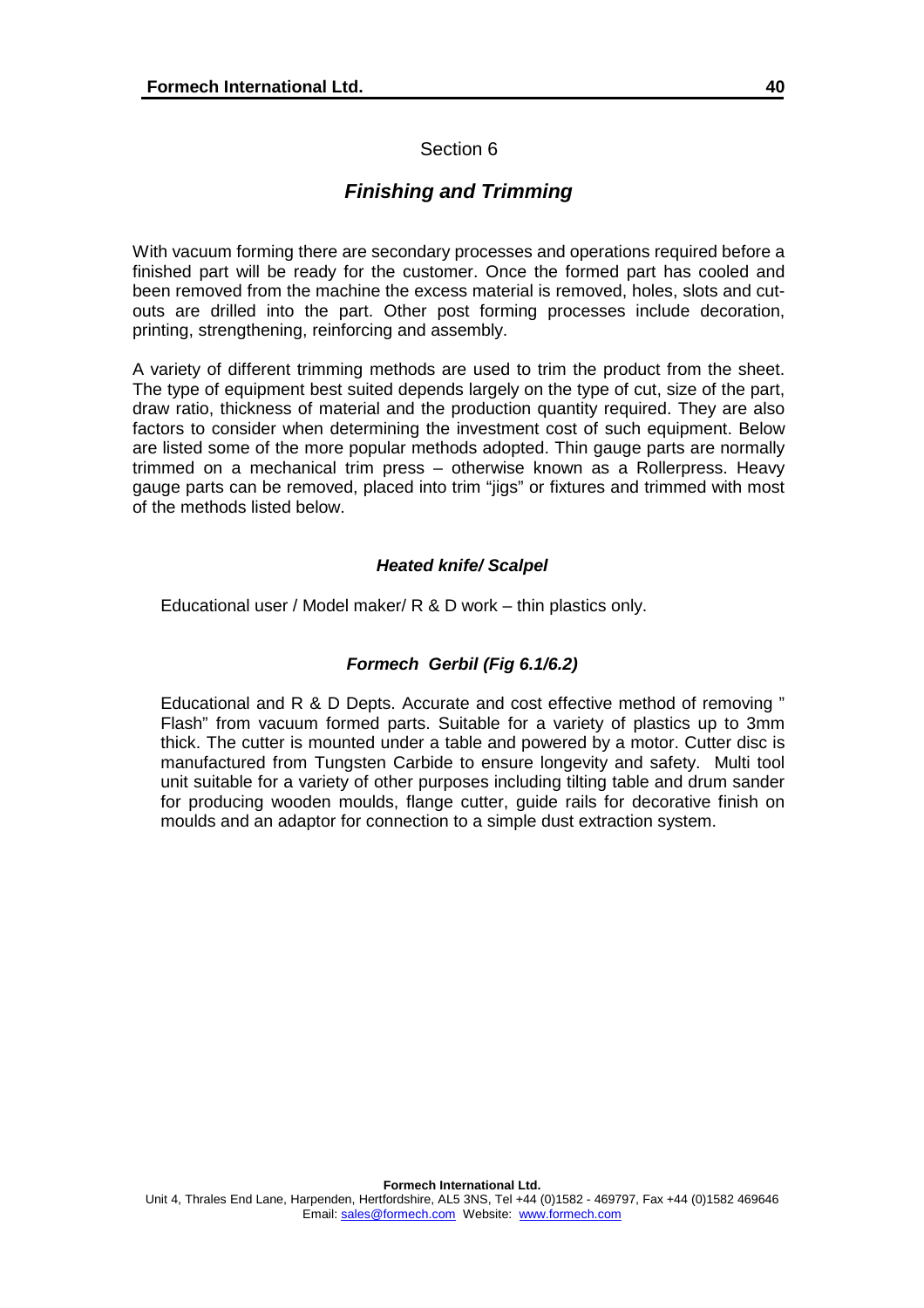Section 6

## *Finishing and Trimming*

With vacuum forming there are secondary processes and operations required before a finished part will be ready for the customer. Once the formed part has cooled and been removed from the machine the excess material is removed, holes, slots and cut-outs are drilled into the part. Other post forming processes include decoration, printing, strengthening, reinforcing and assembly.

A variety of different trimming methods are used to trim the product from the sheet. The type of equipment best suited depends largely on the type of cut, size of the part, draw ratio, thickness of material and the production quantity required. They are also factors to consider when determining the investment cost of such equipment. Below are listed some of the more popular methods adopted. Thin gauge parts are normally trimmed on a mechanical trim press – otherwise known as a Rollerpress. Heavy gauge parts can be removed, placed into trim "jigs" or fixtures and trimmed with most of the methods listed below.

### *Heated knife/ Scalpel*

Educational user / Model maker/ R & D work – thin plastics only.

### *Formech Gerbil (Fig 6.1/6.2)*

Educational and R & D Depts. Accurate and cost effective method of removing " Flash" from vacuum formed parts. Suitable for a variety of plastics up to 3mm thick. The cutter is mounted under a table and powered by a motor. Cutter disc is manufactured from Tungsten Carbide to ensure longevity and safety. Multi tool unit suitable for a variety of other purposes including tilting table and drum sander for producing wooden moulds, flange cutter, guide rails for decorative finish on moulds and an adaptor for connection to a simple dust extraction system.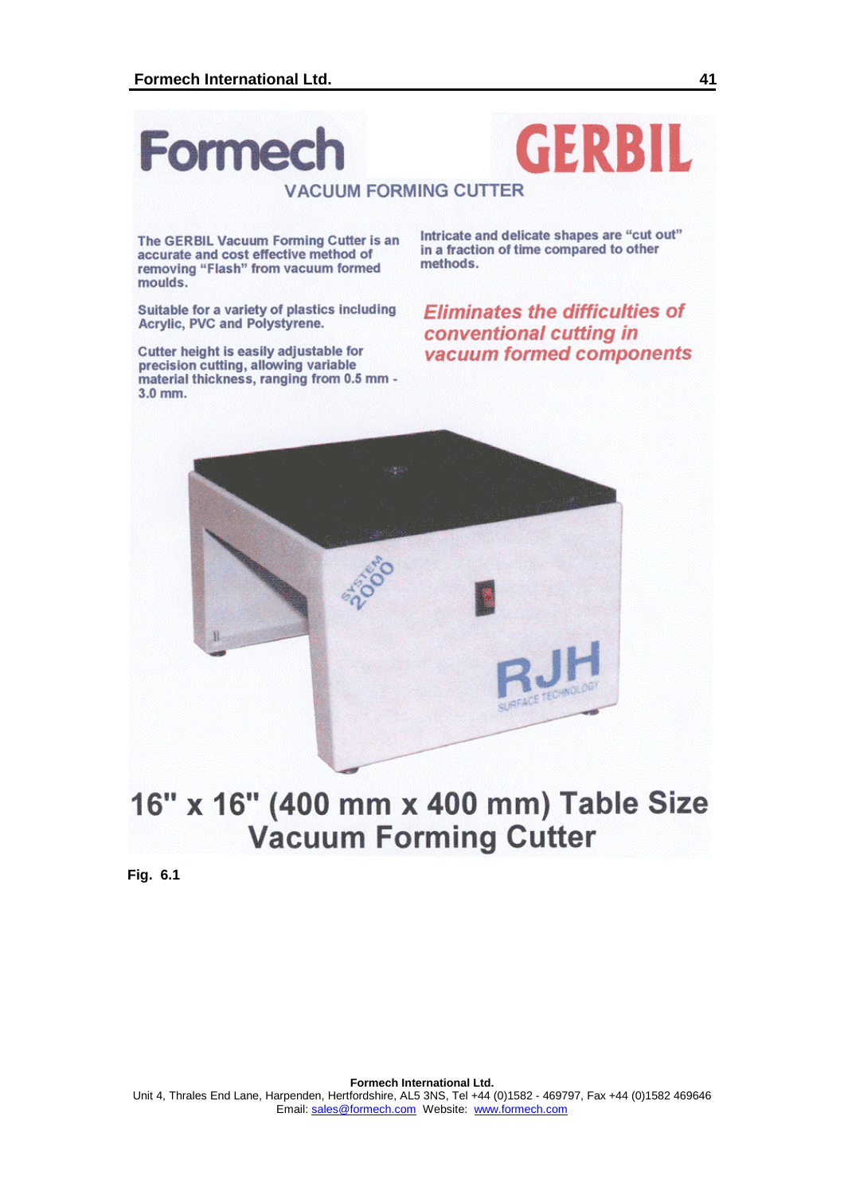# Formech GERBIL

## VACUUM FORMING CUTTER

The GERBIL Vacuum Forming Cutter is an accurate and cost effective method of removing "Flash" from vacuum formed moulds.

Suitable for a variety of plastics including Acrylic, PVC and Polystyrene.

Cutter height is easily adjustable for precision cutting, allowing variable material thickness, ranging from 0.5 mm - 3.0 mm.

Intricate and delicate shapes are "cut out" in a fraction of time compared to other methods.

*Eliminates the difficulties of conventional cutting in vacuum formed components*

SYSTEM 2000

RJH SURFACE TECHNOLOGY

## 16" x 16" (400 mm x 400 mm) Table Size Vacuum Forming Cutter

**Fig. 6.1**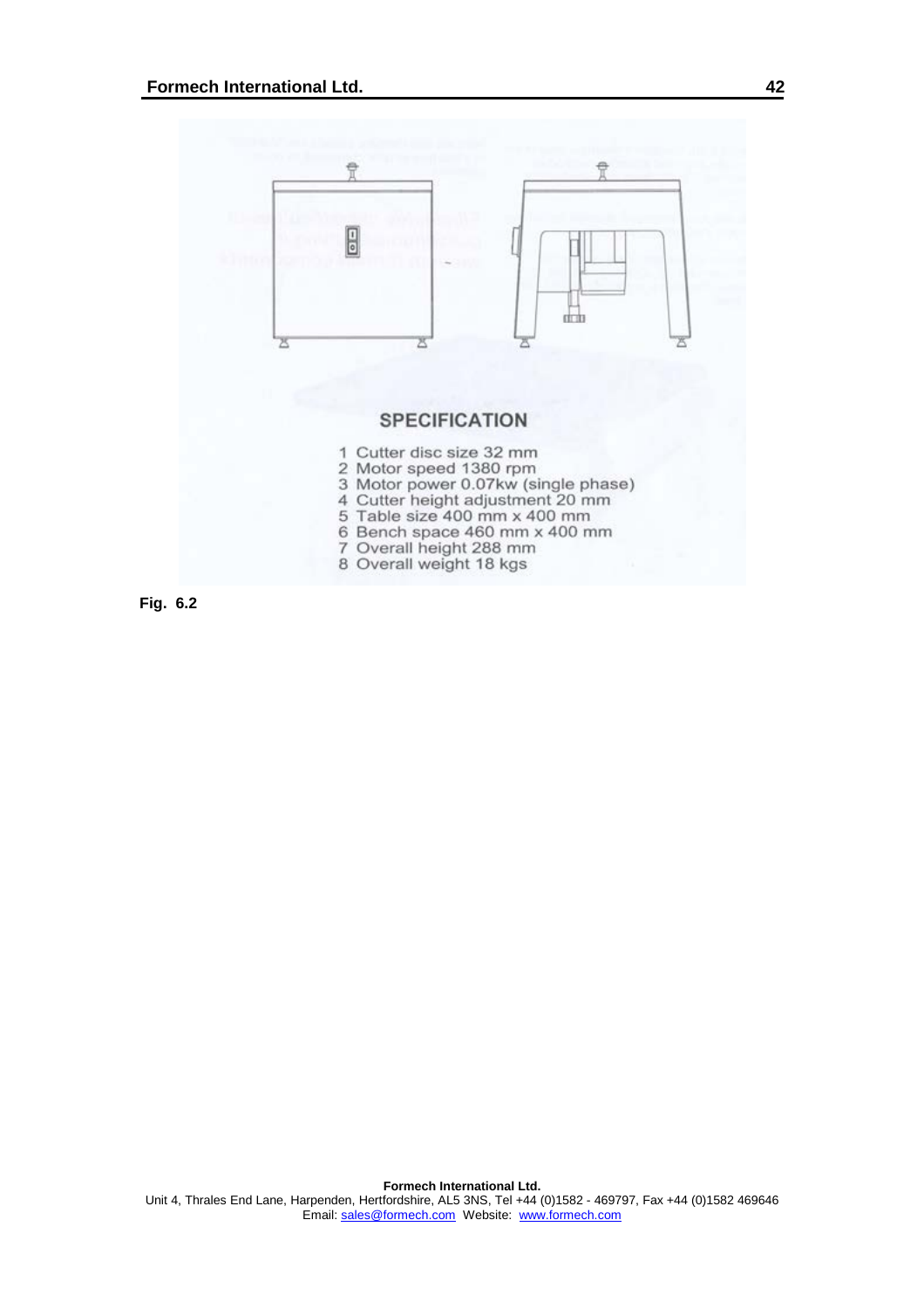## SPECIFICATION

1. Cutter disc size 32 mm
2. Motor speed 1380 rpm
3. Motor power 0.07kw (single phase)
4. Cutter height adjustment 20 mm
5. Table size 400 mm x 400 mm
6. Bench space 460 mm x 400 mm
7. Overall height 288 mm
8. Overall weight 18 kgs

**Fig. 6.2**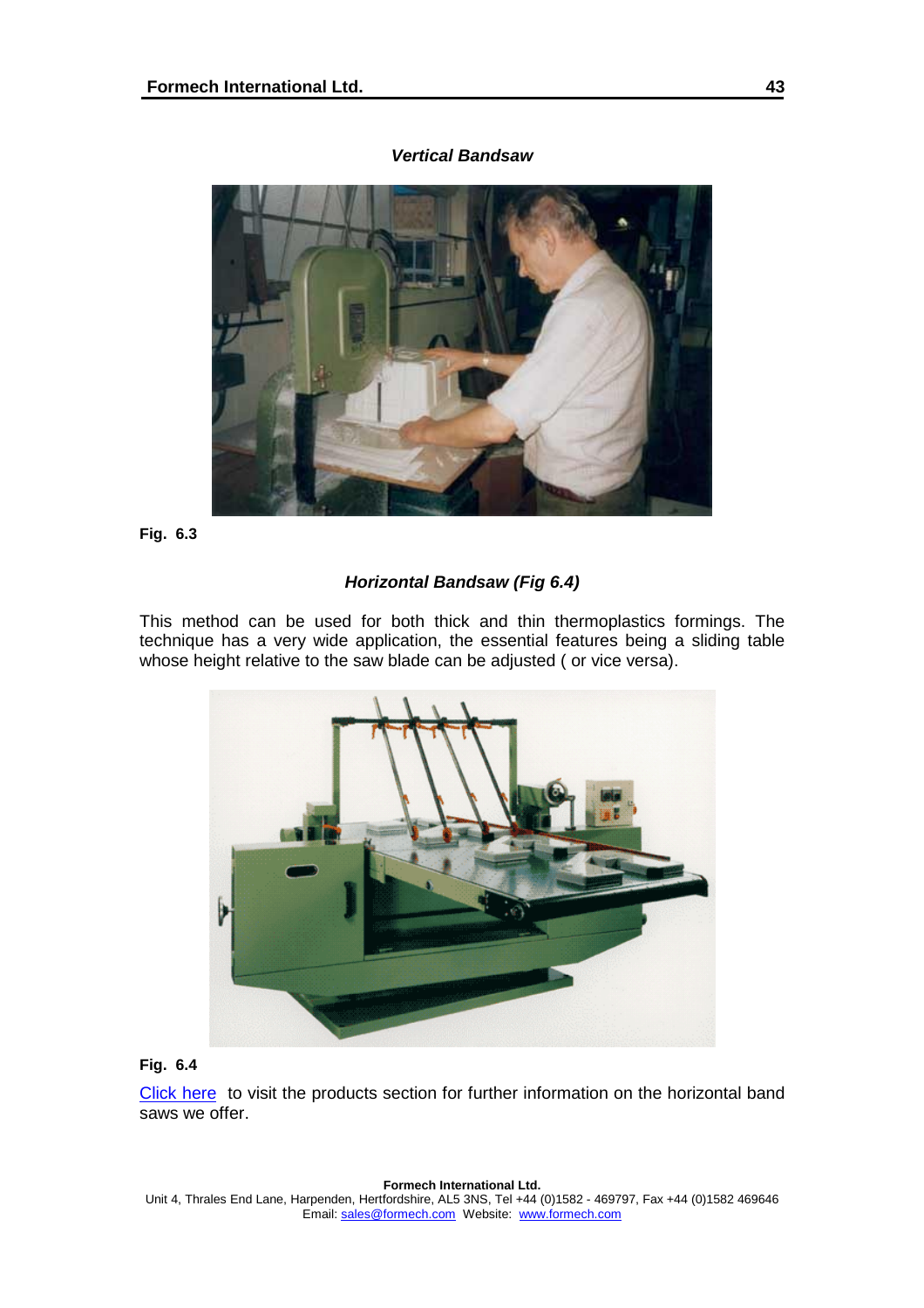### *Vertical Bandsaw*

**Fig. 6.3**

### *Horizontal Bandsaw (Fig 6.4)*

This method can be used for both thick and thin thermoplastics formings. The technique has a very wide application, the essential features being a sliding table whose height relative to the saw blade can be adjusted ( or vice versa).

**Fig. 6.4**

Click here to visit the products section for further information on the horizontal band saws we offer.

**Formech International Ltd.**
Unit 4, Thrales End Lane, Harpenden, Hertfordshire, AL5 3NS, Tel +44 (0)1582 - 469797, Fax +44 (0)1582 469646
Email: sales@formech.com Website: www.formech.com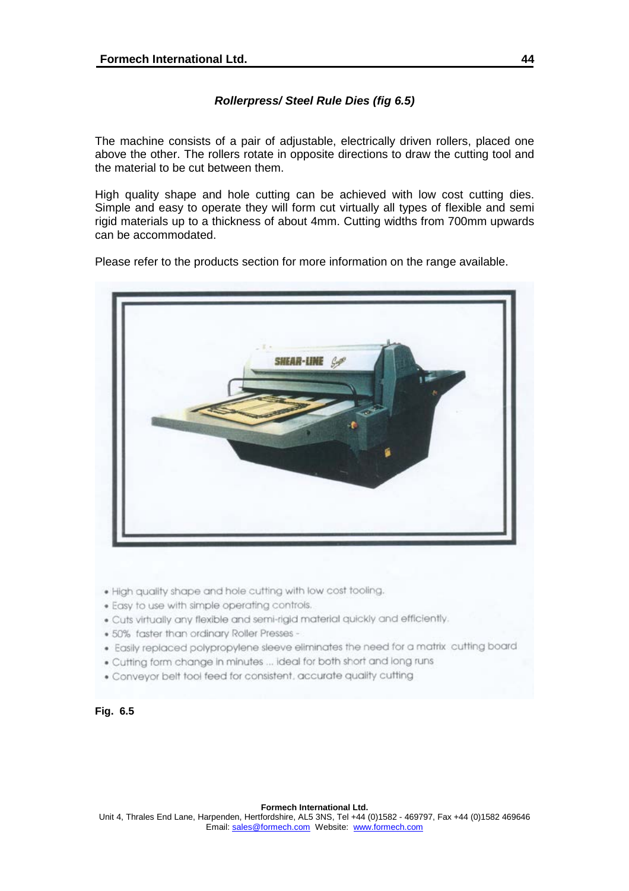### *Rollerpress/ Steel Rule Dies (fig 6.5)*

The machine consists of a pair of adjustable, electrically driven rollers, placed one above the other. The rollers rotate in opposite directions to draw the cutting tool and the material to be cut between them.

High quality shape and hole cutting can be achieved with low cost cutting dies. Simple and easy to operate they will form cut virtually all types of flexible and semi rigid materials up to a thickness of about 4mm. Cutting widths from 700mm upwards can be accommodated.

Please refer to the products section for more information on the range available.

- High quality shape and hole cutting with low cost tooling.
- Easy to use with simple operating controls.
- Cuts virtually any flexible and semi-rigid material quickly and efficiently.
- 50% faster than ordinary Roller Presses -
- Easily replaced polypropylene sleeve eliminates the need for a matrix cutting board
- Cutting form change in minutes ... ideal for both short and long runs
- Conveyor belt tool feed for consistent, accurate quality cutting

**Fig. 6.5**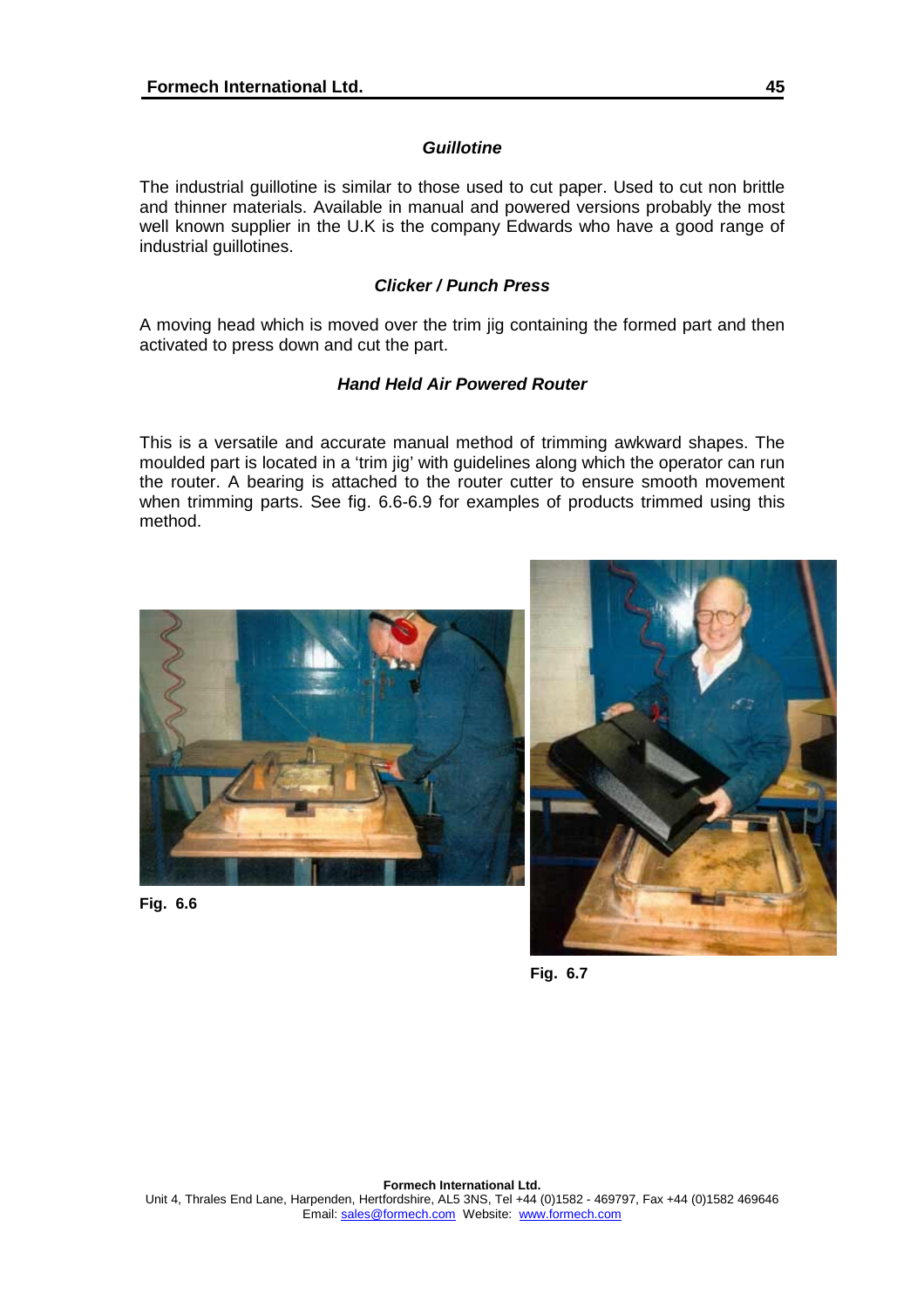### *Guillotine*

The industrial guillotine is similar to those used to cut paper. Used to cut non brittle and thinner materials. Available in manual and powered versions probably the most well known supplier in the U.K is the company Edwards who have a good range of industrial guillotines.

### *Clicker / Punch Press*

A moving head which is moved over the trim jig containing the formed part and then activated to press down and cut the part.

### *Hand Held Air Powered Router*

This is a versatile and accurate manual method of trimming awkward shapes. The moulded part is located in a 'trim jig' with guidelines along which the operator can run the router. A bearing is attached to the router cutter to ensure smooth movement when trimming parts. See fig. 6.6-6.9 for examples of products trimmed using this method.

**Fig. 6.6**

**Fig. 6.7**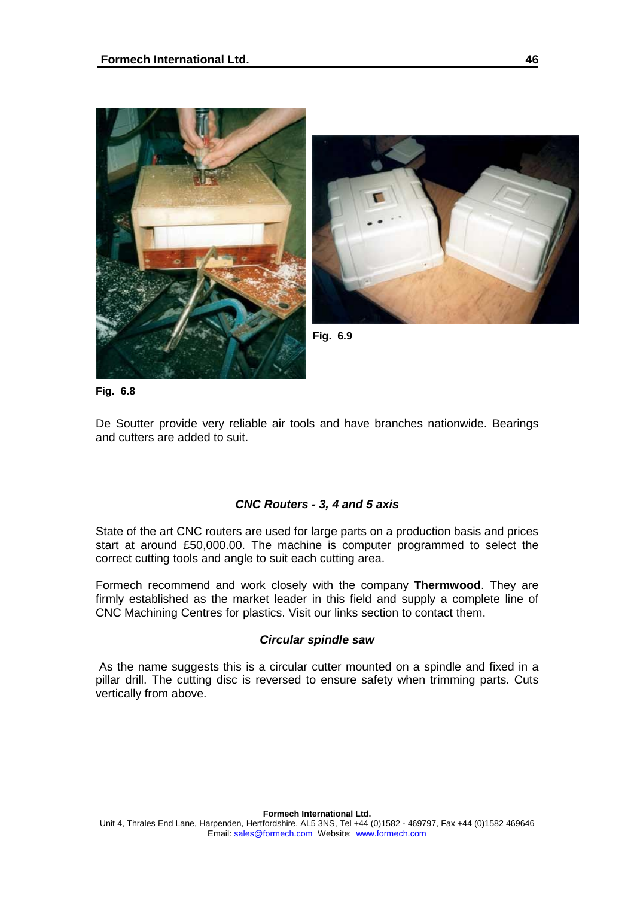Fig. 6.9

Fig. 6.8

De Soutter provide very reliable air tools and have branches nationwide. Bearings and cutters are added to suit.

### *CNC Routers - 3, 4 and 5 axis*

State of the art CNC routers are used for large parts on a production basis and prices start at around £50,000.00. The machine is computer programmed to select the correct cutting tools and angle to suit each cutting area.

Formech recommend and work closely with the company **Thermwood**. They are firmly established as the market leader in this field and supply a complete line of CNC Machining Centres for plastics. Visit our links section to contact them.

### *Circular spindle saw*

As the name suggests this is a circular cutter mounted on a spindle and fixed in a pillar drill. The cutting disc is reversed to ensure safety when trimming parts. Cuts vertically from above.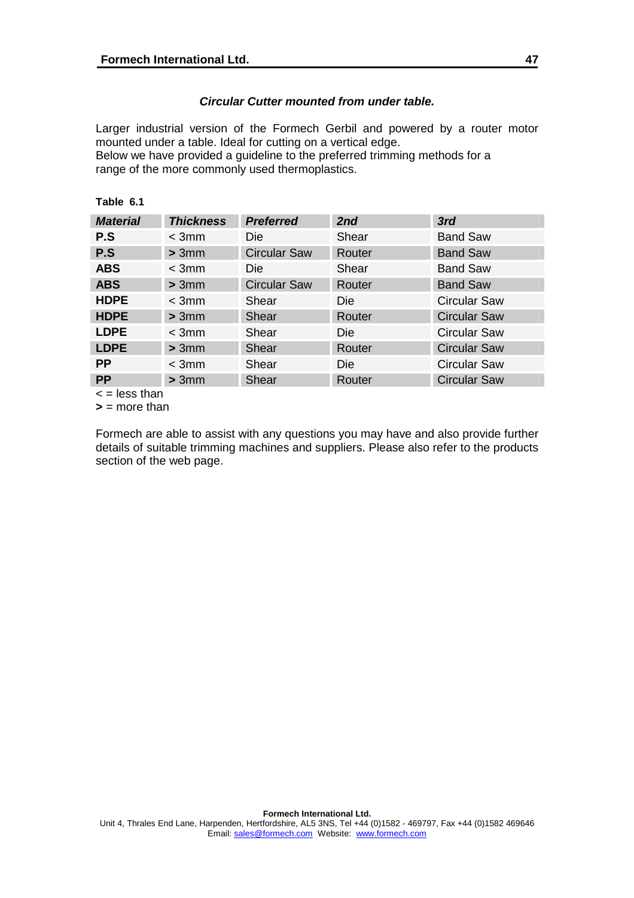### *Circular Cutter mounted from under table.*

Larger industrial version of the Formech Gerbil and powered by a router motor mounted under a table. Ideal for cutting on a vertical edge.
Below we have provided a guideline to the preferred trimming methods for a range of the more commonly used thermoplastics.

**Table 6.1**

| ***Material*** | ***Thickness*** | ***Preferred*** | ***2nd*** | ***3rd*** |
|---|---|---|---|---|
| **P.S** | < 3mm | Die | Shear | Band Saw |
| **P.S** | **>** 3mm | Circular Saw | Router | Band Saw |
| **ABS** | < 3mm | Die | Shear | Band Saw |
| **ABS** | **>** 3mm | Circular Saw | Router | Band Saw |
| **HDPE** | < 3mm | Shear | Die | Circular Saw |
| **HDPE** | **>** 3mm | Shear | Router | Circular Saw |
| **LDPE** | < 3mm | Shear | Die | Circular Saw |
| **LDPE** | **>** 3mm | Shear | Router | Circular Saw |
| **PP** | < 3mm | Shear | Die | Circular Saw |
| **PP** | **>** 3mm | Shear | Router | Circular Saw |

< = less than
**>** = more than

Formech are able to assist with any questions you may have and also provide further details of suitable trimming machines and suppliers. Please also refer to the products section of the web page.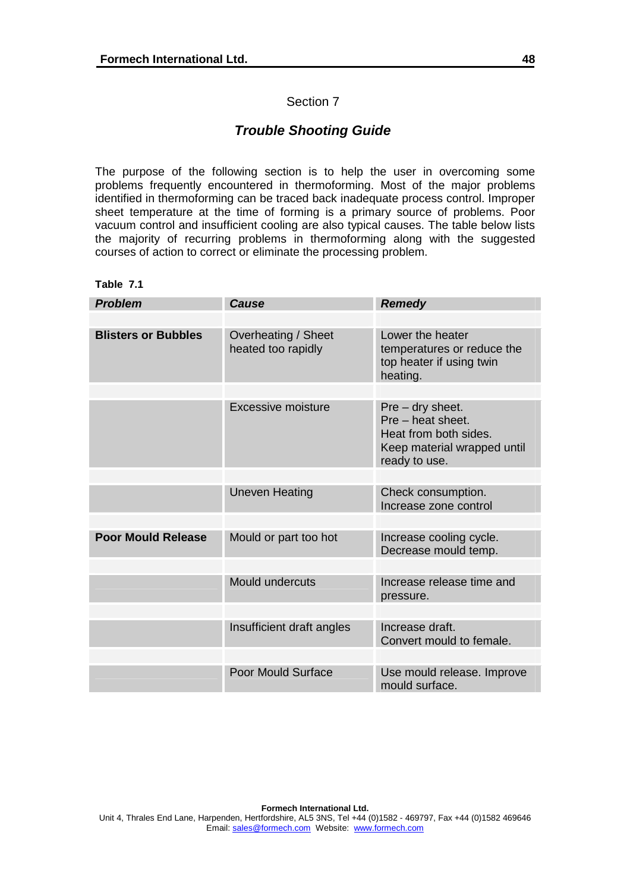Section 7

## *Trouble Shooting Guide*

The purpose of the following section is to help the user in overcoming some problems frequently encountered in thermoforming. Most of the major problems identified in thermoforming can be traced back inadequate process control. Improper sheet temperature at the time of forming is a primary source of problems. Poor vacuum control and insufficient cooling are also typical causes. The table below lists the majority of recurring problems in thermoforming along with the suggested courses of action to correct or eliminate the processing problem.

**Table 7.1**

| *Problem* | *Cause* | *Remedy* |
|---|---|---|
| **Blisters or Bubbles** | Overheating / Sheet heated too rapidly | Lower the heater temperatures or reduce the top heater if using twin heating. |
| | Excessive moisture | Pre – dry sheet.<br>Pre – heat sheet.<br>Heat from both sides.<br>Keep material wrapped until ready to use. |
| | Uneven Heating | Check consumption.<br>Increase zone control |
| **Poor Mould Release** | Mould or part too hot | Increase cooling cycle.<br>Decrease mould temp. |
| | Mould undercuts | Increase release time and pressure. |
| | Insufficient draft angles | Increase draft.<br>Convert mould to female. |
| | Poor Mould Surface | Use mould release. Improve mould surface. |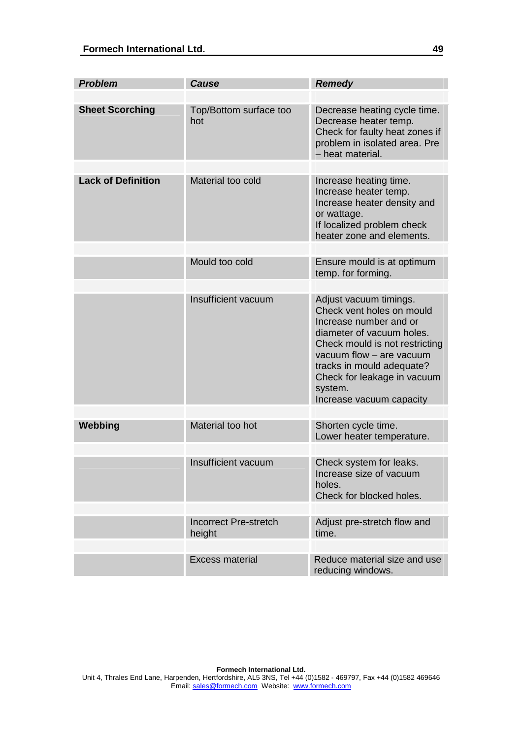| ***Problem*** | ***Cause*** | ***Remedy*** |
|---|---|---|
| **Sheet Scorching** | Top/Bottom surface too hot | Decrease heating cycle time. Decrease heater temp. Check for faulty heat zones if problem in isolated area. Pre – heat material. |
| **Lack of Definition** | Material too cold | Increase heating time. Increase heater temp. Increase heater density and or wattage. If localized problem check heater zone and elements. |
| | Mould too cold | Ensure mould is at optimum temp. for forming. |
| | Insufficient vacuum | Adjust vacuum timings. Check vent holes on mould Increase number and or diameter of vacuum holes. Check mould is not restricting vacuum flow – are vacuum tracks in mould adequate? Check for leakage in vacuum system. Increase vacuum capacity |
| **Webbing** | Material too hot | Shorten cycle time. Lower heater temperature. |
| | Insufficient vacuum | Check system for leaks. Increase size of vacuum holes. Check for blocked holes. |
| | Incorrect Pre-stretch height | Adjust pre-stretch flow and time. |
| | Excess material | Reduce material size and use reducing windows. |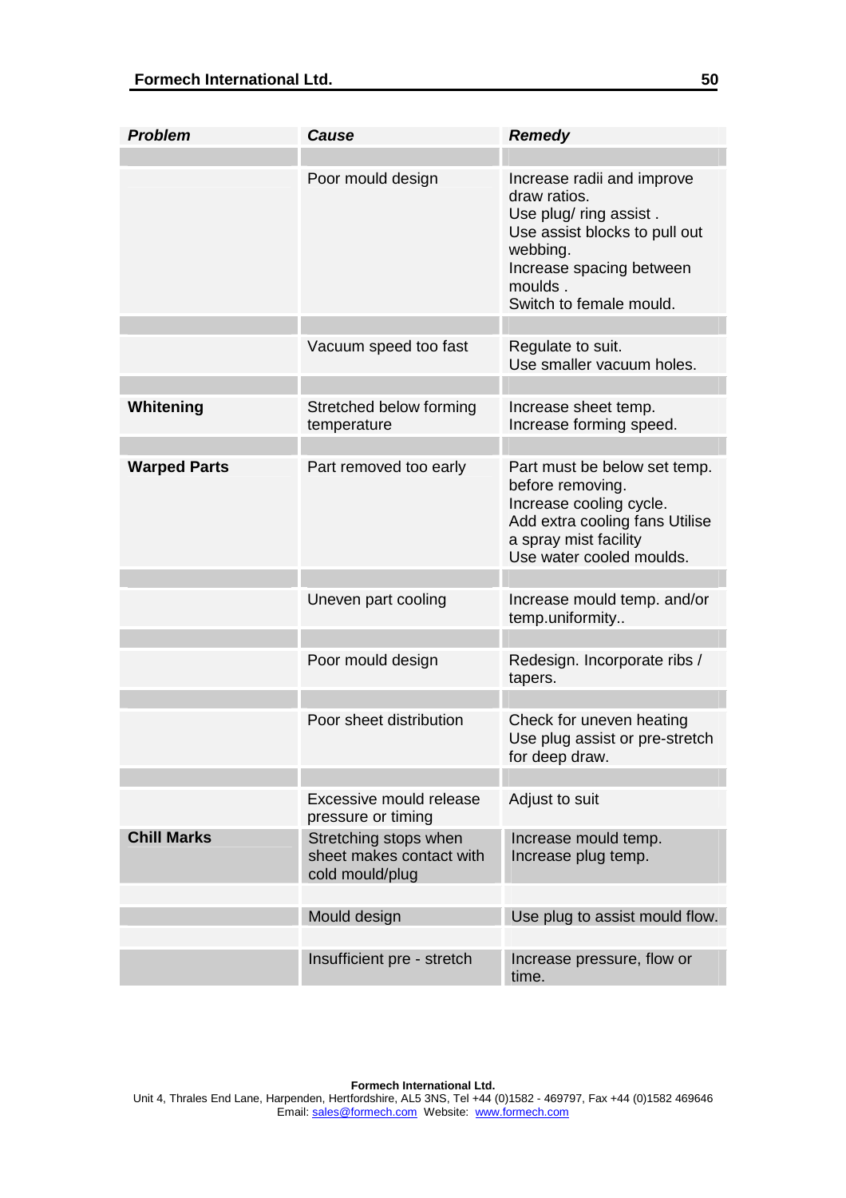| *Problem* | *Cause* | *Remedy* |
|---|---|---|
| | Poor mould design | Increase radii and improve draw ratios.<br>Use plug/ ring assist .<br>Use assist blocks to pull out webbing.<br>Increase spacing between moulds .<br>Switch to female mould. |
| | Vacuum speed too fast | Regulate to suit.<br>Use smaller vacuum holes. |
| **Whitening** | Stretched below forming temperature | Increase sheet temp.<br>Increase forming speed. |
| **Warped Parts** | Part removed too early | Part must be below set temp. before removing.<br>Increase cooling cycle.<br>Add extra cooling fans Utilise a spray mist facility<br>Use water cooled moulds. |
| | Uneven part cooling | Increase mould temp. and/or temp.uniformity.. |
| | Poor mould design | Redesign. Incorporate ribs / tapers. |
| | Poor sheet distribution | Check for uneven heating<br>Use plug assist or pre-stretch for deep draw. |
| | Excessive mould release pressure or timing | Adjust to suit |
| **Chill Marks** | Stretching stops when sheet makes contact with cold mould/plug | Increase mould temp.<br>Increase plug temp. |
| | Mould design | Use plug to assist mould flow. |
| | Insufficient pre - stretch | Increase pressure, flow or time. |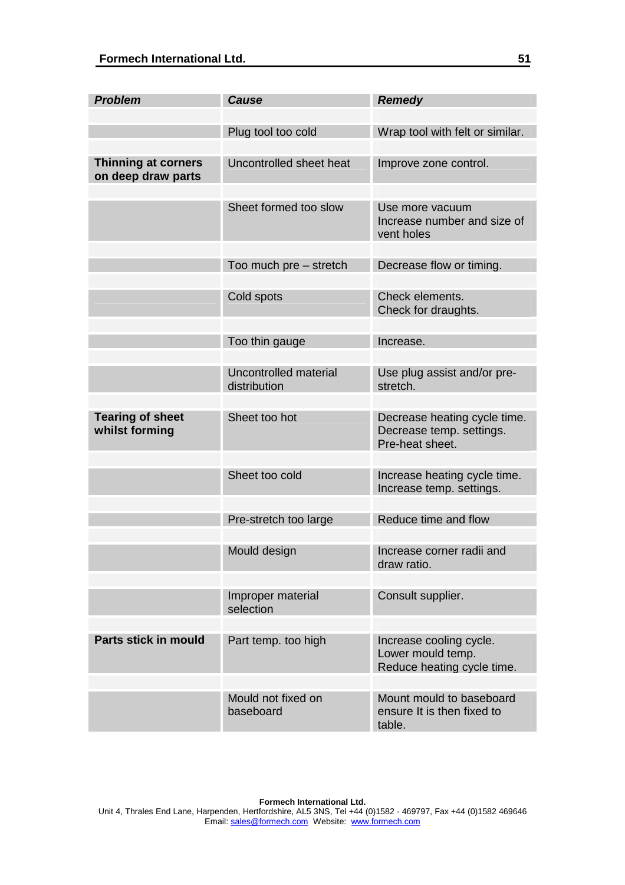| Problem | Cause | Remedy |
|---|---|---|
| | Plug tool too cold | Wrap tool with felt or similar. |
| **Thinning at corners on deep draw parts** | Uncontrolled sheet heat | Improve zone control. |
| | Sheet formed too slow | Use more vacuum<br>Increase number and size of vent holes |
| | Too much pre – stretch | Decrease flow or timing. |
| | Cold spots | Check elements.<br>Check for draughts. |
| | Too thin gauge | Increase. |
| | Uncontrolled material distribution | Use plug assist and/or pre-stretch. |
| **Tearing of sheet whilst forming** | Sheet too hot | Decrease heating cycle time.<br>Decrease temp. settings.<br>Pre-heat sheet. |
| | Sheet too cold | Increase heating cycle time.<br>Increase temp. settings. |
| | Pre-stretch too large | Reduce time and flow |
| | Mould design | Increase corner radii and draw ratio. |
| | Improper material selection | Consult supplier. |
| **Parts stick in mould** | Part temp. too high | Increase cooling cycle.<br>Lower mould temp.<br>Reduce heating cycle time. |
| | Mould not fixed on baseboard | Mount mould to baseboard ensure It is then fixed to table. |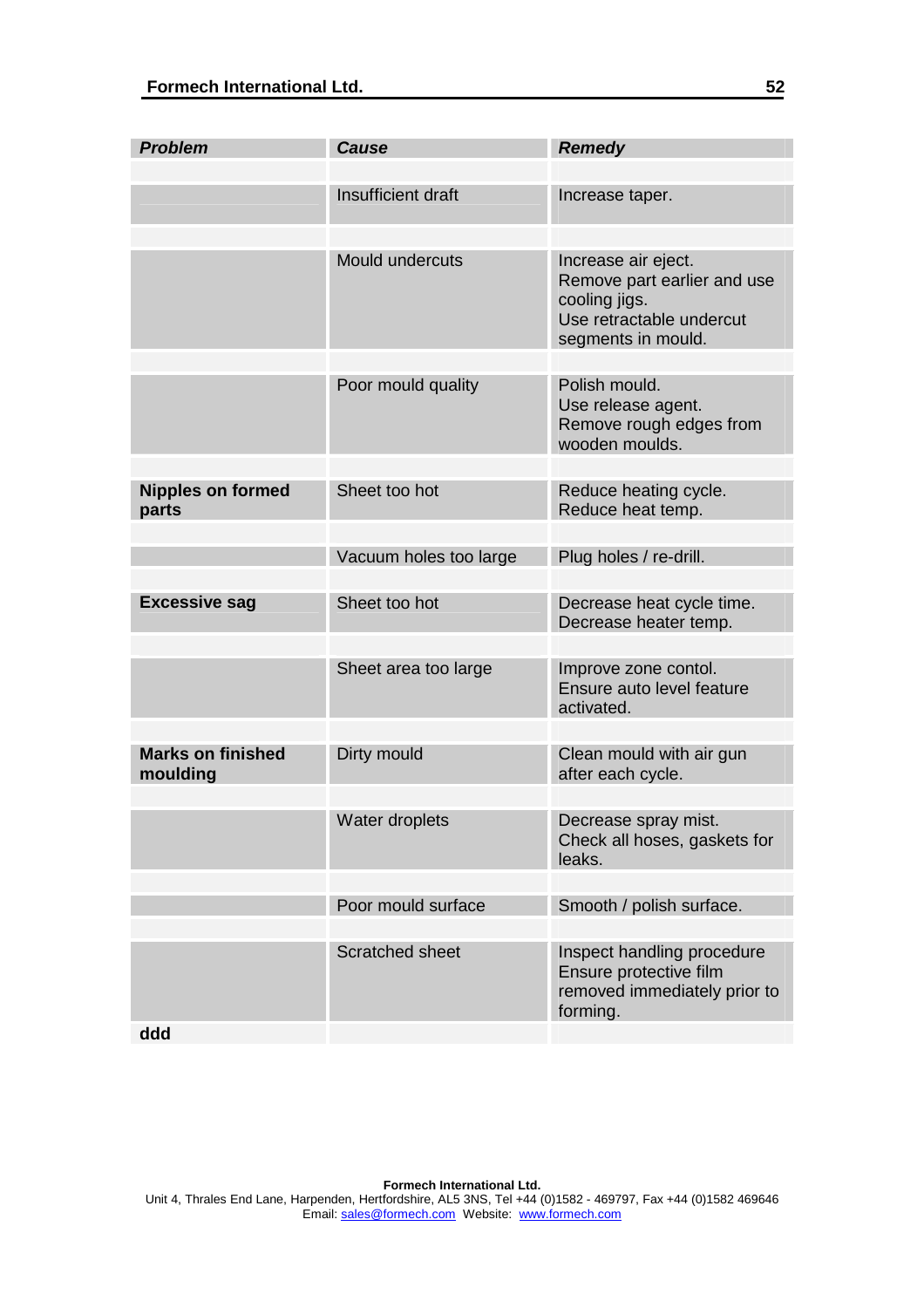| Problem | Cause | Remedy |
|---|---|---|
| | Insufficient draft | Increase taper. |
| | Mould undercuts | Increase air eject.<br>Remove part earlier and use cooling jigs.<br>Use retractable undercut segments in mould. |
| | Poor mould quality | Polish mould.<br>Use release agent.<br>Remove rough edges from wooden moulds. |
| **Nipples on formed parts** | Sheet too hot | Reduce heating cycle.<br>Reduce heat temp. |
| | Vacuum holes too large | Plug holes / re-drill. |
| **Excessive sag** | Sheet too hot | Decrease heat cycle time.<br>Decrease heater temp. |
| | Sheet area too large | Improve zone contol.<br>Ensure auto level feature activated. |
| **Marks on finished moulding** | Dirty mould | Clean mould with air gun after each cycle. |
| | Water droplets | Decrease spray mist.<br>Check all hoses, gaskets for leaks. |
| | Poor mould surface | Smooth / polish surface. |
| | Scratched sheet | Inspect handling procedure<br>Ensure protective film removed immediately prior to forming. |
| **ddd** | | |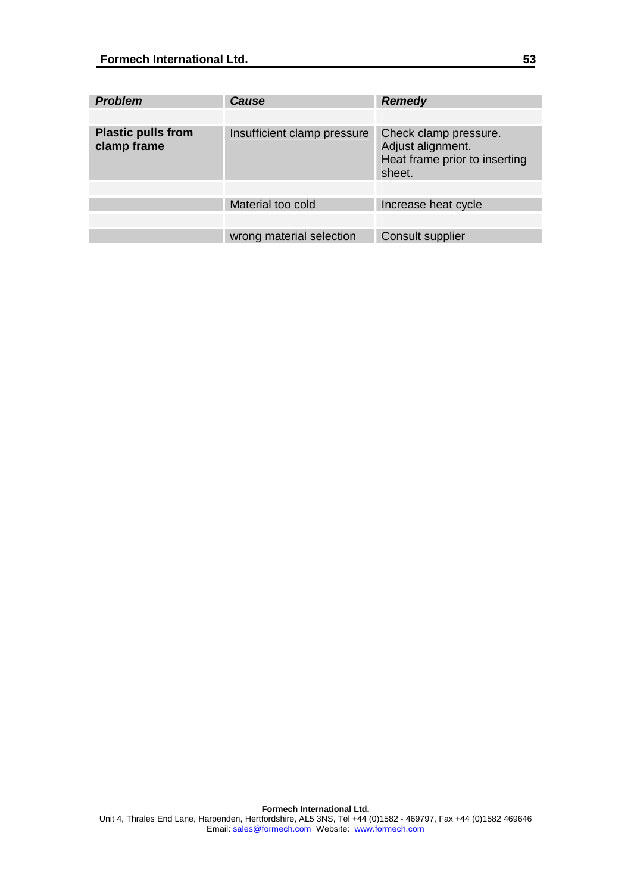| *Problem* | *Cause* | *Remedy* |
|---|---|---|
| **Plastic pulls from clamp frame** | Insufficient clamp pressure | Check clamp pressure. Adjust alignment. Heat frame prior to inserting sheet. |
| | Material too cold | Increase heat cycle |
| | wrong material selection | Consult supplier |

**Formech International Ltd.**
Unit 4, Thrales End Lane, Harpenden, Hertfordshire, AL5 3NS, Tel +44 (0)1582 - 469797, Fax +44 (0)1582 469646
Email: sales@formech.com Website: www.formech.com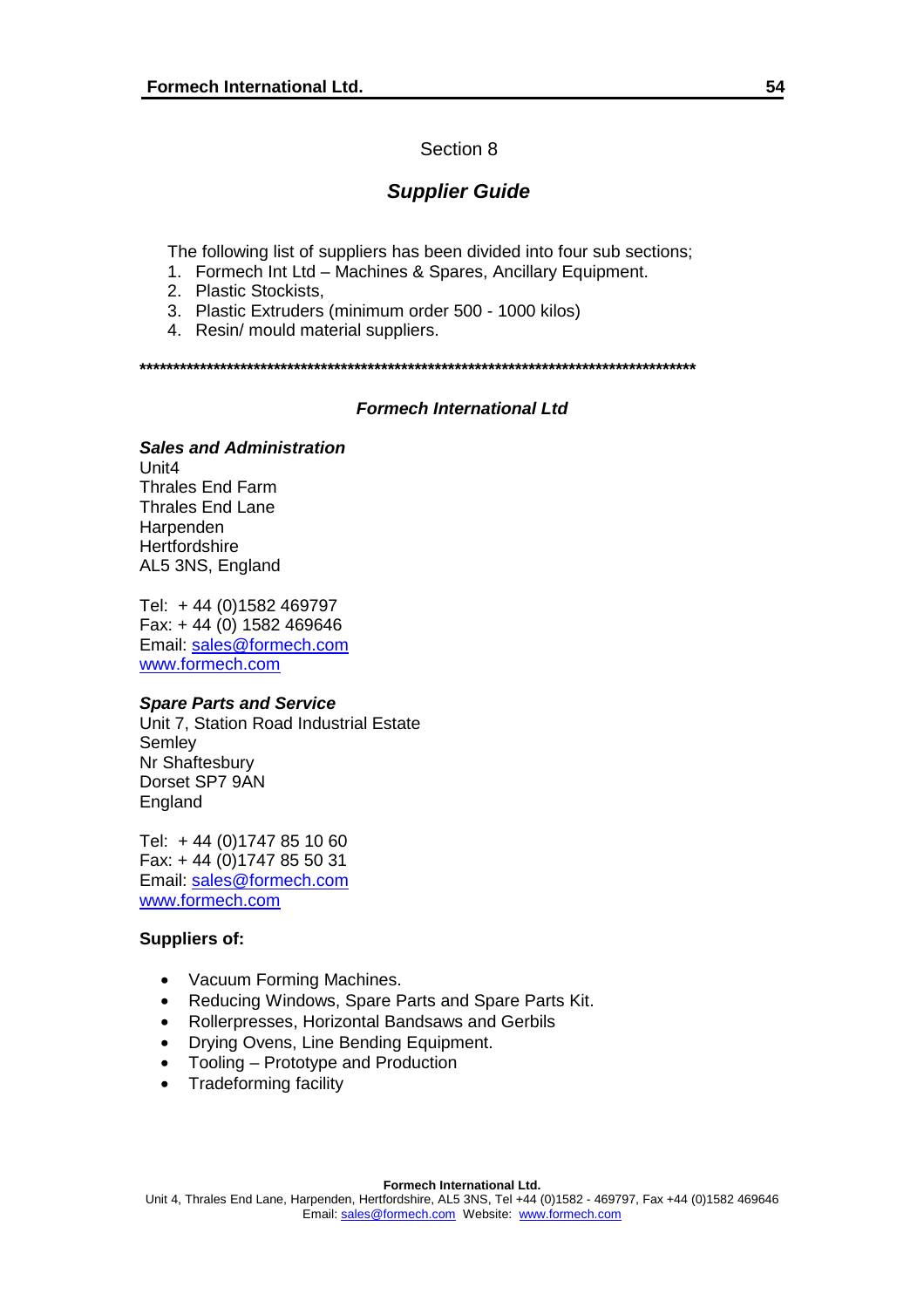Section 8

## *Supplier Guide*

The following list of suppliers has been divided into four sub sections;

1. Formech Int Ltd – Machines & Spares, Ancillary Equipment.
2. Plastic Stockists,
3. Plastic Extruders (minimum order 500 - 1000 kilos)
4. Resin/ mould material suppliers.

****************************************************************************************

### *Formech International Ltd*

***Sales and Administration***

Unit4
Thrales End Farm
Thrales End Lane
Harpenden
Hertfordshire
AL5 3NS, England

Tel: + 44 (0)1582 469797
Fax: + 44 (0) 1582 469646
Email: sales@formech.com
www.formech.com

***Spare Parts and Service***

Unit 7, Station Road Industrial Estate
Semley
Nr Shaftesbury
Dorset SP7 9AN
England

Tel: + 44 (0)1747 85 10 60
Fax: + 44 (0)1747 85 50 31
Email: sales@formech.com
www.formech.com

**Suppliers of:**

- Vacuum Forming Machines.
- Reducing Windows, Spare Parts and Spare Parts Kit.
- Rollerpresses, Horizontal Bandsaws and Gerbils
- Drying Ovens, Line Bending Equipment.
- Tooling – Prototype and Production
- Tradeforming facility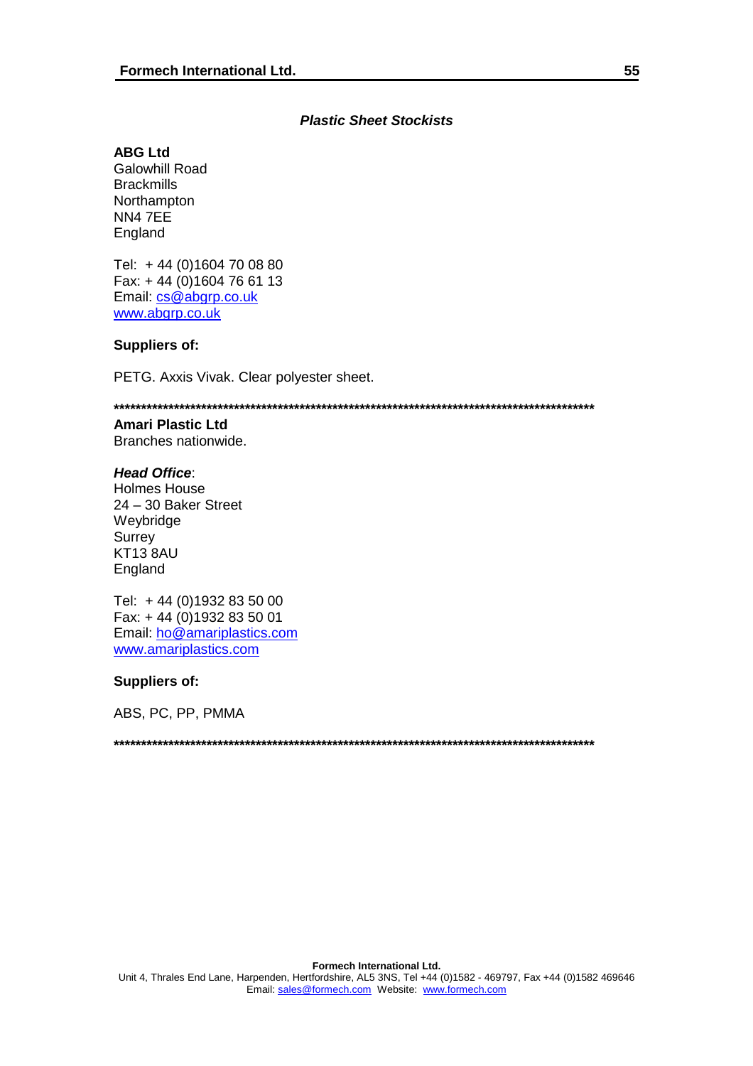## *Plastic Sheet Stockists*

**ABG Ltd**
Galowhill Road
Brackmills
Northampton
NN4 7EE
England

Tel: + 44 (0)1604 70 08 80
Fax: + 44 (0)1604 76 61 13
Email: cs@abgrp.co.uk
www.abgrp.co.uk

**Suppliers of:**

PETG. Axxis Vivak. Clear polyester sheet.

*******************************************************************************************

**Amari Plastic Ltd**
Branches nationwide.

***Head Office***:
Holmes House
24 – 30 Baker Street
Weybridge
Surrey
KT13 8AU
England

Tel: + 44 (0)1932 83 50 00
Fax: + 44 (0)1932 83 50 01
Email: ho@amariplastics.com
www.amariplastics.com

**Suppliers of:**

ABS, PC, PP, PMMA

*******************************************************************************************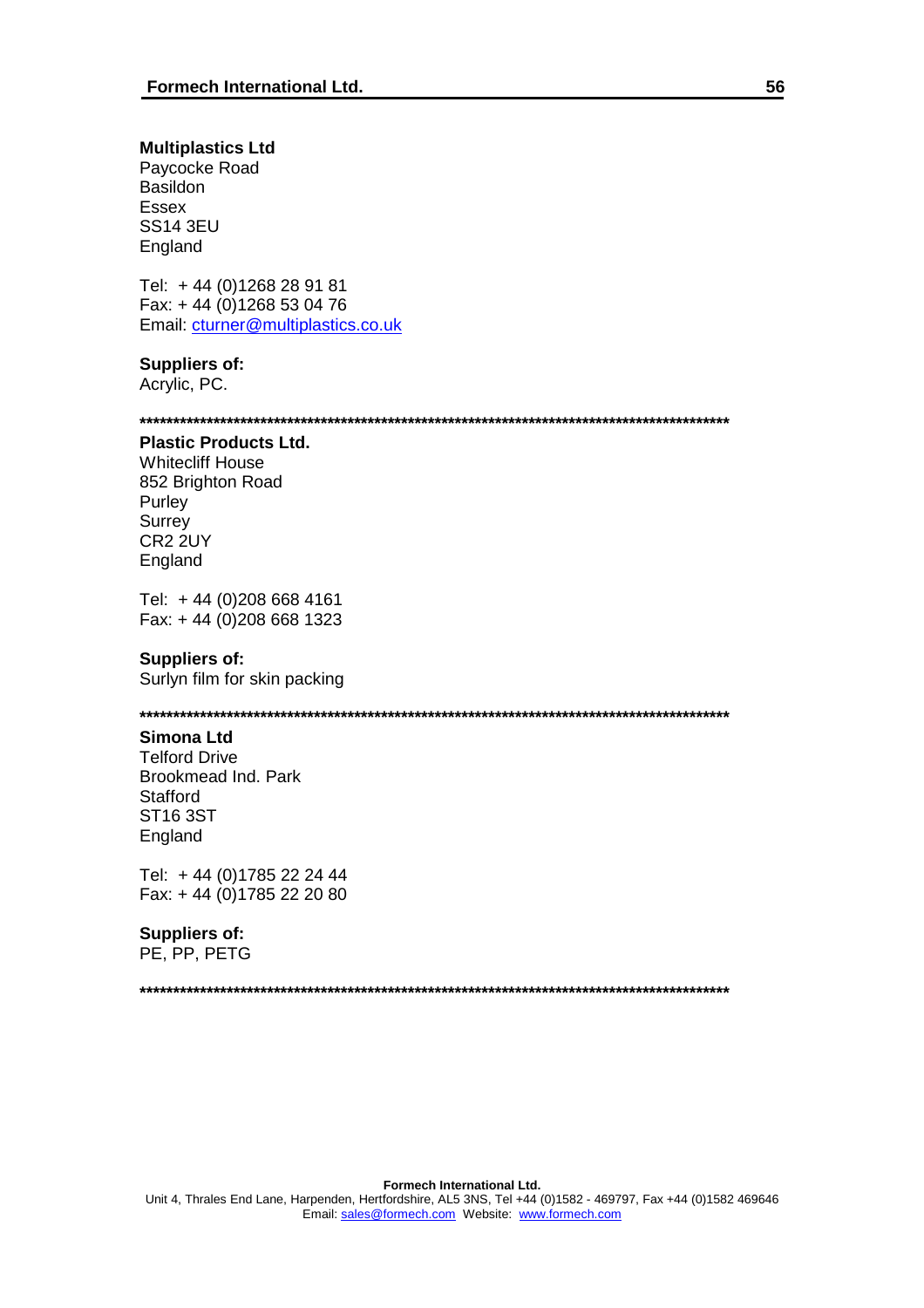**Multiplastics Ltd**
Paycocke Road
Basildon
Essex
SS14 3EU
England

Tel: + 44 (0)1268 28 91 81
Fax: + 44 (0)1268 53 04 76
Email: cturner@multiplastics.co.uk

**Suppliers of:**
Acrylic, PC.

******************************************************************************************

**Plastic Products Ltd.**
Whitecliff House
852 Brighton Road
Purley
Surrey
CR2 2UY
England

Tel: + 44 (0)208 668 4161
Fax: + 44 (0)208 668 1323

**Suppliers of:**
Surlyn film for skin packing

******************************************************************************************

**Simona Ltd**
Telford Drive
Brookmead Ind. Park
Stafford
ST16 3ST
England

Tel: + 44 (0)1785 22 24 44
Fax: + 44 (0)1785 22 20 80

**Suppliers of:**
PE, PP, PETG

******************************************************************************************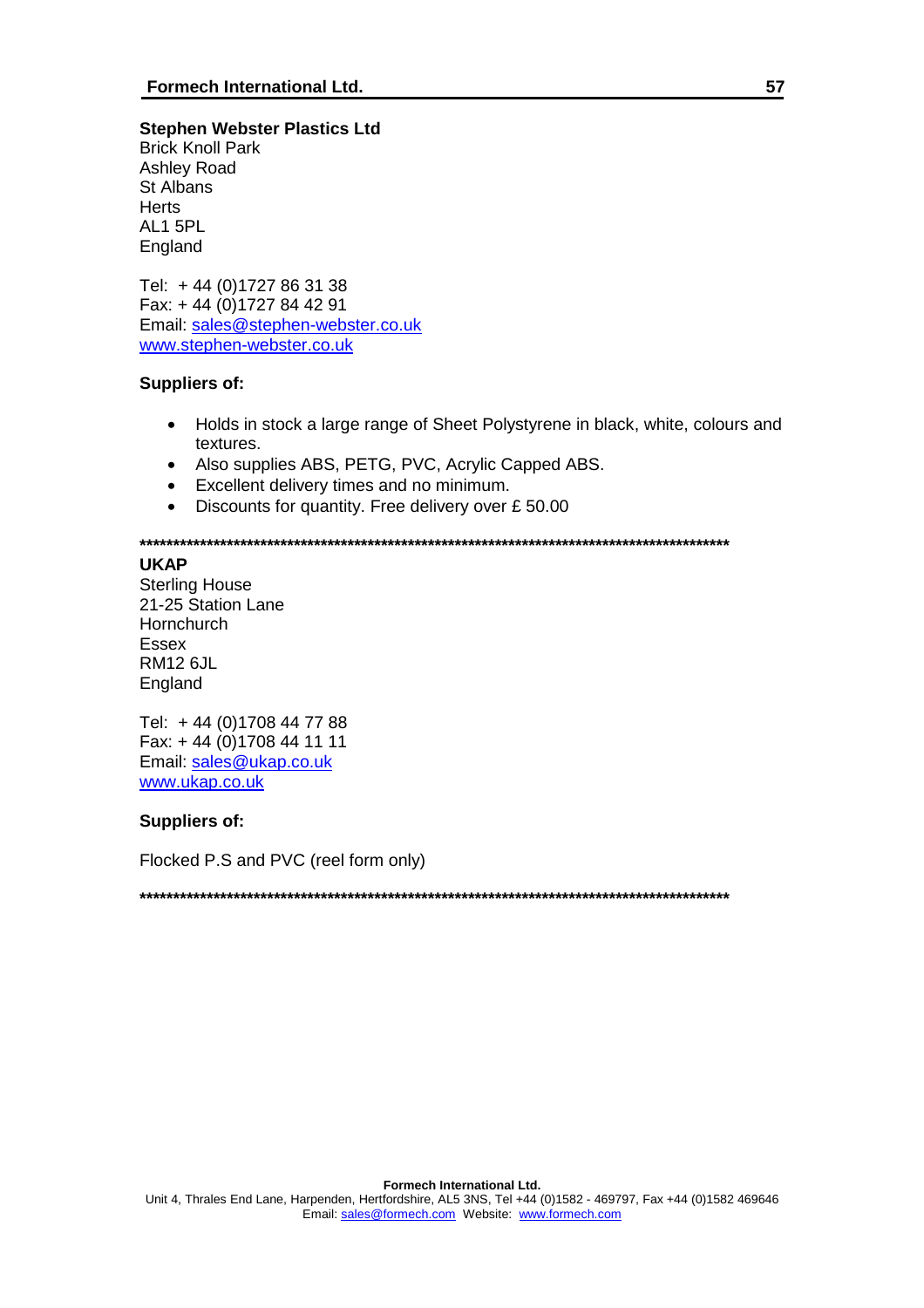**Stephen Webster Plastics Ltd**
Brick Knoll Park
Ashley Road
St Albans
Herts
AL1 5PL
England

Tel: + 44 (0)1727 86 31 38
Fax: + 44 (0)1727 84 42 91
Email: sales@stephen-webster.co.uk
www.stephen-webster.co.uk

**Suppliers of:**

- Holds in stock a large range of Sheet Polystyrene in black, white, colours and textures.
- Also supplies ABS, PETG, PVC, Acrylic Capped ABS.
- Excellent delivery times and no minimum.
- Discounts for quantity. Free delivery over £ 50.00

**********************************************************************************************

**UKAP**
Sterling House
21-25 Station Lane
Hornchurch
Essex
RM12 6JL
England

Tel: + 44 (0)1708 44 77 88
Fax: + 44 (0)1708 44 11 11
Email: sales@ukap.co.uk
www.ukap.co.uk

**Suppliers of:**

Flocked P.S and PVC (reel form only)

**********************************************************************************************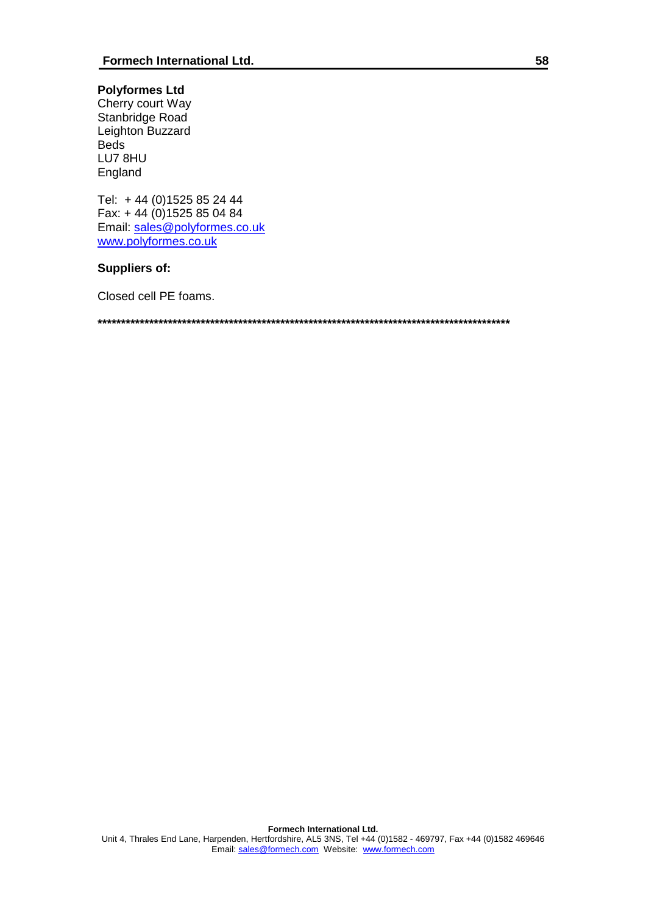**Polyformes Ltd**
Cherry court Way
Stanbridge Road
Leighton Buzzard
Beds
LU7 8HU
England

Tel: + 44 (0)1525 85 24 44
Fax: + 44 (0)1525 85 04 84
Email: sales@polyformes.co.uk
www.polyformes.co.uk

**Suppliers of:**

Closed cell PE foams.

**********************************************************************************************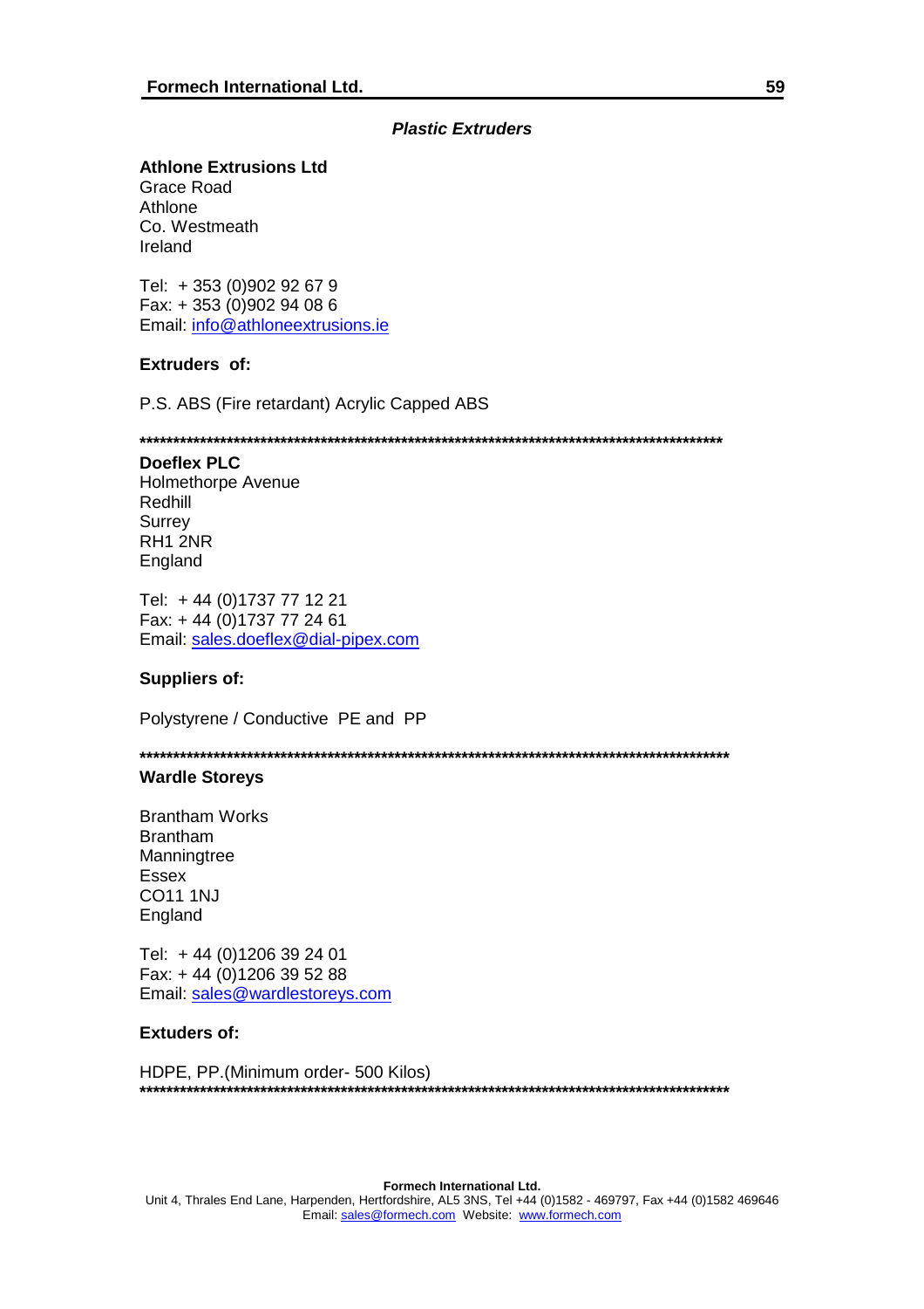## *Plastic Extruders*

**Athlone Extrusions Ltd**
Grace Road
Athlone
Co. Westmeath
Ireland

Tel: + 353 (0)902 92 67 9
Fax: + 353 (0)902 94 08 6
Email: info@athloneextrusions.ie

**Extruders of:**

P.S. ABS (Fire retardant) Acrylic Capped ABS

*********************************************************************************************

**Doeflex PLC**
Holmethorpe Avenue
Redhill
Surrey
RH1 2NR
England

Tel: + 44 (0)1737 77 12 21
Fax: + 44 (0)1737 77 24 61
Email: sales.doeflex@dial-pipex.com

**Suppliers of:**

Polystyrene / Conductive PE and PP

*********************************************************************************************

**Wardle Storeys**

Brantham Works
Brantham
Manningtree
Essex
CO11 1NJ
England

Tel: + 44 (0)1206 39 24 01
Fax: + 44 (0)1206 39 52 88
Email: sales@wardlestoreys.com

**Extuders of:**

HDPE, PP.(Minimum order- 500 Kilos)

*********************************************************************************************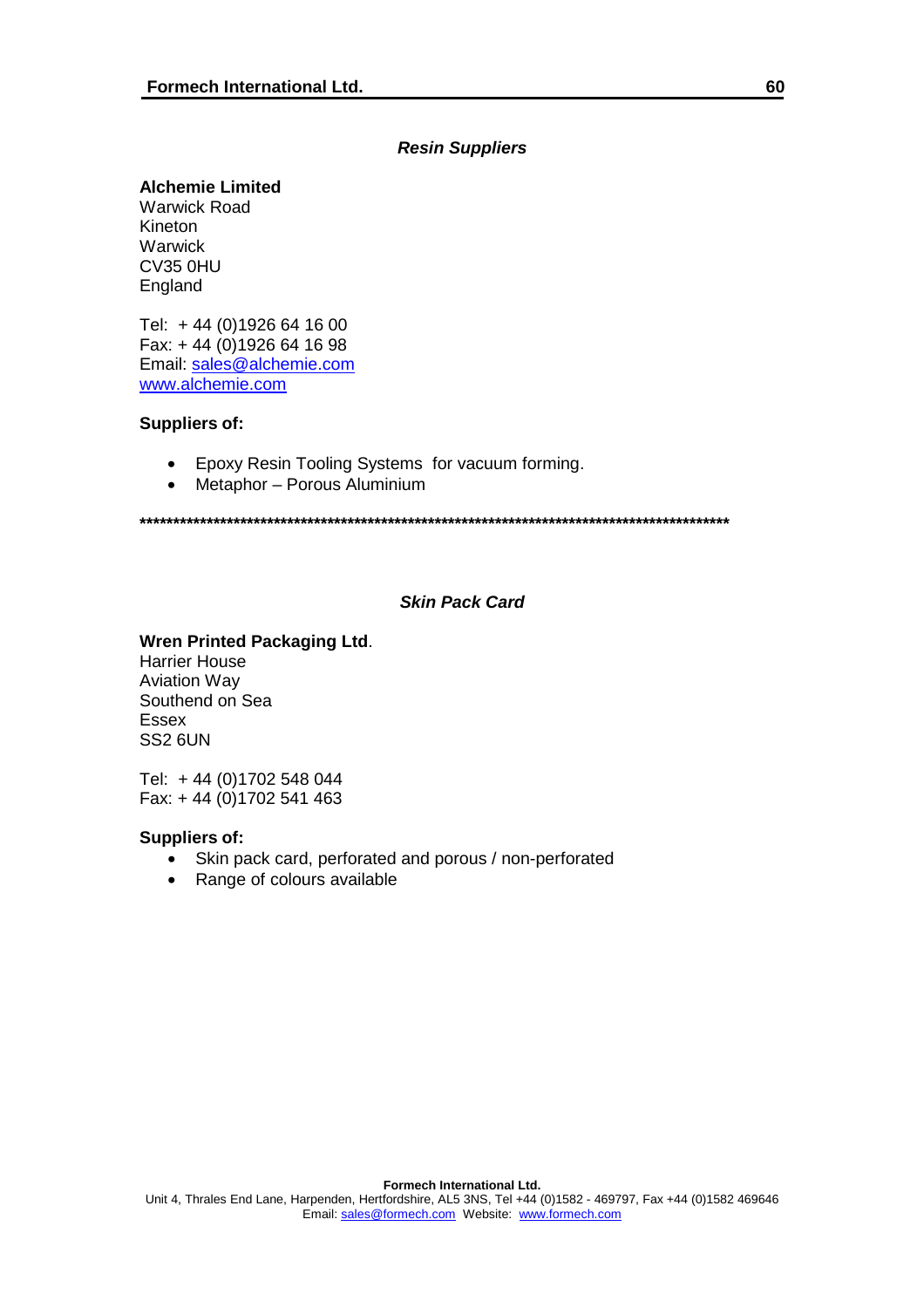## *Resin Suppliers*

**Alchemie Limited**
Warwick Road
Kineton
Warwick
CV35 0HU
England

Tel: + 44 (0)1926 64 16 00
Fax: + 44 (0)1926 64 16 98
Email: sales@alchemie.com
www.alchemie.com

**Suppliers of:**

- Epoxy Resin Tooling Systems for vacuum forming.
- Metaphor – Porous Aluminium

*******************************************************************************************

## *Skin Pack Card*

**Wren Printed Packaging Ltd**.
Harrier House
Aviation Way
Southend on Sea
Essex
SS2 6UN

Tel: + 44 (0)1702 548 044
Fax: + 44 (0)1702 541 463

**Suppliers of:**

- Skin pack card, perforated and porous / non-perforated
- Range of colours available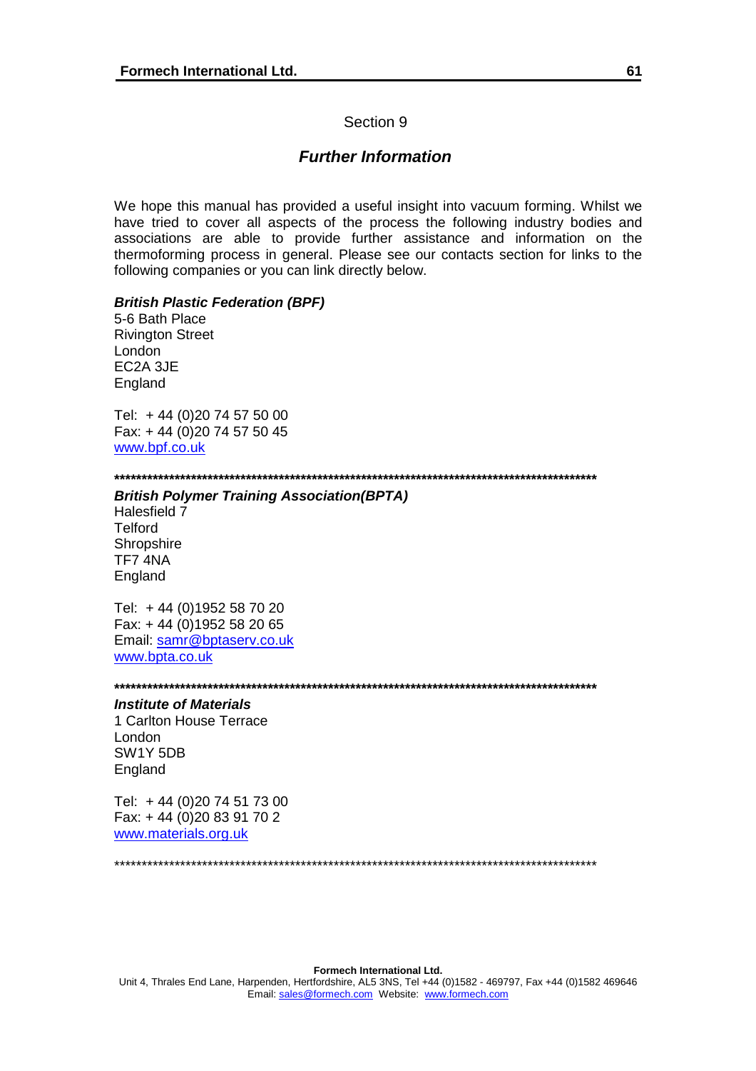Section 9

## *Further Information*

We hope this manual has provided a useful insight into vacuum forming. Whilst we have tried to cover all aspects of the process the following industry bodies and associations are able to provide further assistance and information on the thermoforming process in general. Please see our contacts section for links to the following companies or you can link directly below.

***British Plastic Federation (BPF)***
5-6 Bath Place
Rivington Street
London
EC2A 3JE
England

Tel: + 44 (0)20 74 57 50 00
Fax: + 44 (0)20 74 57 50 45
www.bpf.co.uk

**************************************************************************************

***British Polymer Training Association(BPTA)***
Halesfield 7
Telford
Shropshire
TF7 4NA
England

Tel: + 44 (0)1952 58 70 20
Fax: + 44 (0)1952 58 20 65
Email: samr@bptaserv.co.uk
www.bpta.co.uk

**************************************************************************************

***Institute of Materials***
1 Carlton House Terrace
London
SW1Y 5DB
England

Tel: + 44 (0)20 74 51 73 00
Fax: + 44 (0)20 83 91 70 2
www.materials.org.uk

**************************************************************************************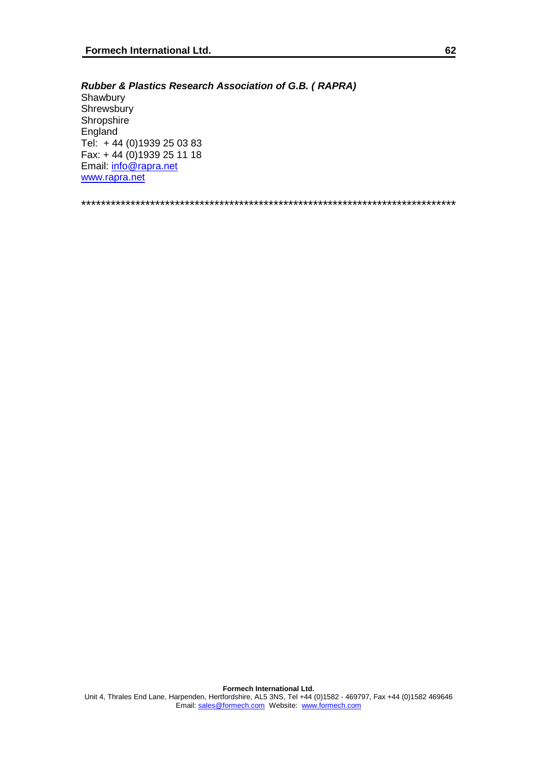***Rubber & Plastics Research Association of G.B. ( RAPRA)***

Shawbury  
Shrewsbury  
Shropshire  
England  
Tel: + 44 (0)1939 25 03 83  
Fax: + 44 (0)1939 25 11 18  
Email: info@rapra.net  
www.rapra.net

******************************************************************************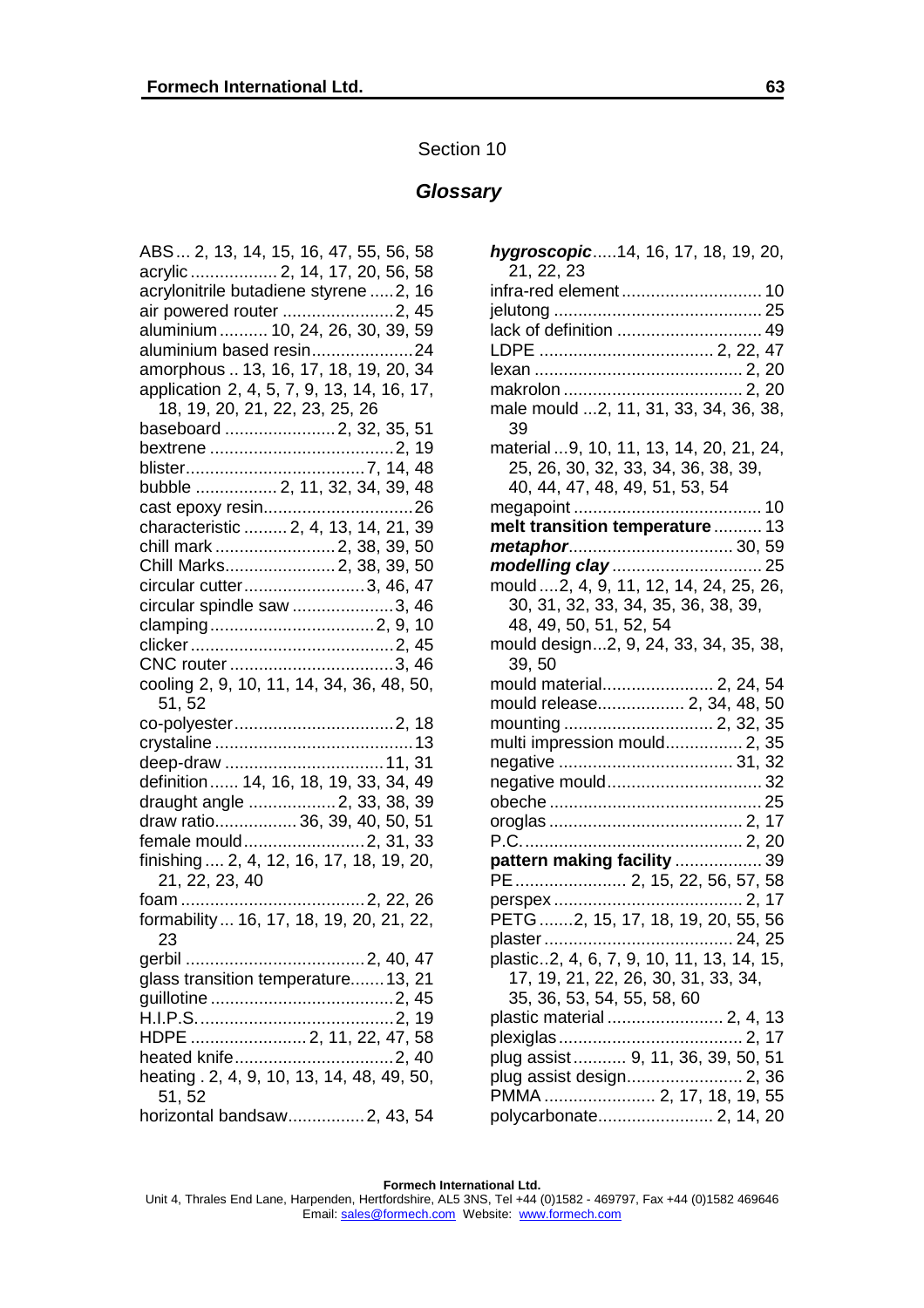Section 10

## *Glossary*

ABS ... 2, 13, 14, 15, 16, 47, 55, 56, 58
acrylic .................. 2, 14, 17, 20, 56, 58
acrylonitrile butadiene styrene ..... 2, 16
air powered router ....................... 2, 45
aluminium .......... 10, 24, 26, 30, 39, 59
aluminium based resin..................... 24
amorphous .. 13, 16, 17, 18, 19, 20, 34
application 2, 4, 5, 7, 9, 13, 14, 16, 17, 18, 19, 20, 21, 22, 23, 25, 26
baseboard ....................... 2, 32, 35, 51
bextrene ...................................... 2, 19
blister..................................... 7, 14, 48
bubble ................. 2, 11, 32, 34, 39, 48
cast epoxy resin............................... 26
characteristic ......... 2, 4, 13, 14, 21, 39
chill mark ......................... 2, 38, 39, 50
Chill Marks....................... 2, 38, 39, 50
circular cutter......................... 3, 46, 47
circular spindle saw ..................... 3, 46
clamping .................................. 2, 9, 10
clicker .......................................... 2, 45
CNC router .................................. 3, 46
cooling 2, 9, 10, 11, 14, 34, 36, 48, 50, 51, 52
co-polyester................................. 2, 18
crystaline ......................................... 13
deep-draw ................................. 11, 31
definition ...... 14, 16, 18, 19, 33, 34, 49
draught angle .................. 2, 33, 38, 39
draw ratio................. 36, 39, 40, 50, 51
female mould......................... 2, 31, 33
finishing .... 2, 4, 12, 16, 17, 18, 19, 20, 21, 22, 23, 40
foam ...................................... 2, 22, 26
formability ... 16, 17, 18, 19, 20, 21, 22, 23
gerbil ..................................... 2, 40, 47
glass transition temperature....... 13, 21
guillotine ...................................... 2, 45
H.I.P.S. ........................................ 2, 19
HDPE ........................ 2, 11, 22, 47, 58
heated knife................................. 2, 40
heating . 2, 4, 9, 10, 13, 14, 48, 49, 50, 51, 52
horizontal bandsaw................ 2, 43, 54
***hygroscopic***..... 14, 16, 17, 18, 19, 20, 21, 22, 23
infra-red element ............................ 10
jelutong ........................................... 25
lack of definition .............................. 49
LDPE .................................... 2, 22, 47
lexan ........................................... 2, 20
makrolon ..................................... 2, 20
male mould ... 2, 11, 31, 33, 34, 36, 38, 39
material ... 9, 10, 11, 13, 14, 20, 21, 24, 25, 26, 30, 32, 33, 34, 36, 38, 39, 40, 44, 47, 48, 49, 51, 53, 54
megapoint ....................................... 10
**melt transition temperature** .......... 13
***metaphor***.................................. 30, 59
***modelling clay*** ............................... 25
mould .... 2, 4, 9, 11, 12, 14, 24, 25, 26, 30, 31, 32, 33, 34, 35, 36, 38, 39, 48, 49, 50, 51, 52, 54
mould design... 2, 9, 24, 33, 34, 35, 38, 39, 50
mould material....................... 2, 24, 54
mould release.................. 2, 34, 48, 50
mounting ............................... 2, 32, 35
multi impression mould................ 2, 35
negative .................................... 31, 32
negative mould................................ 32
obeche ............................................ 25
oroglas ........................................ 2, 17
P.C. ............................................. 2, 20
**pattern making facility** .................. 39
PE....................... 2, 15, 22, 56, 57, 58
perspex ....................................... 2, 17
PETG ....... 2, 15, 17, 18, 19, 20, 55, 56
plaster ....................................... 24, 25
plastic.. 2, 4, 6, 7, 9, 10, 11, 13, 14, 15, 17, 19, 21, 22, 26, 30, 31, 33, 34, 35, 36, 53, 54, 55, 58, 60
plastic material ........................ 2, 4, 13
plexiglas ...................................... 2, 17
plug assist........... 9, 11, 36, 39, 50, 51
plug assist design........................ 2, 36
PMMA ....................... 2, 17, 18, 19, 55
polycarbonate........................ 2, 14, 20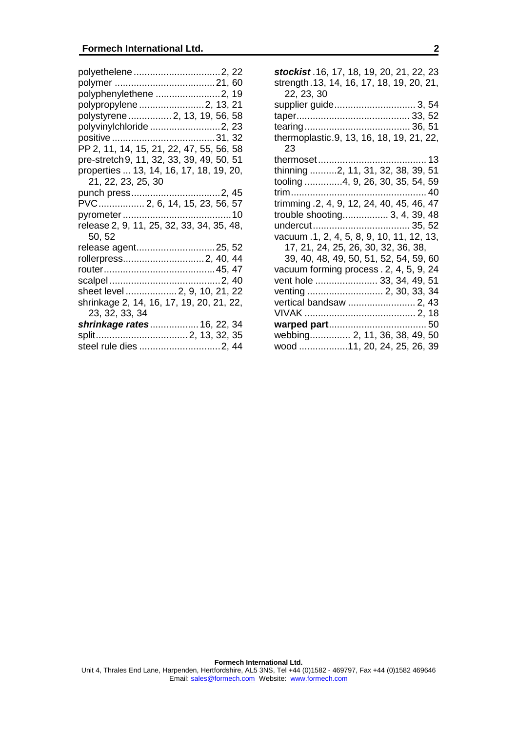polyethelene ................................2, 22
polymer ......................................21, 60
polyphenylethene ........................2, 19
polypropylene ........................2, 13, 21
polystyrene ................2, 13, 19, 56, 58
polyvinylchloride ..........................2, 23
positive ......................................31, 32
PP 2, 11, 14, 15, 21, 22, 47, 55, 56, 58
pre-stretch 9, 11, 32, 33, 39, 49, 50, 51
properties ... 13, 14, 16, 17, 18, 19, 20, 21, 22, 23, 25, 30
punch press.................................2, 45
PVC................. 2, 6, 14, 15, 23, 56, 57
pyrometer ........................................10
release 2, 9, 11, 25, 32, 33, 34, 35, 48, 50, 52
release agent.............................25, 52
rollerpress..............................2, 40, 44
router.........................................45, 47
scalpel .........................................2, 40
sheet level ...................2, 9, 10, 21, 22
shrinkage 2, 14, 16, 17, 19, 20, 21, 22, 23, 32, 33, 34
***shrinkage rates*** ..................16, 22, 34
split..................................2, 13, 32, 35
steel rule dies .............................2, 44
***stockist*** .16, 17, 18, 19, 20, 21, 22, 23
strength.13, 14, 16, 17, 18, 19, 20, 21, 22, 23, 30
supplier guide.............................. 3, 54
taper.......................................... 33, 52
tearing....................................... 36, 51
thermoplastic.9, 13, 16, 18, 19, 21, 22, 23
thermoset........................................ 13
thinning ..........2, 11, 31, 32, 38, 39, 51
tooling ..............4, 9, 26, 30, 35, 54, 59
trim.................................................. 40
trimming .2, 4, 9, 12, 24, 40, 45, 46, 47
trouble shooting................. 3, 4, 39, 48
undercut.................................... 35, 52
vacuum .1, 2, 4, 5, 8, 9, 10, 11, 12, 13, 17, 21, 24, 25, 26, 30, 32, 36, 38, 39, 40, 48, 49, 50, 51, 52, 54, 59, 60
vacuum forming process . 2, 4, 5, 9, 24
vent hole ....................... 33, 34, 49, 51
venting ............................ 2, 30, 33, 34
vertical bandsaw ......................... 2, 43
VIVAK ......................................... 2, 18
**warped part**.................................... 50
webbing............... 2, 11, 36, 38, 49, 50
wood ..................11, 20, 24, 25, 26, 39

**Formech International Ltd.**
Unit 4, Thrales End Lane, Harpenden, Hertfordshire, AL5 3NS, Tel +44 (0)1582 - 469797, Fax +44 (0)1582 469646
Email: sales@formech.com Website: www.formech.com